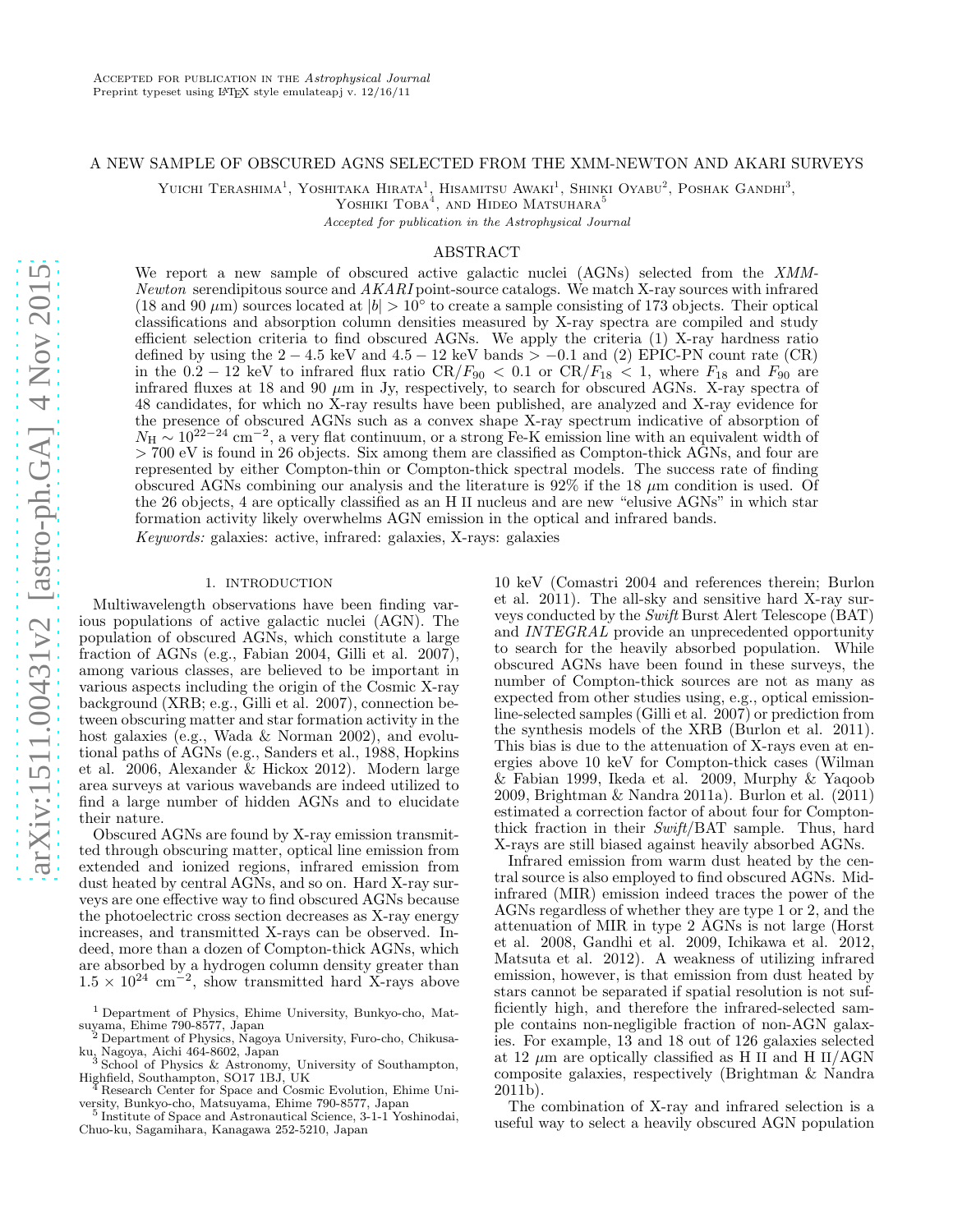Accepted for publication in the *Astrophysical Journal*
Preprint typeset using LaTeX style emulateapj v. 12/16/11

# A NEW SAMPLE OF OBSCURED AGNS SELECTED FROM THE XMM-NEWTON AND AKARI SURVEYS

Yuichi Terashima[1], Yoshitaka Hirata[1], Hisamitsu Awaki[1], Shinki Oyabu[2], Poshak Gandhi[3], Yoshiki Toba[4], and Hideo Matsuhara[5]

*Accepted for publication in the Astrophysical Journal*

## ABSTRACT

We report a new sample of obscured active galactic nuclei (AGNs) selected from the *XMM-Newton* serendipitous source and *AKARI* point-source catalogs. We match X-ray sources with infrared (18 and 90 $\mu$m) sources located at $|b| > 10^\circ$ to create a sample consisting of 173 objects. Their optical classifications and absorption column densities measured by X-ray spectra are compiled and study efficient selection criteria to find obscured AGNs. We apply the criteria (1) X-ray hardness ratio defined by using the $2-4.5$ keV and $4.5-12$ keV bands $> -0.1$ and (2) EPIC-PN count rate (CR) in the $0.2-12$ keV to infrared flux ratio $\mathrm{CR}/F_{90} < 0.1$ or $\mathrm{CR}/F_{18} < 1$, where $F_{18}$ and $F_{90}$ are infrared fluxes at 18 and 90 $\mu$m in Jy, respectively, to search for obscured AGNs. X-ray spectra of 48 candidates, for which no X-ray results have been published, are analyzed and X-ray evidence for the presence of obscured AGNs such as a convex shape X-ray spectrum indicative of absorption of $N_{\mathrm{H}} \sim 10^{22-24}$ cm$^{-2}$, a very flat continuum, or a strong Fe-K emission line with an equivalent width of $> 700$ eV is found in 26 objects. Six among them are classified as Compton-thick AGNs, and four are represented by either Compton-thin or Compton-thick spectral models. The success rate of finding obscured AGNs combining our analysis and the literature is 92% if the 18 $\mu$m condition is used. Of the 26 objects, 4 are optically classified as an H II nucleus and are new "elusive AGNs" in which star formation activity likely overwhelms AGN emission in the optical and infrared bands.

*Keywords:* galaxies: active, infrared: galaxies, X-rays: galaxies

## 1. INTRODUCTION

Multiwavelength observations have been finding various populations of active galactic nuclei (AGN). The population of obscured AGNs, which constitute a large fraction of AGNs (e.g., Fabian 2004, Gilli et al. 2007), among various classes, are believed to be important in various aspects including the origin of the Cosmic X-ray background (XRB; e.g., Gilli et al. 2007), connection between obscuring matter and star formation activity in the host galaxies (e.g., Wada & Norman 2002), and evolutional paths of AGNs (e.g., Sanders et al., 1988, Hopkins et al. 2006, Alexander & Hickox 2012). Modern large area surveys at various wavebands are indeed utilized to find a large number of hidden AGNs and to elucidate their nature.

Obscured AGNs are found by X-ray emission transmitted through obscuring matter, optical line emission from extended and ionized regions, infrared emission from dust heated by central AGNs, and so on. Hard X-ray surveys are one effective way to find obscured AGNs because the photoelectric cross section decreases as X-ray energy increases, and transmitted X-rays can be observed. Indeed, more than a dozen of Compton-thick AGNs, which are absorbed by a hydrogen column density greater than $1.5 \times 10^{24}$ cm$^{-2}$, show transmitted hard X-rays above 10 keV (Comastri 2004 and references therein; Burlon et al. 2011). The all-sky and sensitive hard X-ray surveys conducted by the *Swift* Burst Alert Telescope (BAT) and *INTEGRAL* provide an unprecedented opportunity to search for the heavily absorbed population. While obscured AGNs have been found in these surveys, the number of Compton-thick sources are not as many as expected from other studies using, e.g., optical emission-line-selected samples (Gilli et al. 2007) or prediction from the synthesis models of the XRB (Burlon et al. 2011). This bias is due to the attenuation of X-rays even at energies above 10 keV for Compton-thick cases (Wilman & Fabian 1999, Ikeda et al. 2009, Murphy & Yaqoob 2009, Brightman & Nandra 2011a). Burlon et al. (2011) estimated a correction factor of about four for Compton-thick fraction in their *Swift*/BAT sample. Thus, hard X-rays are still biased against heavily absorbed AGNs.

Infrared emission from warm dust heated by the central source is also employed to find obscured AGNs. Mid-infrared (MIR) emission indeed traces the power of the AGNs regardless of whether they are type 1 or 2, and the attenuation of MIR in type 2 AGNs is not large (Horst et al. 2008, Gandhi et al. 2009, Ichikawa et al. 2012, Matsuta et al. 2012). A weakness of utilizing infrared emission, however, is that emission from dust heated by stars cannot be separated if spatial resolution is not sufficiently high, and therefore the infrared-selected sample contains non-negligible fraction of non-AGN galaxies. For example, 13 and 18 out of 126 galaxies selected at 12 $\mu$m are optically classified as H II and H II/AGN composite galaxies, respectively (Brightman & Nandra 2011b).

The combination of X-ray and infrared selection is a useful way to select a heavily obscured AGN population

[1] Department of Physics, Ehime University, Bunkyo-cho, Matsuyama, Ehime 790-8577, Japan
[2] Department of Physics, Nagoya University, Furo-cho, Chikusa-ku, Nagoya, Aichi 464-8602, Japan
[3] School of Physics & Astronomy, University of Southampton, Highfield, Southampton, SO17 1BJ, UK
[4] Research Center for Space and Cosmic Evolution, Ehime University, Bunkyo-cho, Matsuyama, Ehime 790-8577, Japan
[5] Institute of Space and Astronautical Science, 3-1-1 Yoshinodai, Chuo-ku, Sagamihara, Kanagawa 252-5210, Japan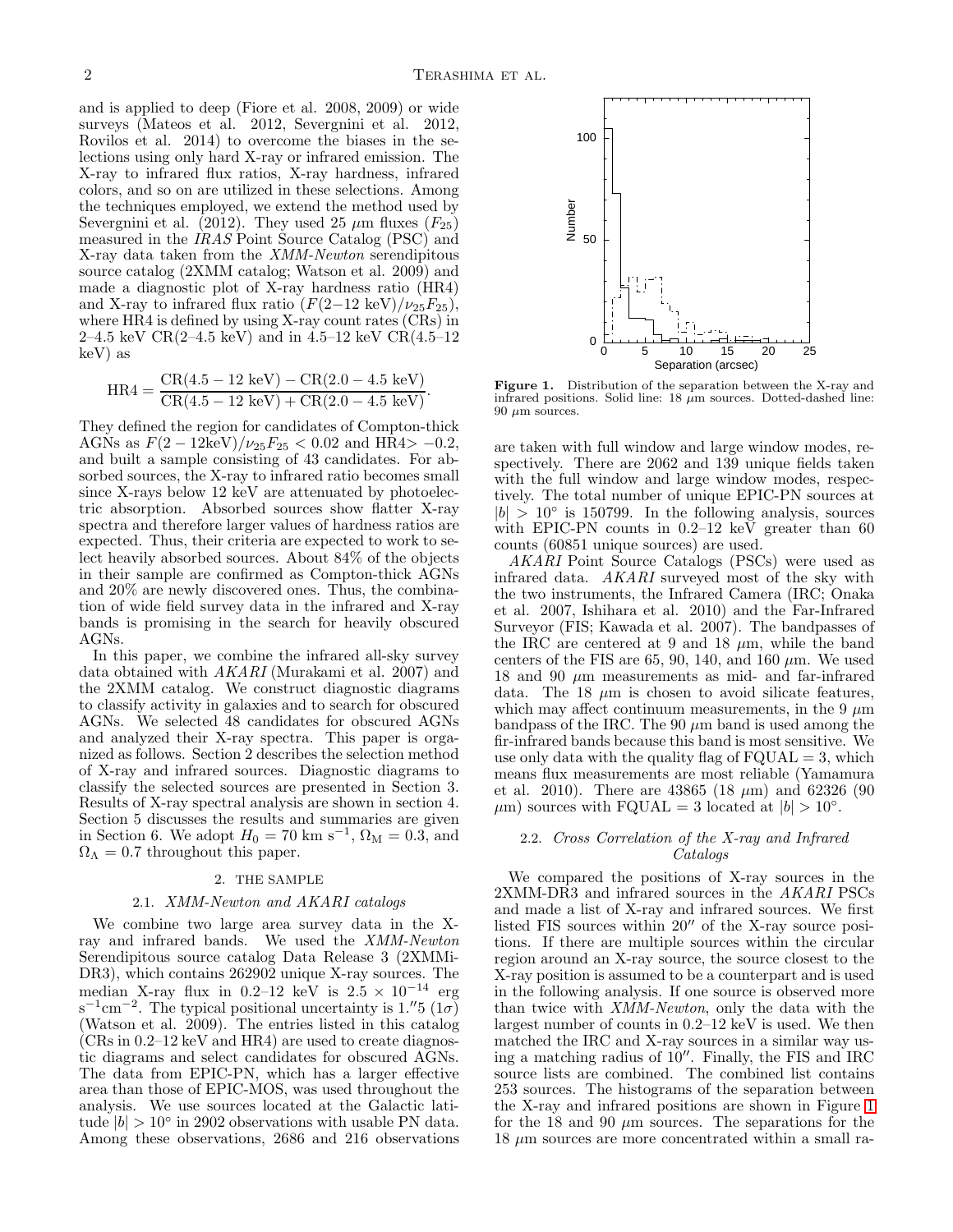and is applied to deep (Fiore et al. 2008, 2009) or wide surveys (Mateos et al. 2012, Severgnini et al. 2012, Rovilos et al. 2014) to overcome the biases in the selections using only hard X-ray or infrared emission. The X-ray to infrared flux ratios, X-ray hardness, infrared colors, and so on are utilized in these selections. Among the techniques employed, we extend the method used by Severgnini et al. (2012). They used 25 $\mu$m fluxes ($F_{25}$) measured in the *IRAS* Point Source Catalog (PSC) and X-ray data taken from the *XMM-Newton* serendipitous source catalog (2XMM catalog; Watson et al. 2009) and made a diagnostic plot of X-ray hardness ratio (HR4) and X-ray to infrared flux ratio ($F(2\text{–}12\ \text{keV})/\nu_{25}F_{25}$), where HR4 is defined by using X-ray count rates (CRs) in 2–4.5 keV CR(2–4.5 keV) and in 4.5–12 keV CR(4.5–12 keV) as

$$\text{HR4} = \frac{\text{CR}(4.5-12\ \text{keV}) - \text{CR}(2.0-4.5\ \text{keV})}{\text{CR}(4.5-12\ \text{keV}) + \text{CR}(2.0-4.5\ \text{keV})}.$$

They defined the region for candidates of Compton-thick AGNs as $F(2-12\text{keV})/\nu_{25}F_{25} < 0.02$ and HR4$> -0.2$, and built a sample consisting of 43 candidates. For absorbed sources, the X-ray to infrared ratio becomes small since X-rays below 12 keV are attenuated by photoelectric absorption. Absorbed sources show flatter X-ray spectra and therefore larger values of hardness ratios are expected. Thus, their criteria are expected to work to select heavily absorbed sources. About 84% of the objects in their sample are confirmed as Compton-thick AGNs and 20% are newly discovered ones. Thus, the combination of wide field survey data in the infrared and X-ray bands is promising in the search for heavily obscured AGNs.

In this paper, we combine the infrared all-sky survey data obtained with *AKARI* (Murakami et al. 2007) and the 2XMM catalog. We construct diagnostic diagrams to classify activity in galaxies and to search for obscured AGNs. We selected 48 candidates for obscured AGNs and analyzed their X-ray spectra. This paper is organized as follows. Section 2 describes the selection method of X-ray and infrared sources. Diagnostic diagrams to classify the selected sources are presented in Section 3. Results of X-ray spectral analysis are shown in section 4. Section 5 discusses the results and summaries are given in Section 6. We adopt $H_0 = 70$ km s$^{-1}$, $\Omega_{\rm M} = 0.3$, and $\Omega_\Lambda = 0.7$ throughout this paper.

## 2. THE SAMPLE

### 2.1. *XMM-Newton and AKARI catalogs*

We combine two large area survey data in the X-ray and infrared bands. We used the *XMM-Newton* Serendipitous source catalog Data Release 3 (2XMMi-DR3), which contains 262902 unique X-ray sources. The median X-ray flux in 0.2–12 keV is $2.5 \times 10^{-14}$ erg s$^{-1}$cm$^{-2}$. The typical positional uncertainty is $1.''5$ ($1\sigma$) (Watson et al. 2009). The entries listed in this catalog (CRs in 0.2–12 keV and HR4) are used to create diagnostic diagrams and select candidates for obscured AGNs. The data from EPIC-PN, which has a larger effective area than those of EPIC-MOS, was used throughout the analysis. We use sources located at the Galactic latitude $|b| > 10^\circ$ in 2902 observations with usable PN data. Among these observations, 2686 and 216 observations are taken with full window and large window modes, respectively. There are 2062 and 139 unique fields taken with the full window and large window modes, respectively. The total number of unique EPIC-PN sources at $|b| > 10^\circ$ is 150799. In the following analysis, sources with EPIC-PN counts in 0.2–12 keV greater than 60 counts (60851 unique sources) are used.

*AKARI* Point Source Catalogs (PSCs) were used as infrared data. *AKARI* surveyed most of the sky with the two instruments, the Infrared Camera (IRC; Onaka et al. 2007, Ishihara et al. 2010) and the Far-Infrared Surveyor (FIS; Kawada et al. 2007). The bandpasses of the IRC are centered at 9 and 18 $\mu$m, while the band centers of the FIS are 65, 90, 140, and 160 $\mu$m. We used 18 and 90 $\mu$m measurements as mid- and far-infrared data. The 18 $\mu$m is chosen to avoid silicate features, which may affect continuum measurements, in the 9 $\mu$m bandpass of the IRC. The 90 $\mu$m band is used among the fir-infrared bands because this band is most sensitive. We use only data with the quality flag of FQUAL = 3, which means flux measurements are most reliable (Yamamura et al. 2010). There are 43865 (18 $\mu$m) and 62326 (90 $\mu$m) sources with FQUAL = 3 located at $|b| > 10^\circ$.

Figure 1. Distribution of the separation between the X-ray and infrared positions. Solid line: 18 $\mu$m sources. Dotted-dashed line: 90 $\mu$m sources.

### 2.2. *Cross Correlation of the X-ray and Infrared Catalogs*

We compared the positions of X-ray sources in the 2XMM-DR3 and infrared sources in the *AKARI* PSCs and made a list of X-ray and infrared sources. We first listed FIS sources within $20''$ of the X-ray source positions. If there are multiple sources within the circular region around an X-ray source, the source closest to the X-ray position is assumed to be a counterpart and is used in the following analysis. If one source is observed more than twice with *XMM-Newton*, only the data with the largest number of counts in 0.2–12 keV is used. We then matched the IRC and X-ray sources in a similar way using a matching radius of $10''$. Finally, the FIS and IRC source lists are combined. The combined list contains 253 sources. The histograms of the separation between the X-ray and infrared positions are shown in Figure 1 for the 18 and 90 $\mu$m sources. The separations for the 18 $\mu$m sources are more concentrated within a small ra-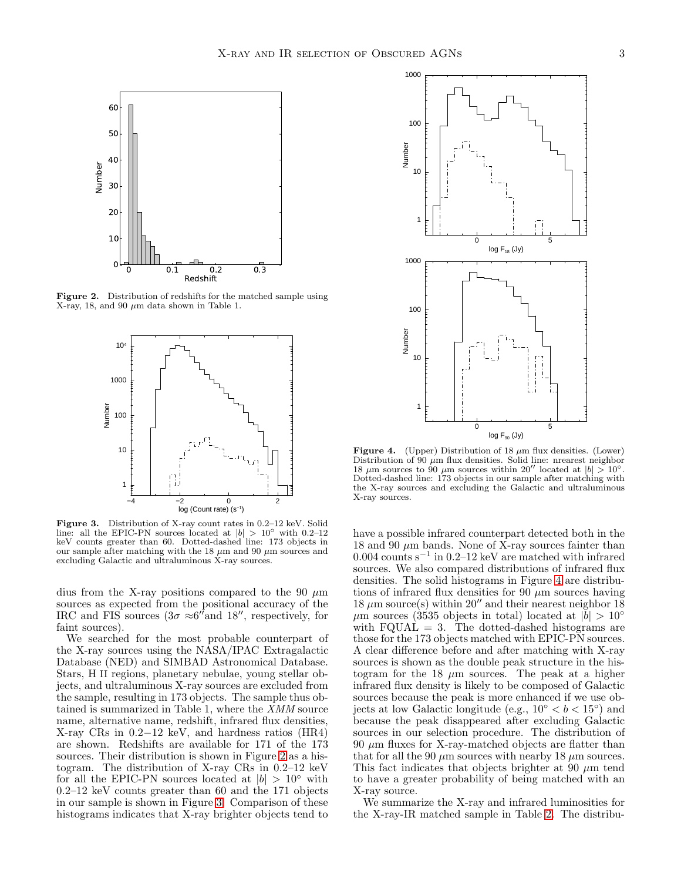**Figure 2.** Distribution of redshifts for the matched sample using X-ray, 18, and 90 $\mu$m data shown in Table 1.

**Figure 3.** Distribution of X-ray count rates in 0.2–12 keV. Solid line: all the EPIC-PN sources located at $|b| > 10°$ with 0.2–12 keV counts greater than 60. Dotted-dashed line: 173 objects in our sample after matching with the 18 $\mu$m and 90 $\mu$m sources and excluding Galactic and ultraluminous X-ray sources.

dius from the X-ray positions compared to the 90 $\mu$m sources as expected from the positional accuracy of the IRC and FIS sources ($3\sigma \approx 6''$ and $18''$, respectively, for faint sources).

We searched for the most probable counterpart of the X-ray sources using the NASA/IPAC Extragalactic Database (NED) and SIMBAD Astronomical Database. Stars, H II regions, planetary nebulae, young stellar objects, and ultraluminous X-ray sources are excluded from the sample, resulting in 173 objects. The sample thus obtained is summarized in Table 1, where the *XMM* source name, alternative name, redshift, infrared flux densities, X-ray CRs in 0.2−12 keV, and hardness ratios (HR4) are shown. Redshifts are available for 171 of the 173 sources. Their distribution is shown in Figure 2 as a histogram. The distribution of X-ray CRs in 0.2–12 keV for all the EPIC-PN sources located at $|b| > 10°$ with 0.2–12 keV counts greater than 60 and the 171 objects in our sample is shown in Figure 3. Comparison of these histograms indicates that X-ray brighter objects tend to have a possible infrared counterpart detected both in the 18 and 90 $\mu$m bands. None of X-ray sources fainter than 0.004 counts $s^{-1}$ in 0.2–12 keV are matched with infrared sources. We also compared distributions of infrared flux densities. The solid histograms in Figure 4 are distributions of infrared flux densities for 90 $\mu$m sources having 18 $\mu$m source(s) within $20''$ and their nearest neighbor 18 $\mu$m sources (3535 objects in total) located at $|b| > 10°$ with FQUAL = 3. The dotted-dashed histograms are those for the 173 objects matched with EPIC-PN sources. A clear difference before and after matching with X-ray sources is shown as the double peak structure in the histogram for the 18 $\mu$m sources. The peak at a higher infrared flux density is likely to be composed of Galactic sources because the peak is more enhanced if we use objects at low Galactic longitude (e.g., $10° < b < 15°$) and because the peak disappeared after excluding Galactic sources in our selection procedure. The distribution of 90 $\mu$m fluxes for X-ray-matched objects are flatter than that for all the 90 $\mu$m sources with nearby 18 $\mu$m sources. This fact indicates that objects brighter at 90 $\mu$m tend to have a greater probability of being matched with an X-ray source.

**Figure 4.** (Upper) Distribution of 18 $\mu$m flux densities. (Lower) Distribution of 90 $\mu$m flux densities. Solid line: nrearest neighbor 18 $\mu$m sources to 90 $\mu$m sources within $20''$ located at $|b| > 10°$. Dotted-dashed line: 173 objects in our sample after matching with the X-ray sources and excluding the Galactic and ultraluminous X-ray source.

We summarize the X-ray and infrared luminosities for the X-ray-IR matched sample in Table 2. The distribu-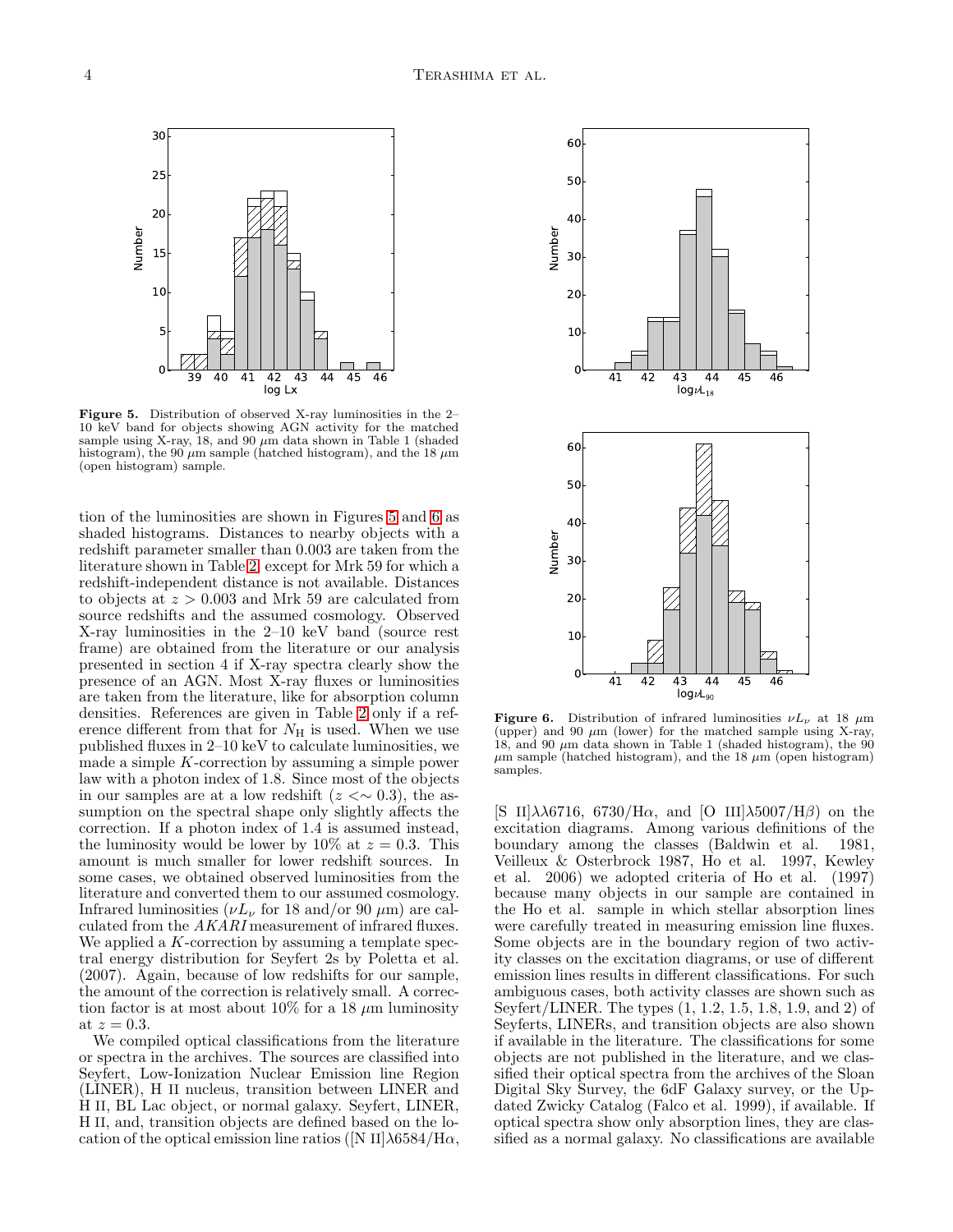**Figure 5.** Distribution of observed X-ray luminosities in the 2–10 keV band for objects showing AGN activity for the matched sample using X-ray, 18, and 90 $\mu$m data shown in Table 1 (shaded histogram), the 90 $\mu$m sample (hatched histogram), and the 18 $\mu$m (open histogram) sample.

**Figure 6.** Distribution of infrared luminosities $\nu L_\nu$ at 18 $\mu$m (upper) and 90 $\mu$m (lower) for the matched sample using X-ray, 18, and 90 $\mu$m data shown in Table 1 (shaded histogram), the 90 $\mu$m sample (hatched histogram), and the 18 $\mu$m (open histogram) samples.

tion of the luminosities are shown in Figures 5 and 6 as shaded histograms. Distances to nearby objects with a redshift parameter smaller than 0.003 are taken from the literature shown in Table 2, except for Mrk 59 for which a redshift-independent distance is not available. Distances to objects at $z > 0.003$ and Mrk 59 are calculated from source redshifts and the assumed cosmology. Observed X-ray luminosities in the 2–10 keV band (source rest frame) are obtained from the literature or our analysis presented in section 4 if X-ray spectra clearly show the presence of an AGN. Most X-ray fluxes or luminosities are taken from the literature, like for absorption column densities. References are given in Table 2 only if a reference different from that for $N_{\rm H}$ is used. When we use published fluxes in 2–10 keV to calculate luminosities, we made a simple $K$-correction by assuming a simple power law with a photon index of 1.8. Since most of the objects in our samples are at a low redshift ($z <\sim 0.3$), the assumption on the spectral shape only slightly affects the correction. If a photon index of 1.4 is assumed instead, the luminosity would be lower by 10% at $z = 0.3$. This amount is much smaller for lower redshift sources. In some cases, we obtained observed luminosities from the literature and converted them to our assumed cosmology. Infrared luminosities ($\nu L_\nu$ for 18 and/or 90 $\mu$m) are calculated from the *AKARI* measurement of infrared fluxes. We applied a $K$-correction by assuming a template spectral energy distribution for Seyfert 2s by Poletta et al. (2007). Again, because of low redshifts for our sample, the amount of the correction is relatively small. A correction factor is at most about 10% for a 18 $\mu$m luminosity at $z = 0.3$.

We compiled optical classifications from the literature or spectra in the archives. The sources are classified into Seyfert, Low-Ionization Nuclear Emission line Region (LINER), H II nucleus, transition between LINER and H II, BL Lac object, or normal galaxy. Seyfert, LINER, H II, and, transition objects are defined based on the location of the optical emission line ratios ([N II]$\lambda$6584/H$\alpha$, [S II]$\lambda\lambda$6716, 6730/H$\alpha$, and [O III]$\lambda$5007/H$\beta$) on the excitation diagrams. Among various definitions of the boundary among the classes (Baldwin et al. 1981, Veilleux & Osterbrock 1987, Ho et al. 1997, Kewley et al. 2006) we adopted criteria of Ho et al. (1997) because many objects in our sample are contained in the Ho et al. sample in which stellar absorption lines were carefully treated in measuring emission line fluxes. Some objects are in the boundary region of two activity classes on the excitation diagrams, or use of different emission lines results in different classifications. For such ambiguous cases, both activity classes are shown such as Seyfert/LINER. The types (1, 1.2, 1.5, 1.8, 1.9, and 2) of Seyferts, LINERs, and transition objects are also shown if available in the literature. The classifications for some objects are not published in the literature, and we classified their optical spectra from the archives of the Sloan Digital Sky Survey, the 6dF Galaxy survey, or the Updated Zwicky Catalog (Falco et al. 1999), if available. If optical spectra show only absorption lines, they are classified as a normal galaxy. No classifications are available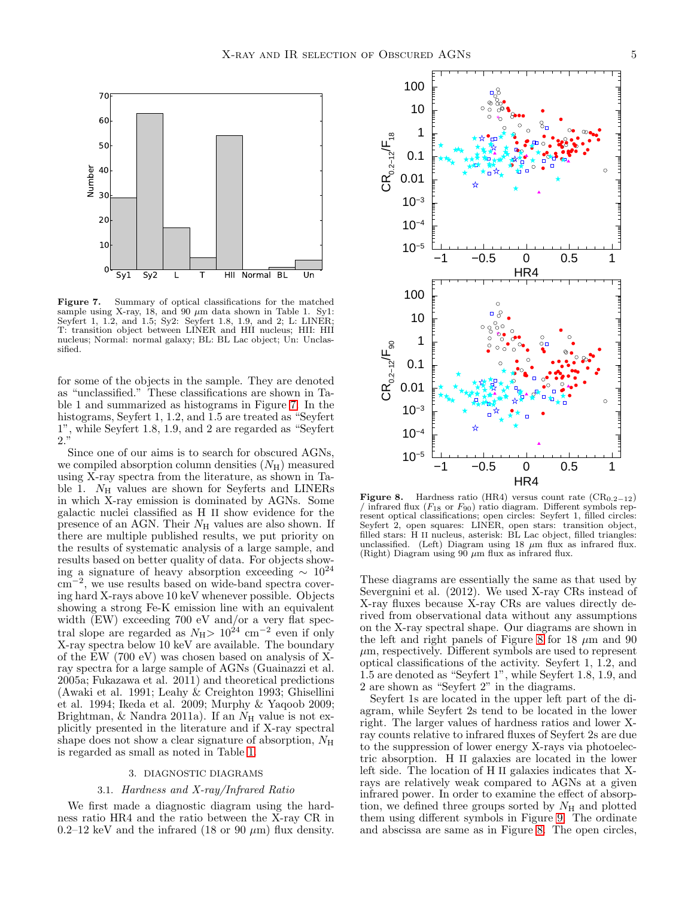**Figure 7.** Summary of optical classifications for the matched sample using X-ray, 18, and 90 $\mu$m data shown in Table 1. Sy1: Seyfert 1, 1.2, and 1.5; Sy2: Seyfert 1.8, 1.9, and 2; L: LINER; T: transition object between LINER and HII nucleus; HII: HII nucleus; Normal: normal galaxy; BL: BL Lac object; Un: Unclassified.

for some of the objects in the sample. They are denoted as "unclassified." These classifications are shown in Table 1 and summarized as histograms in Figure 7. In the histograms, Seyfert 1, 1.2, and 1.5 are treated as "Seyfert 1", while Seyfert 1.8, 1.9, and 2 are regarded as "Seyfert 2."

Since one of our aims is to search for obscured AGNs, we compiled absorption column densities ($N_{\rm H}$) measured using X-ray spectra from the literature, as shown in Table 1. $N_{\rm H}$ values are shown for Seyferts and LINERs in which X-ray emission is dominated by AGNs. Some galactic nuclei classified as H II show evidence for the presence of an AGN. Their $N_{\rm H}$ values are also shown. If there are multiple published results, we put priority on the results of systematic analysis of a large sample, and results based on better quality of data. For objects showing a signature of heavy absorption exceeding $\sim 10^{24}$ cm$^{-2}$, we use results based on wide-band spectra covering hard X-rays above 10 keV whenever possible. Objects showing a strong Fe-K emission line with an equivalent width (EW) exceeding 700 eV and/or a very flat spectral slope are regarded as $N_{\rm H} > 10^{24}$ cm$^{-2}$ even if only X-ray spectra below 10 keV are available. The boundary of the EW (700 eV) was chosen based on analysis of X-ray spectra for a large sample of AGNs (Guainazzi et al. 2005a; Fukazawa et al. 2011) and theoretical predictions (Awaki et al. 1991; Leahy & Creighton 1993; Ghisellini et al. 1994; Ikeda et al. 2009; Murphy & Yaqoob 2009; Brightman, & Nandra 2011a). If an $N_{\rm H}$ value is not explicitly presented in the literature and if X-ray spectral shape does not show a clear signature of absorption, $N_{\rm H}$ is regarded as small as noted in Table 1.

## 3. DIAGNOSTIC DIAGRAMS

### 3.1. *Hardness and X-ray/Infrared Ratio*

We first made a diagnostic diagram using the hardness ratio HR4 and the ratio between the X-ray CR in 0.2–12 keV and the infrared (18 or 90 $\mu$m) flux density.

**Figure 8.** Hardness ratio (HR4) versus count rate ($\mathrm{CR}_{0.2-12}$) / infrared flux ($F_{18}$ or $F_{90}$) ratio diagram. Different symbols represent optical classifications; open circles: Seyfert 1, filled circles: Seyfert 2, open squares: LINER, open stars: transition object, filled stars: H II nucleus, asterisk: BL Lac object, filled triangles: unclassified. (Left) Diagram using 18 $\mu$m flux as infrared flux. (Right) Diagram using 90 $\mu$m flux as infrared flux.

These diagrams are essentially the same as that used by Severgnini et al. (2012). We used X-ray CRs instead of X-ray fluxes because X-ray CRs are values directly derived from observational data without any assumptions on the X-ray spectral shape. Our diagrams are shown in the left and right panels of Figure 8 for 18 $\mu$m and 90 $\mu$m, respectively. Different symbols are used to represent optical classifications of the activity. Seyfert 1, 1.2, and 1.5 are denoted as "Seyfert 1", while Seyfert 1.8, 1.9, and 2 are shown as "Seyfert 2" in the diagrams.

Seyfert 1s are located in the upper left part of the diagram, while Seyfert 2s tend to be located in the lower right. The larger values of hardness ratios and lower X-ray counts relative to infrared fluxes of Seyfert 2s are due to the suppression of lower energy X-rays via photoelectric absorption. H II galaxies are located in the lower left side. The location of H II galaxies indicates that X-rays are relatively weak compared to AGNs at a given infrared power. In order to examine the effect of absorption, we defined three groups sorted by $N_{\rm H}$ and plotted them using different symbols in Figure 9. The ordinate and abscissa are same as in Figure 8. The open circles,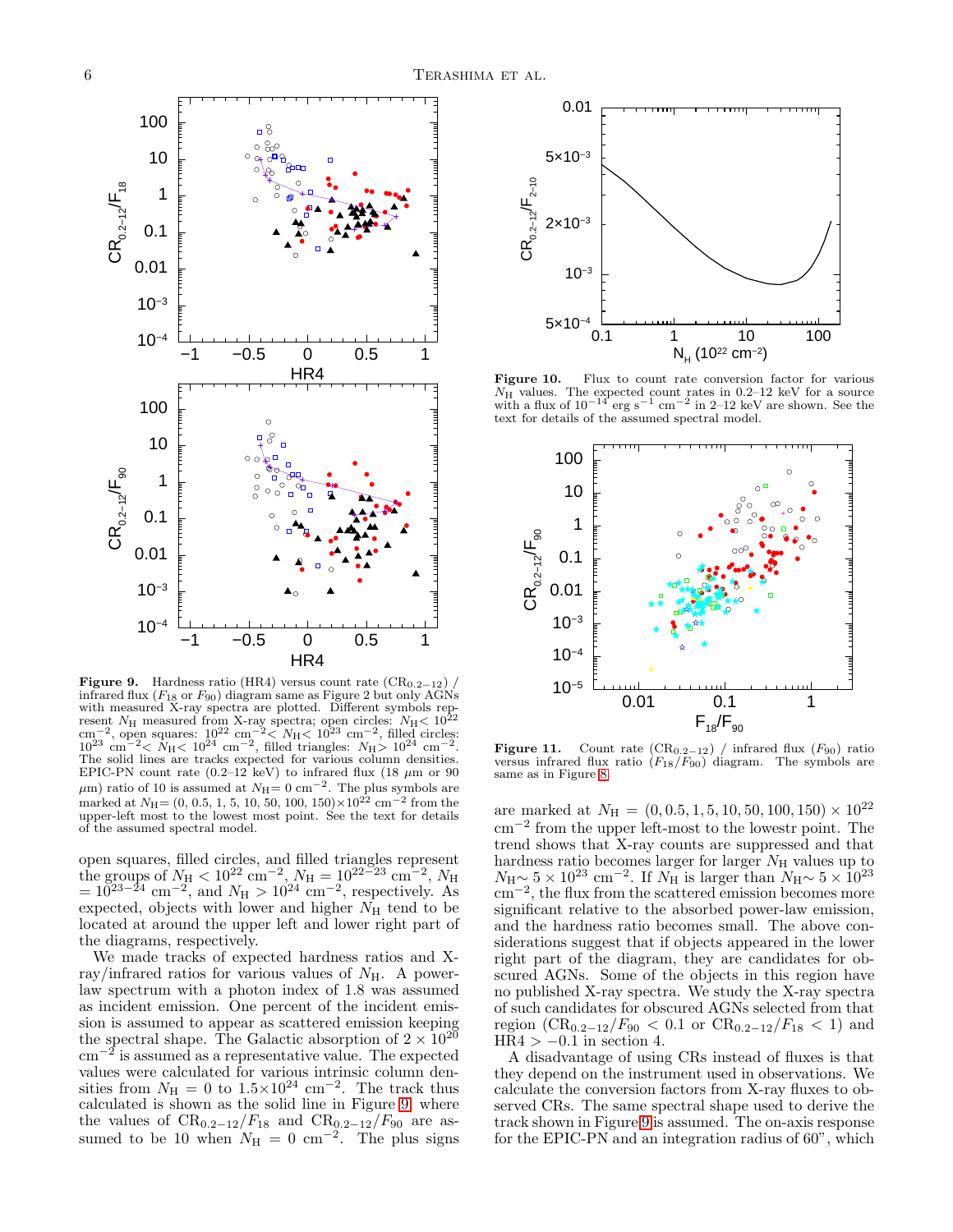**Figure 9.** Hardness ratio (HR4) versus count rate ($CR_{0.2-12}$) / infrared flux ($F_{18}$ or $F_{90}$) diagram same as Figure 2 but only AGNs with measured X-ray spectra are plotted. Different symbols represent $N_H$ measured from X-ray spectra; open circles: $N_H < 10^{22}$ cm$^{-2}$, open squares: $10^{22}$ cm$^{-2} < N_H < 10^{23}$ cm$^{-2}$, filled circles: $10^{23}$ cm$^{-2} < N_H < 10^{24}$ cm$^{-2}$, filled triangles: $N_H > 10^{24}$ cm$^{-2}$. The solid lines are tracks expected for various column densities. EPIC-PN count rate (0.2–12 keV) to infrared flux (18 $\mu$m or 90 $\mu$m) ratio of 10 is assumed at $N_H = 0$ cm$^{-2}$. The plus signs are marked at $N_H = (0, 0.5, 1, 5, 10, 50, 100, 150) \times 10^{22}$ cm$^{-2}$ from the upper-left most to the lowest most point. See the text for details of the assumed spectral model.

open squares, filled circles, and filled triangles represent the groups of $N_H < 10^{22}$ cm$^{-2}$, $N_H = 10^{22-23}$ cm$^{-2}$, $N_H = 10^{23-24}$ cm$^{-2}$, and $N_H > 10^{24}$ cm$^{-2}$, respectively. As expected, objects with lower and higher $N_H$ tend to be located at around the upper left and lower right part of the diagrams, respectively.

We made tracks of expected hardness ratios and X-ray/infrared ratios for various values of $N_H$. A power-law spectrum with a photon index of 1.8 was assumed as incident emission. One percent of the incident emission is assumed to appear as scattered emission keeping the spectral shape. The Galactic absorption of $2 \times 10^{20}$ cm$^{-2}$ is assumed as a representative value. The expected values were calculated for various intrinsic column densities from $N_H = 0$ to $1.5 \times 10^{24}$ cm$^{-2}$. The track thus calculated is shown as the solid line in Figure 9, where the values of $CR_{0.2-12}/F_{18}$ and $CR_{0.2-12}/F_{90}$ are assumed to be 10 when $N_H = 0$ cm$^{-2}$. The plus signs are marked at $N_H = (0, 0.5, 1, 5, 10, 50, 100, 150) \times 10^{22}$ cm$^{-2}$ from the upper left-most to the lowestr point. The trend shows that X-ray counts are suppressed and that hardness ratio becomes larger for larger $N_H$ values up to $N_H \sim 5 \times 10^{23}$ cm$^{-2}$. If $N_H$ is larger than $N_H \sim 5 \times 10^{23}$ cm$^{-2}$, the flux from the scattered emission becomes more significant relative to the absorbed power-law emission, and the hardness ratio becomes small. The above considerations suggest that if objects appeared in the lower right part of the diagram, they are candidates for obscured AGNs. Some of the objects in this region have no published X-ray spectra. We study the X-ray spectra of such candidates for obscured AGNs selected from that region ($CR_{0.2-12}/F_{90} < 0.1$ or $CR_{0.2-12}/F_{18} < 1$) and HR4 $> -0.1$ in section 4.

**Figure 10.** Flux to count rate conversion factor for various $N_H$ values. The expected count rates in 0.2–12 keV for a source with a flux of $10^{-14}$ erg s$^{-1}$ cm$^{-2}$ in 2–10 keV are shown. See the text for details of the assumed spectral model.

**Figure 11.** Count rate ($CR_{0.2-12}$) / infrared flux ($F_{90}$) ratio versus infrared flux ratio ($F_{18}/F_{90}$) diagram. The symbols are same as in Figure 8.

A disadvantage of using CRs instead of fluxes is that they depend on the instrument used in observations. We calculate the conversion factors from X-ray fluxes to observed CRs. The same spectral shape used to derive the track shown in Figure 9 is assumed. The on-axis response for the EPIC-PN and an integration radius of 60", which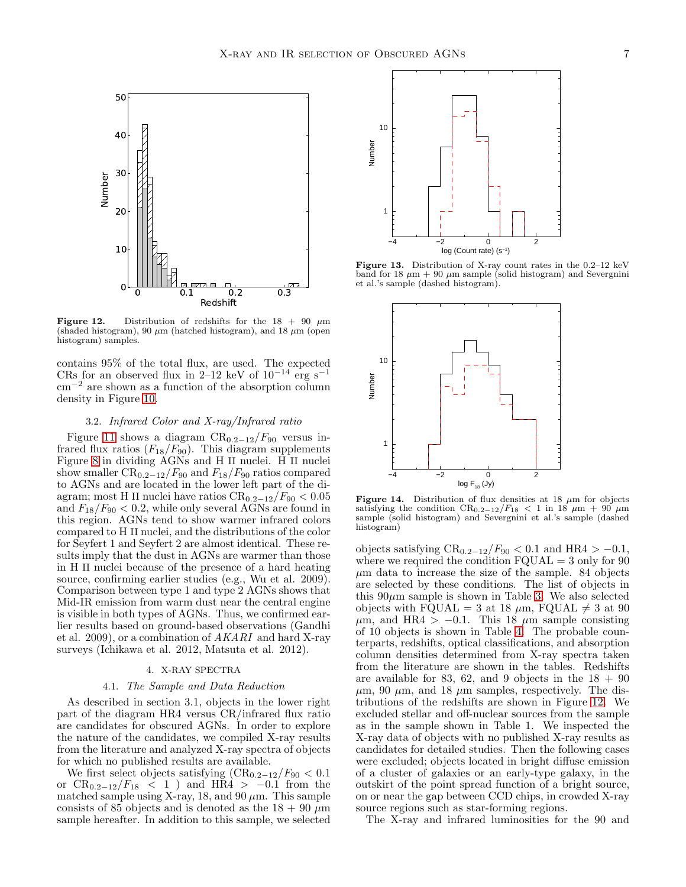Figure 12. Distribution of redshifts for the 18 + 90 $\mu$m (shaded histogram), 90 $\mu$m (hatched histogram), and 18 $\mu$m (open histogram) samples.

contains 95% of the total flux, are used. The expected CRs for an observed flux in 2–12 keV of $10^{-14}$ erg s$^{-1}$ cm$^{-2}$ are shown as a function of the absorption column density in Figure 10.

### 3.2. *Infrared Color and X-ray/Infrared ratio*

Figure 11 shows a diagram $\mathrm{CR}_{0.2-12}/F_{90}$ versus infrared flux ratios ($F_{18}/F_{90}$). This diagram supplements Figure 8 in dividing AGNs and H II nuclei. H II nuclei show smaller $\mathrm{CR}_{0.2-12}/F_{90}$ and $F_{18}/F_{90}$ ratios compared to AGNs and are located in the lower left part of the diagram; most H II nuclei have ratios $\mathrm{CR}_{0.2-12}/F_{90} < 0.05$ and $F_{18}/F_{90} < 0.2$, while only several AGNs are found in this region. AGNs tend to show warmer infrared colors compared to H II nuclei, and the distributions of the color for Seyfert 1 and Seyfert 2 are almost identical. These results imply that the dust in AGNs are warmer than those in H II nuclei because of the presence of a hard heating source, confirming earlier studies (e.g., Wu et al. 2009). Comparison between type 1 and type 2 AGNs shows that Mid-IR emission from warm dust near the central engine is visible in both types of AGNs. Thus, we confirmed earlier results based on ground-based observations (Gandhi et al. 2009), or a combination of *AKARI* and hard X-ray surveys (Ichikawa et al. 2012, Matsuta et al. 2012).

## 4. X-RAY SPECTRA

### 4.1. *The Sample and Data Reduction*

As described in section 3.1, objects in the lower right part of the diagram HR4 versus CR/infrared flux ratio are candidates for obscured AGNs. In order to explore the nature of the candidates, we compiled X-ray results from the literature and analyzed X-ray spectra of objects for which no published results are available.

We first select objects satisfying ($\mathrm{CR}_{0.2-12}/F_{90} < 0.1$ or $\mathrm{CR}_{0.2-12}/F_{18} < 1$) and $\mathrm{HR4} > -0.1$ from the matched sample using X-ray, 18, and 90 $\mu$m. This sample consists of 85 objects and is denoted as the 18 + 90 $\mu$m sample hereafter. In addition to this sample, we selected objects satisfying $\mathrm{CR}_{0.2-12}/F_{90} < 0.1$ and $\mathrm{HR4} > -0.1$, where we required the condition FQUAL = 3 only for 90 $\mu$m data to increase the size of the sample. 84 objects are selected by these conditions. The list of objects in this 90$\mu$m sample is shown in Table 3. We also selected objects with FQUAL = 3 at 18 $\mu$m, FQUAL $\neq$ 3 at 90 $\mu$m, and $\mathrm{HR4} > -0.1$. This 18 $\mu$m sample consisting of 10 objects is shown in Table 4. The probable counterparts, redshifts, optical classifications, and absorption column densities determined from X-ray spectra taken from the literature are shown in the tables. Redshifts are available for 83, 62, and 9 objects in the 18 + 90 $\mu$m, 90 $\mu$m, and 18 $\mu$m samples, respectively. The distributions of the redshifts are shown in Figure 12. We excluded stellar and off-nuclear sources from the sample as in the sample shown in Table 1. We inspected the X-ray data of objects with no published X-ray results as candidates for detailed studies. Then the following cases were excluded; objects located in bright diffuse emission of a cluster of galaxies or an early-type galaxy, in the outskirt of the point spread function of a bright source, on or near the gap between CCD chips, in crowded X-ray source regions such as star-forming regions.

The X-ray and infrared luminosities for the 90 and

Figure 13. Distribution of X-ray count rates in the 0.2–12 keV band for 18 $\mu$m + 90 $\mu$m sample (solid histogram) and Severgnini et al.'s sample (dashed histogram).

Figure 14. Distribution of flux densities at 18 $\mu$m for objects satisfying the condition $\mathrm{CR}_{0.2-12}/F_{18} < 1$ in 18 $\mu$m + 90 $\mu$m sample (solid histogram) and Severgnini et al.'s sample (dashed histogram)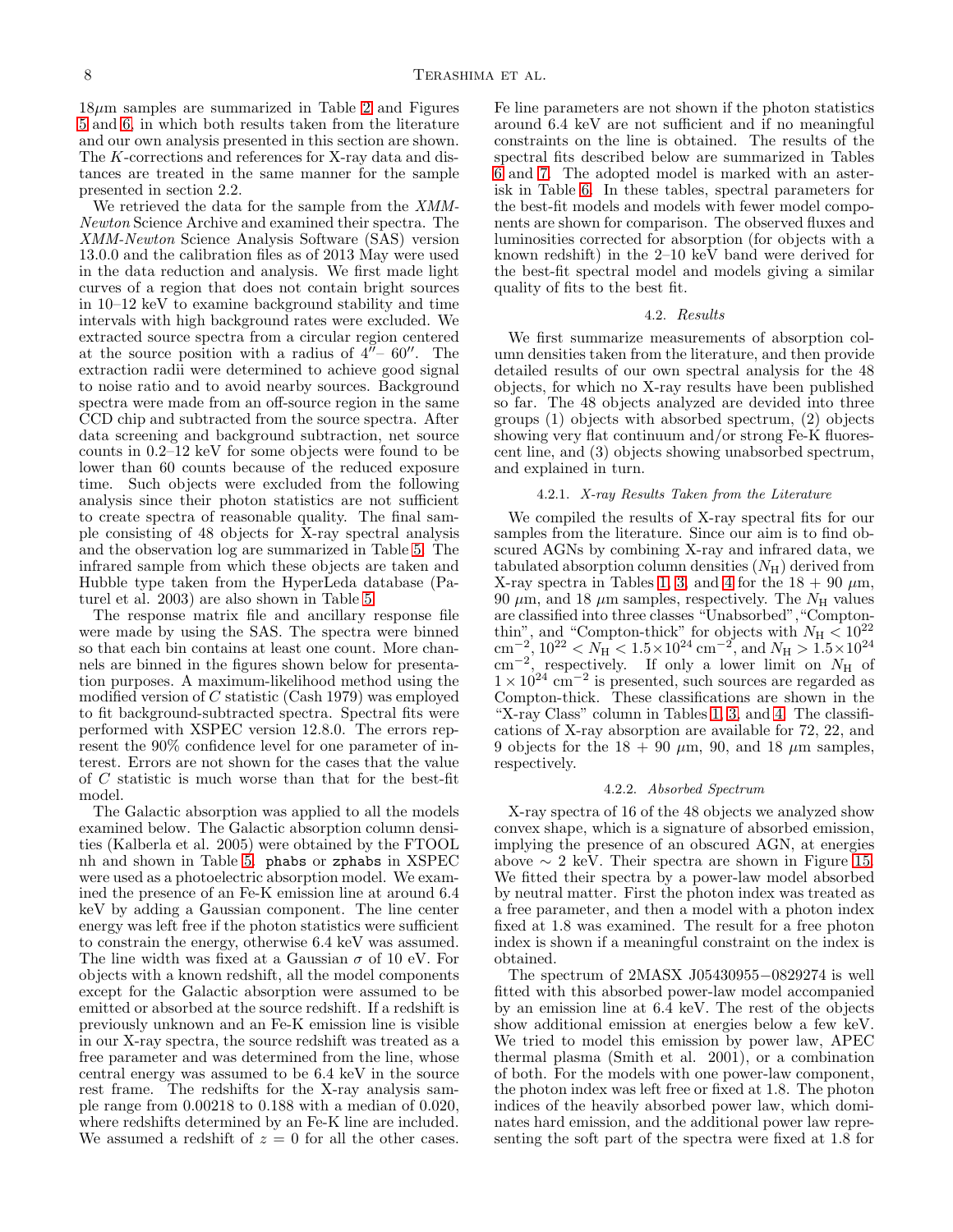18$\mu$m samples are summarized in Table 2 and Figures 5 and 6, in which both results taken from the literature and our own analysis presented in this section are shown. The $K$-corrections and references for X-ray data and distances are treated in the same manner for the sample presented in section 2.2.

We retrieved the data for the sample from the *XMM-Newton* Science Archive and examined their spectra. The *XMM-Newton* Science Analysis Software (SAS) version 13.0.0 and the calibration files as of 2013 May were used in the data reduction and analysis. We first made light curves of a region that does not contain bright sources in 10–12 keV to examine background stability and time intervals with high background rates were excluded. We extracted source spectra from a circular region centered at the source position with a radius of $4''$– $60''$. The extraction radii were determined to achieve good signal to noise ratio and to avoid nearby sources. Background spectra were made from an off-source region in the same CCD chip and subtracted from the source spectra. After data screening and background subtraction, net source counts in 0.2–12 keV for some objects were found to be lower than 60 counts because of the reduced exposure time. Such objects were excluded from the following analysis since their photon statistics are not sufficient to create spectra of reasonable quality. The final sample consisting of 48 objects for X-ray spectral analysis and the observation log are summarized in Table 5. The infrared sample from which these objects are taken and Hubble type taken from the HyperLeda database (Paturel et al. 2003) are also shown in Table 5.

The response matrix file and ancillary response file were made by using the SAS. The spectra were binned so that each bin contains at least one count. More channels are binned in the figures shown below for presentation purposes. A maximum-likelihood method using the modified version of $C$ statistic (Cash 1979) was employed to fit background-subtracted spectra. Spectral fits were performed with XSPEC version 12.8.0. The errors represent the 90% confidence level for one parameter of interest. Errors are not shown for the cases that the value of $C$ statistic is much worse than that for the best-fit model.

The Galactic absorption was applied to all the models examined below. The Galactic absorption column densities (Kalberla et al. 2005) were obtained by the FTOOL nh and shown in Table 5. `phabs` or `zphabs` in XSPEC were used as a photoelectric absorption model. We examined the presence of an Fe-K emission line at around 6.4 keV by adding a Gaussian component. The line center energy was left free if the photon statistics were sufficient to constrain the energy, otherwise 6.4 keV was assumed. The line width was fixed at a Gaussian $\sigma$ of 10 eV. For objects with a known redshift, all the model components except for the Galactic absorption were assumed to be emitted or absorbed at the source redshift. If a redshift is previously unknown and an Fe-K emission line is visible in our X-ray spectra, the source redshift was treated as a free parameter and was determined from the line, whose central energy was assumed to be 6.4 keV in the source rest frame. The redshifts for the X-ray analysis sample range from 0.00218 to 0.188 with a median of 0.020, where redshifts determined by an Fe-K line are included. We assumed a redshift of $z = 0$ for all the other cases. Fe line parameters are not shown if the photon statistics around 6.4 keV are not sufficient and if no meaningful constraints on the line is obtained. The results of the spectral fits described below are summarized in Tables 6 and 7. The adopted model is marked with an asterisk in Table 6. In these tables, spectral parameters for the best-fit models and models with fewer model components are shown for comparison. The observed fluxes and luminosities corrected for absorption (for objects with a known redshift) in the 2–10 keV band were derived for the best-fit spectral model and models giving a similar quality of fits to the best fit.

### 4.2. *Results*

We first summarize measurements of absorption column densities taken from the literature, and then provide detailed results of our own spectral analysis for the 48 objects, for which no X-ray results have been published so far. The 48 objects analyzed are devided into three groups (1) objects with absorbed spectrum, (2) objects showing very flat continuum and/or strong Fe-K fluorescent line, and (3) objects showing unabsorbed spectrum, and explained in turn.

#### 4.2.1. *X-ray Results Taken from the Literature*

We compiled the results of X-ray spectral fits for our samples from the literature. Since our aim is to find obscured AGNs by combining X-ray and infrared data, we tabulated absorption column densities ($N_{\rm H}$) derived from X-ray spectra in Tables 1, 3, and 4 for the 18 + 90 $\mu$m, 90 $\mu$m, and 18 $\mu$m samples, respectively. The $N_{\rm H}$ values are classified into three classes "Unabsorbed","Compton-thin", and "Compton-thick" for objects with $N_{\rm H} < 10^{22}$ cm$^{-2}$, $10^{22} < N_{\rm H} < 1.5\times10^{24}$ cm$^{-2}$, and $N_{\rm H} > 1.5\times10^{24}$ cm$^{-2}$, respectively. If only a lower limit on $N_{\rm H}$ of $1\times10^{24}$ cm$^{-2}$ is presented, such sources are regarded as Compton-thick. These classifications are shown in the "X-ray Class" column in Tables 1, 3, and 4. The classifications of X-ray absorption are available for 72, 22, and 9 objects for the 18 + 90 $\mu$m, 90, and 18 $\mu$m samples, respectively.

#### 4.2.2. *Absorbed Spectrum*

X-ray spectra of 16 of the 48 objects we analyzed show convex shape, which is a signature of absorbed emission, implying the presence of an obscured AGN, at energies above $\sim$ 2 keV. Their spectra are shown in Figure 15. We fitted their spectra by a power-law model absorbed by neutral matter. First the photon index was treated as a free parameter, and then a model with a photon index fixed at 1.8 was examined. The result for a free photon index is shown if a meaningful constraint on the index is obtained.

The spectrum of 2MASX J05430955−0829274 is well fitted with this absorbed power-law model accompanied by an emission line at 6.4 keV. The rest of the objects show additional emission at energies below a few keV. We tried to model this emission by power law, APEC thermal plasma (Smith et al. 2001), or a combination of both. For the models with one power-law component, the photon index was left free or fixed at 1.8. The photon indices of the heavily absorbed power law, which dominates hard emission, and the additional power law representing the soft part of the spectra were fixed at 1.8 for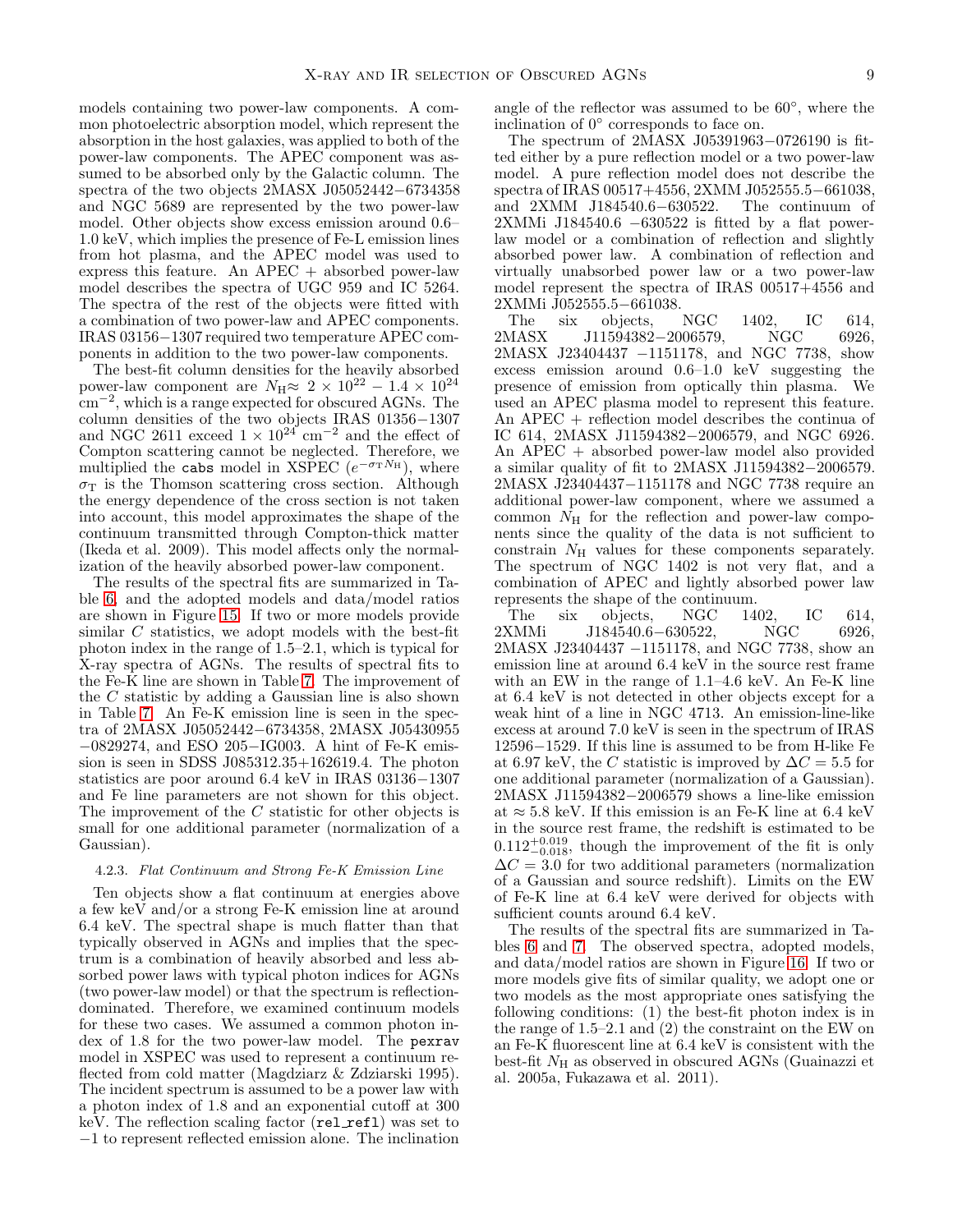models containing two power-law components. A common photoelectric absorption model, which represent the absorption in the host galaxies, was applied to both of the power-law components. The APEC component was assumed to be absorbed only by the Galactic column. The spectra of the two objects 2MASX J05052442−6734358 and NGC 5689 are represented by the two power-law model. Other objects show excess emission around 0.6–1.0 keV, which implies the presence of Fe-L emission lines from hot plasma, and the APEC model was used to express this feature. An APEC + absorbed power-law model describes the spectra of UGC 959 and IC 5264. The spectra of the rest of the objects were fitted with a combination of two power-law and APEC components. IRAS 03156−1307 required two temperature APEC components in addition to the two power-law components.

The best-fit column densities for the heavily absorbed power-law component are $N_{\rm H} \approx 2 \times 10^{22} - 1.4 \times 10^{24}$ cm$^{-2}$, which is a range expected for obscured AGNs. The column densities of the two objects IRAS 01356−1307 and NGC 2611 exceed $1 \times 10^{24}$ cm$^{-2}$ and the effect of Compton scattering cannot be neglected. Therefore, we multiplied the `cabs` model in XSPEC ($e^{-\sigma_{\rm T} N_{\rm H}}$), where $\sigma_{\rm T}$ is the Thomson scattering cross section. Although the energy dependence of the cross section is not taken into account, this model approximates the shape of the continuum transmitted through Compton-thick matter (Ikeda et al. 2009). This model affects only the normalization of the heavily absorbed power-law component.

The results of the spectral fits are summarized in Table 6, and the adopted models and data/model ratios are shown in Figure 15. If two or more models provide similar $C$ statistics, we adopt models with the best-fit photon index in the range of 1.5–2.1, which is typical for X-ray spectra of AGNs. The results of spectral fits to the Fe-K line are shown in Table 7. The improvement of the $C$ statistic by adding a Gaussian line is also shown in Table 7. An Fe-K emission line is seen in the spectra of 2MASX J05052442−6734358, 2MASX J05430955 −0829274, and ESO 205−IG003. A hint of Fe-K emission is seen in SDSS J085312.35+162619.4. The photon statistics are poor around 6.4 keV in IRAS 03136−1307 and Fe line parameters are not shown for this object. The improvement of the $C$ statistic for other objects is small for one additional parameter (normalization of a Gaussian).

#### 4.2.3. *Flat Continuum and Strong Fe-K Emission Line*

Ten objects show a flat continuum at energies above a few keV and/or a strong Fe-K emission line at around 6.4 keV. The spectral shape is much flatter than that typically observed in AGNs and implies that the spectrum is a combination of heavily absorbed and less absorbed power laws with typical photon indices for AGNs (two power-law model) or that the spectrum is reflection-dominated. Therefore, we examined continuum models for these two cases. We assumed a common photon index of 1.8 for the two power-law model. The `pexrav` model in XSPEC was used to represent a continuum reflected from cold matter (Magdziarz & Zdziarski 1995). The incident spectrum is assumed to be a power law with a photon index of 1.8 and an exponential cutoff at 300 keV. The reflection scaling factor (`rel_refl`) was set to −1 to represent reflected emission alone. The inclination angle of the reflector was assumed to be 60°, where the inclination of 0° corresponds to face on.

The spectrum of 2MASX J05391963−0726190 is fitted either by a pure reflection model or a two power-law model. A pure reflection model does not describe the spectra of IRAS 00517+4556, 2XMM J052555.5−661038, and 2XMM J184540.6−630522. The continuum of 2XMMi J184540.6 −630522 is fitted by a flat power-law model or a combination of reflection and slightly absorbed power law. A combination of reflection and virtually unabsorbed power law or a two power-law model represent the spectra of IRAS 00517+4556 and 2XMMi J052555.5−661038.

The six objects, NGC 1402, IC 614, 2MASX J11594382−2006579, NGC 6926, 2MASX J23404437 −1151178, and NGC 7738, show excess emission around 0.6–1.0 keV suggesting the presence of emission from optically thin plasma. We used an APEC plasma model to represent this feature. An APEC + reflection model describes the continua of IC 614, 2MASX J11594382−2006579, and NGC 6926. An APEC + absorbed power-law model also provided a similar quality of fit to 2MASX J11594382−2006579. 2MASX J23404437−1151178 and NGC 7738 require an additional power-law component, where we assumed a common $N_{\rm H}$ for the reflection and power-law components since the quality of the data is not sufficient to constrain $N_{\rm H}$ values for these components separately. The spectrum of NGC 1402 is not very flat, and a combination of APEC and lightly absorbed power law represents the shape of the continuum.

The six objects, NGC 1402, IC 614, 2XMMi J184540.6−630522, NGC 6926, 2MASX J23404437 −1151178, and NGC 7738, show an emission line at around 6.4 keV in the source rest frame with an EW in the range of 1.1–4.6 keV. An Fe-K line at 6.4 keV is not detected in other objects except for a weak hint of a line in NGC 4713. An emission-line-like excess at around 7.0 keV is seen in the spectrum of IRAS 12596−1529. If this line is assumed to be from H-like Fe at 6.97 keV, the $C$ statistic is improved by $\Delta C = 5.5$ for one additional parameter (normalization of a Gaussian). 2MASX J11594382−2006579 shows a line-like emission at $\approx 5.8$ keV. If this emission is an Fe-K line at 6.4 keV in the source rest frame, the redshift is estimated to be $0.112^{+0.019}_{-0.018}$, though the improvement of the fit is only $\Delta C = 3.0$ for two additional parameters (normalization of a Gaussian and source redshift). Limits on the EW of Fe-K line at 6.4 keV were derived for objects with sufficient counts around 6.4 keV.

The results of the spectral fits are summarized in Tables 6 and 7. The observed spectra, adopted models, and data/model ratios are shown in Figure 16. If two or more models give fits of similar quality, we adopt one or two models as the most appropriate ones satisfying the following conditions: (1) the best-fit photon index is in the range of 1.5–2.1 and (2) the constraint on the EW on an Fe-K fluorescent line at 6.4 keV is consistent with the best-fit $N_{\rm H}$ as observed in obscured AGNs (Guainazzi et al. 2005a, Fukazawa et al. 2011).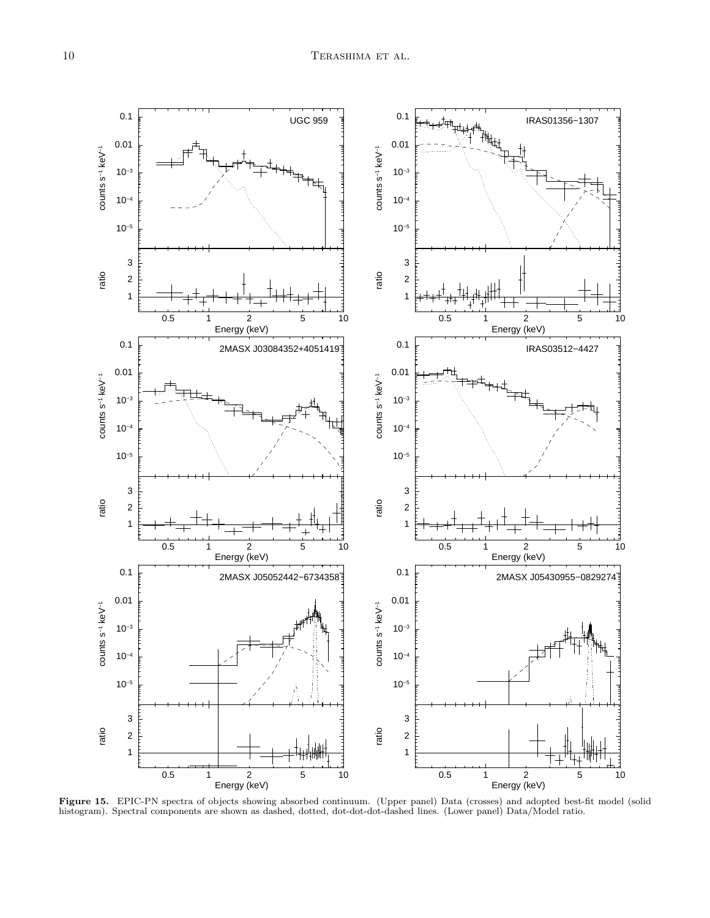**Figure 15.** EPIC-PN spectra of objects showing absorbed continuum. (Upper panel) Data (crosses) and adopted best-fit model (solid histogram). Spectral components are shown as dashed, dotted, dot-dot-dot-dashed lines. (Lower panel) Data/Model ratio.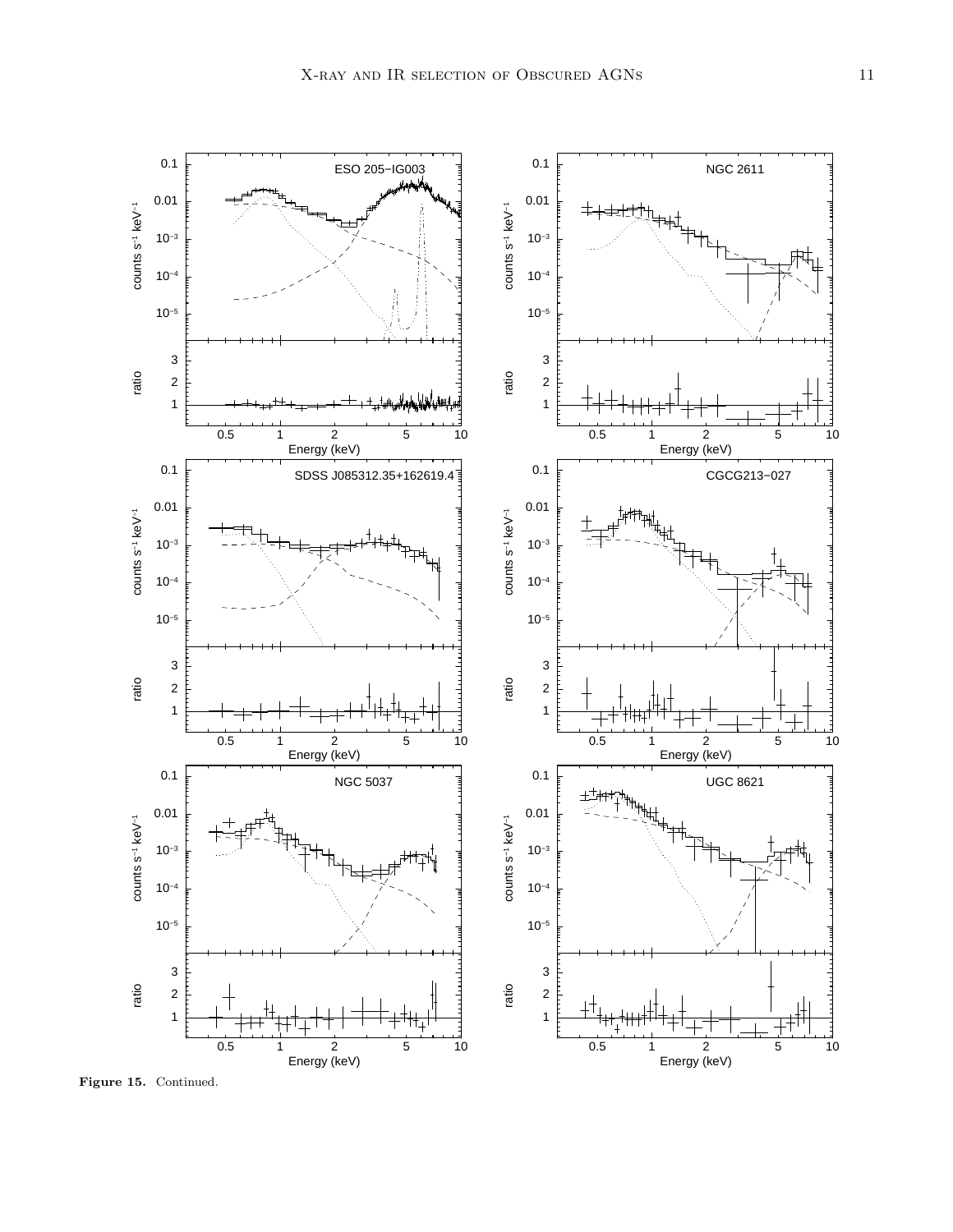Figure 15. Continued.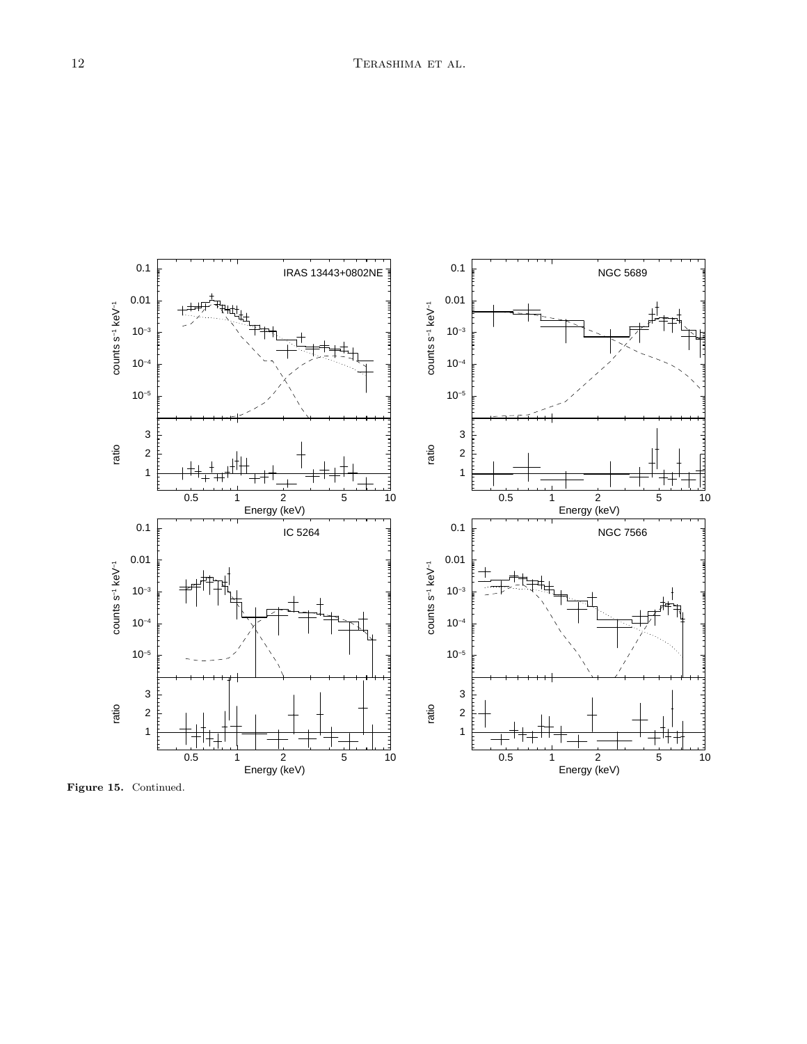**Figure 15.** Continued.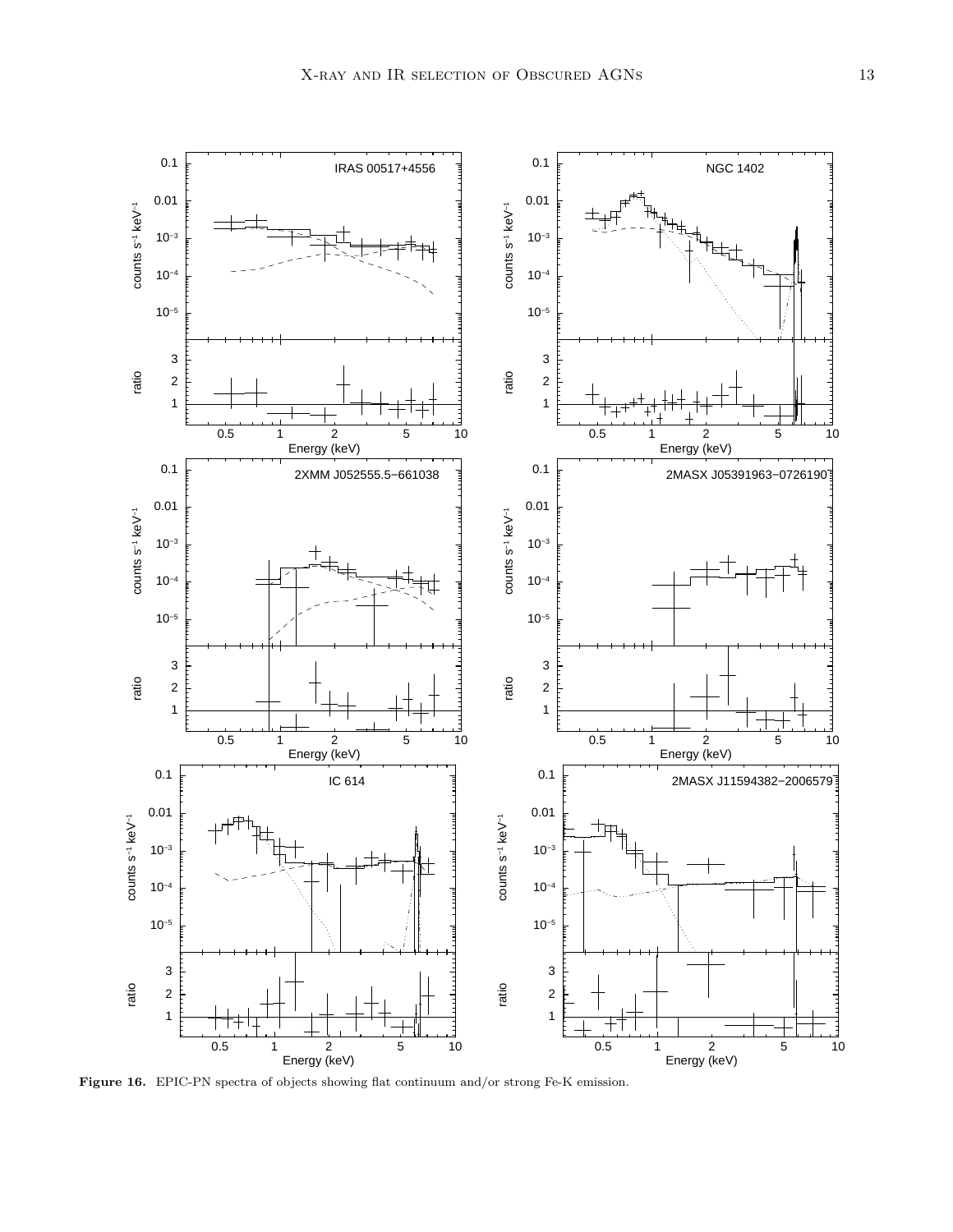**Figure 16.** EPIC-PN spectra of objects showing flat continuum and/or strong Fe-K emission.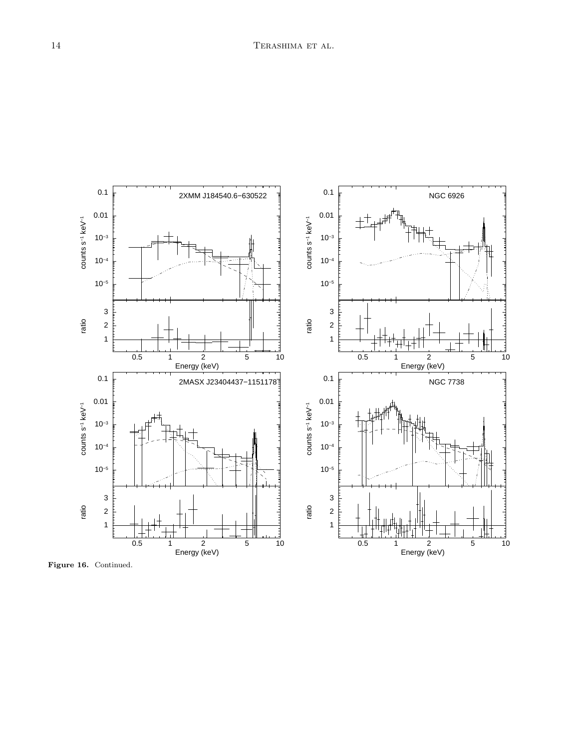**Figure 16.** Continued.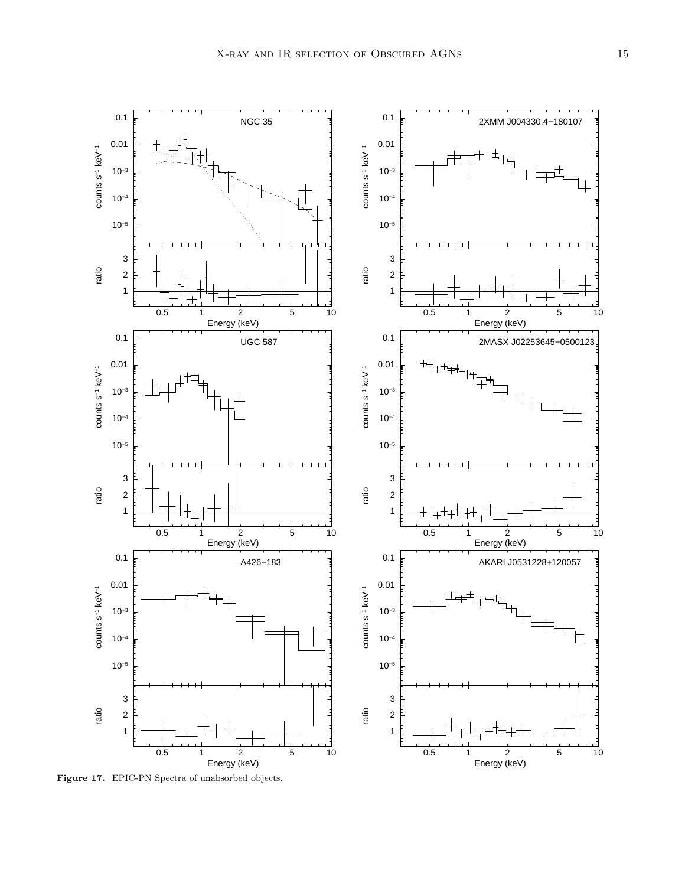**Figure 17.** EPIC-PN Spectra of unabsorbed objects.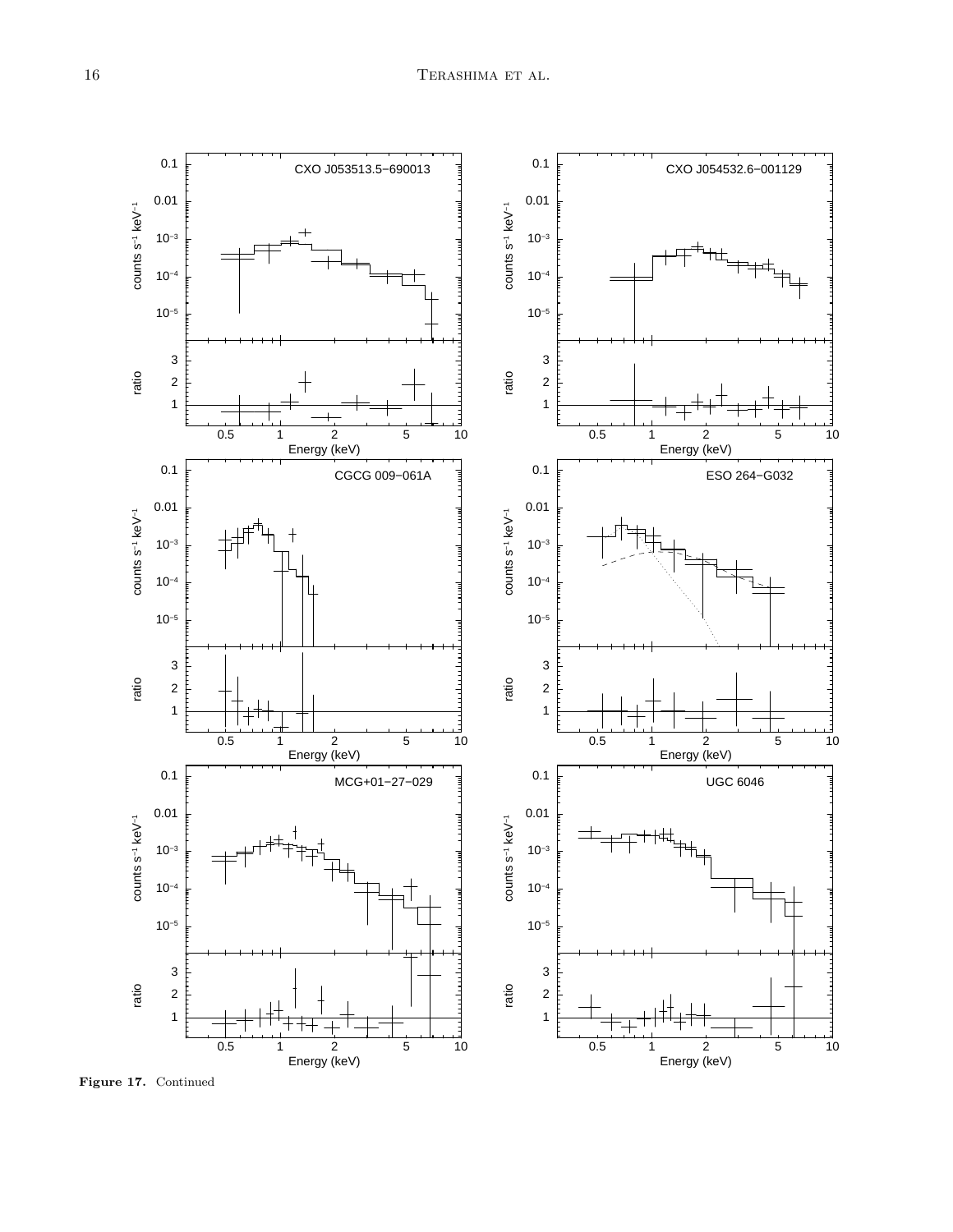**Figure 17.** Continued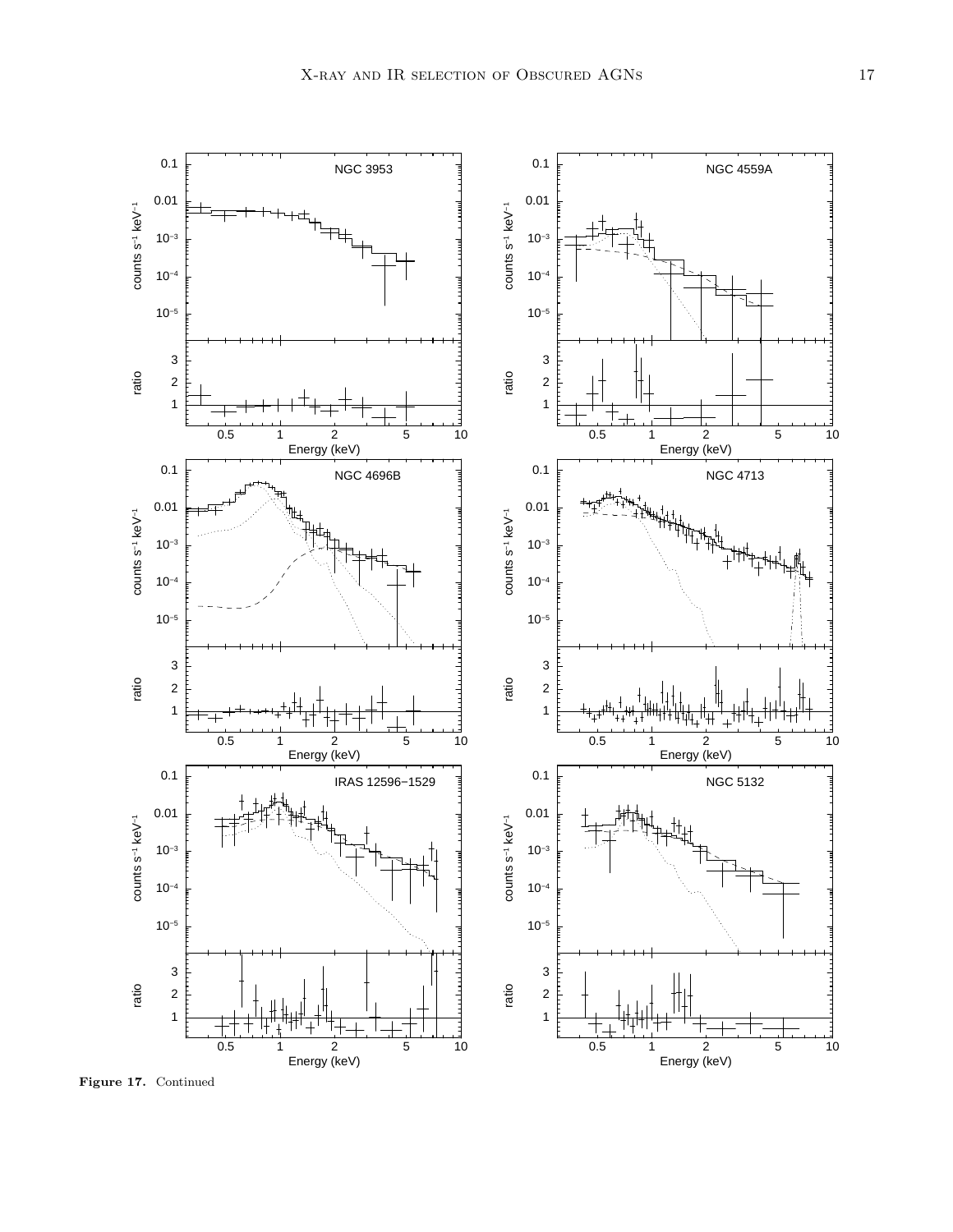**Figure 17.** Continued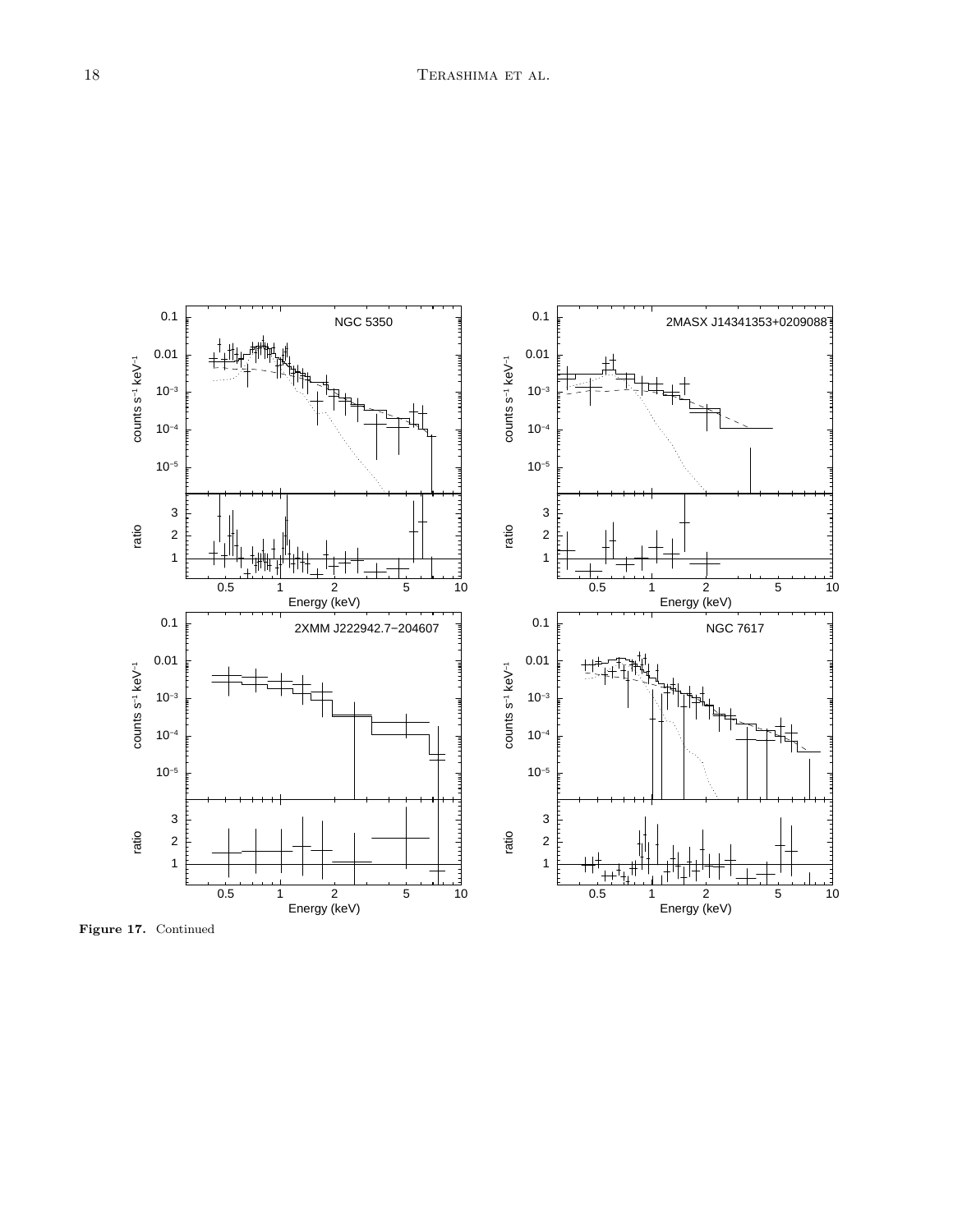**Figure 17.** Continued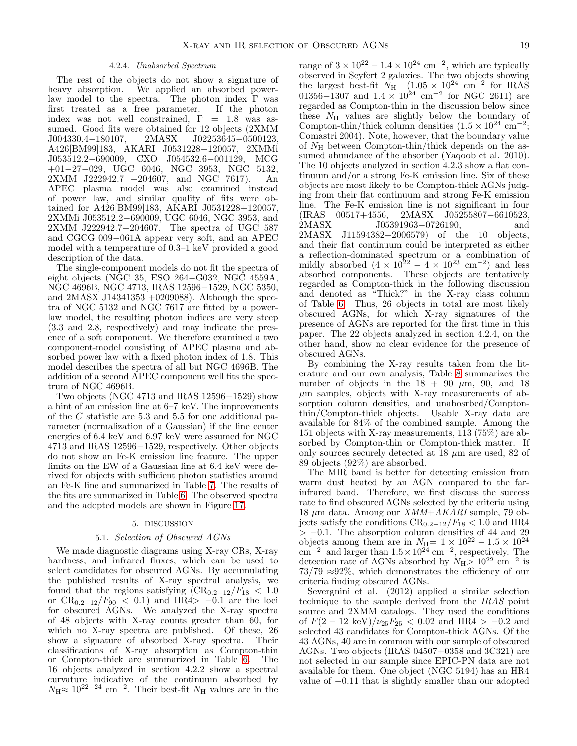#### 4.2.4. *Unabsorbed Spectrum*

The rest of the objects do not show a signature of heavy absorption. We applied an absorbed power-law model to the spectra. The photon index Γ was first treated as a free parameter. If the photon index was not well constrained, Γ = 1.8 was assumed. Good fits were obtained for 12 objects (2XMM J004330.4−180107, 2MASX J02253645−0500123, A426[BM99]183, AKARI J0531228+120057, 2XMMi J053512.2−690009, CXO J054532.6−001129, MCG +01−27−029, UGC 6046, NGC 3953, NGC 5132, 2XMM J222942.7 −204607, and NGC 7617). An APEC plasma model was also examined instead of power law, and similar quality of fits were obtained for A426[BM99]183, AKARI J0531228+120057, 2XMMi J053512.2−690009, UGC 6046, NGC 3953, and 2XMM J222942.7−204607. The spectra of UGC 587 and CGCG 009−061A appear very soft, and an APEC model with a temperature of 0.3–1 keV provided a good description of the data.

The single-component models do not fit the spectra of eight objects (NGC 35, ESO 264−G032, NGC 4559A, NGC 4696B, NGC 4713, IRAS 12596−1529, NGC 5350, and 2MASX J14341353 +0209088). Although the spectra of NGC 5132 and NGC 7617 are fitted by a power-law model, the resulting photon indices are very steep (3.3 and 2.8, respectively) and may indicate the presence of a soft component. We therefore examined a two component-model consisting of APEC plasma and absorbed power law with a fixed photon index of 1.8. This model describes the spectra of all but NGC 4696B. The addition of a second APEC component well fits the spectrum of NGC 4696B.

Two objects (NGC 4713 and IRAS 12596−1529) show a hint of an emission line at 6–7 keV. The improvements of the $C$ statistic are 5.3 and 5.5 for one additional parameter (normalization of a Gaussian) if the line center energies of 6.4 keV and 6.97 keV were assumed for NGC 4713 and IRAS 12596−1529, respectively. Other objects do not show an Fe-K emission line feature. The upper limits on the EW of a Gaussian line at 6.4 keV were derived for objects with sufficient photon statistics around an Fe-K line and summarized in Table 7. The results of the fits are summarized in Table 6. The observed spectra and the adopted models are shown in Figure 17.

## 5. DISCUSSION

### 5.1. *Selection of Obscured AGNs*

We made diagnostic diagrams using X-ray CRs, X-ray hardness, and infrared fluxes, which can be used to select candidates for obscured AGNs. By accumulating the published results of X-ray spectral analysis, we found that the regions satisfying ($\mathrm{CR}_{0.2-12}/F_{18} < 1.0$ or $\mathrm{CR}_{0.2-12}/F_{90} < 0.1$) and HR4$> -0.1$ are the loci for obscured AGNs. We analyzed the X-ray spectra of 48 objects with X-ray counts greater than 60, for which no X-ray spectra are published. Of these, 26 show a signature of absorbed X-ray spectra. Their classifications of X-ray absorption as Compton-thin or Compton-thick are summarized in Table 6. The 16 objects analyzed in section 4.2.2 show a spectral curvature indicative of the continuum absorbed by $N_{\mathrm{H}}\approx 10^{22-24}$ cm$^{-2}$. Their best-fit $N_{\mathrm{H}}$ values are in the range of $3\times10^{22} - 1.4\times10^{24}$ cm$^{-2}$, which are typically observed in Seyfert 2 galaxies. The two objects showing the largest best-fit $N_{\mathrm{H}}$ ($1.05\times10^{24}$ cm$^{-2}$ for IRAS 01356−1307 and $1.4\times10^{24}$ cm$^{-2}$ for NGC 2611) are regarded as Compton-thin in the discussion below since these $N_{\mathrm{H}}$ values are slightly below the boundary of Compton-thin/thick column densities ($1.5\times10^{24}$ cm$^{-2}$; Comastri 2004). Note, however, that the boundary value of $N_{\mathrm{H}}$ between Compton-thin/thick depends on the assumed abundance of the absorber (Yaqoob et al. 2010). The 10 objects analyzed in section 4.2.3 show a flat continuum and/or a strong Fe-K emission line. Six of these objects are most likely to be Compton-thick AGNs judging from their flat continuum and strong Fe-K emission line. The Fe-K emission line is not significant in four (IRAS 00517+4556, 2MASX J05255807−6610523, 2MASX J05391963−0726190, and 2MASX J11594382−2006579) of the 10 objects, and their flat continuum could be interpreted as either a reflection-dominated spectrum or a combination of mildly absorbed ($4\times10^{22} - 4\times10^{23}$ cm$^{-2}$) and less absorbed components. These objects are tentatively regarded as Compton-thick in the following discussion and denoted as "Thick?" in the X-ray class column of Table 6. Thus, 26 objects in total are most likely obscured AGNs, for which X-ray signatures of the presence of AGNs are reported for the first time in this paper. The 22 objects analyzed in section 4.2.4, on the other hand, show no clear evidence for the presence of obscured AGNs.

By combining the X-ray results taken from the literature and our own analysis, Table 8 summarizes the number of objects in the 18 + 90 μm, 90, and 18 μm samples, objects with X-ray measurements of absorption column densities, and unabosrbed/Compton-thin/Compton-thick objects. Usable X-ray data are available for 84% of the combined sample. Among the 151 objects with X-ray measurements, 113 (75%) are absorbed by Compton-thin or Compton-thick matter. If only sources securely detected at 18 μm are used, 82 of 89 objects (92%) are absorbed.

The MIR band is better for detecting emission from warm dust heated by an AGN compared to the far-infrared band. Therefore, we first discuss the success rate to find obscured AGNs selected by the criteria using 18 μm data. Among our *XMM*+*AKARI* sample, 79 objects satisfy the conditions $\mathrm{CR}_{0.2-12}/F_{18} < 1.0$ and HR4 $> -0.1$. The absorption column densities of 44 and 29 objects among them are in $N_{\mathrm{H}}= 1\times10^{22} - 1.5\times10^{24}$ cm$^{-2}$ and larger than $1.5\times10^{24}$ cm$^{-2}$, respectively. The detection rate of AGNs absorbed by $N_{\mathrm{H}}> 10^{22}$ cm$^{-2}$ is $73/79 \approx 92$%, which demonstrates the efficiency of our criteria finding obscured AGNs.

Severgnini et al. (2012) applied a similar selection technique to the sample derived from the *IRAS* point source and 2XMM catalogs. They used the conditions of $F(2-12\ \mathrm{keV})/\nu_{25}F_{25} < 0.02$ and HR4 $> -0.2$ and selected 43 candidates for Compton-thick AGNs. Of the 43 AGNs, 40 are in common with our sample of obscured AGNs. Two objects (IRAS 04507+0358 and 3C321) are not selected in our sample since EPIC-PN data are not available for them. One object (NGC 5194) has an HR4 value of −0.11 that is slightly smaller than our adopted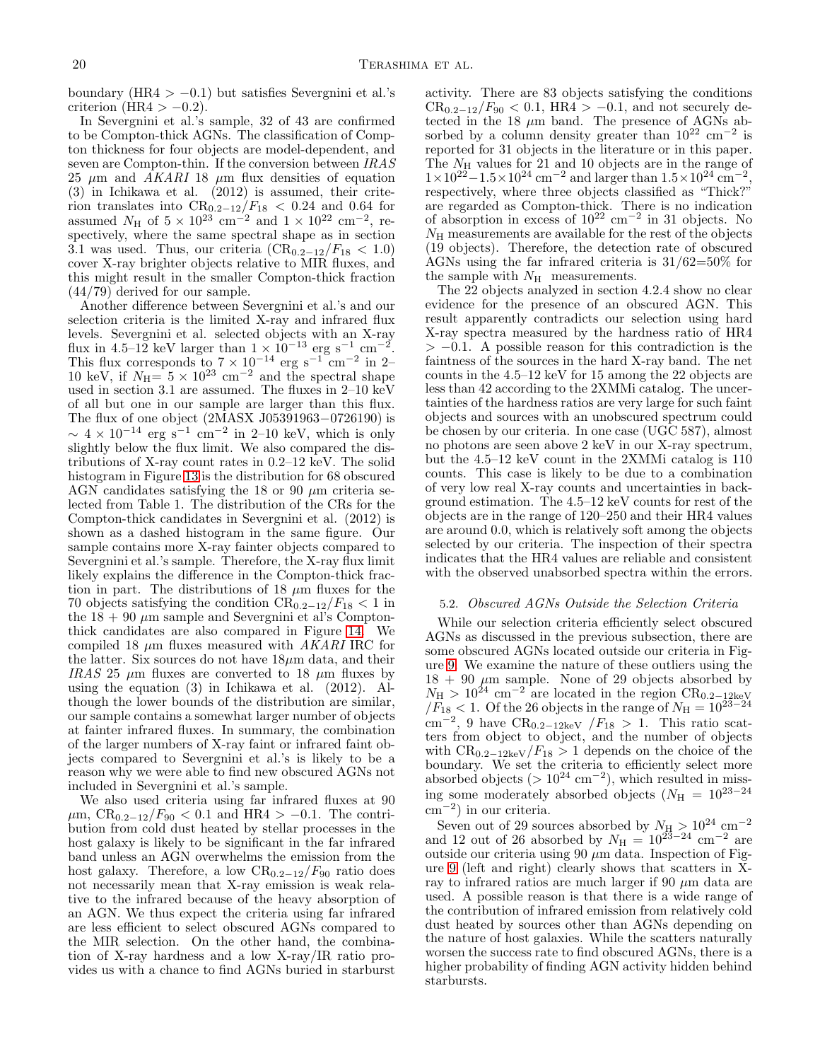boundary (HR4 $> -0.1$) but satisfies Severgnini et al.'s criterion (HR4 $> -0.2$).

In Severgnini et al.'s sample, 32 of 43 are confirmed to be Compton-thick AGNs. The classification of Compton thickness for four objects are model-dependent, and seven are Compton-thin. If the conversion between *IRAS* 25 $\mu$m and *AKARI* 18 $\mu$m flux densities of equation (3) in Ichikawa et al. (2012) is assumed, their criterion translates into $\mathrm{CR}_{0.2-12}/F_{18} < 0.24$ and 0.64 for assumed $N_{\mathrm{H}}$ of $5 \times 10^{23}$ cm$^{-2}$ and $1 \times 10^{22}$ cm$^{-2}$, respectively, where the same spectral shape as in section 3.1 was used. Thus, our criteria ($\mathrm{CR}_{0.2-12}/F_{18} < 1.0$) cover X-ray brighter objects relative to MIR fluxes, and this might result in the smaller Compton-thick fraction (44/79) derived for our sample.

Another difference between Severgnini et al.'s and our selection criteria is the limited X-ray and infrared flux levels. Severgnini et al. selected objects with an X-ray flux in 4.5–12 keV larger than $1 \times 10^{-13}$ erg s$^{-1}$ cm$^{-2}$. This flux corresponds to $7 \times 10^{-14}$ erg s$^{-1}$ cm$^{-2}$ in 2–10 keV, if $N_{\mathrm{H}} = 5 \times 10^{23}$ cm$^{-2}$ and the spectral shape used in section 3.1 are assumed. The fluxes in 2–10 keV of all but one in our sample are larger than this flux. The flux of one object (2MASX J05391963−0726190) is $\sim 4 \times 10^{-14}$ erg s$^{-1}$ cm$^{-2}$ in 2–10 keV, which is only slightly below the flux limit. We also compared the distributions of X-ray count rates in 0.2–12 keV. The solid histogram in Figure 13 is the distribution for 68 obscured AGN candidates satisfying the 18 or 90 $\mu$m criteria selected from Table 1. The distribution of the CRs for the Compton-thick candidates in Severgnini et al. (2012) is shown as a dashed histogram in the same figure. Our sample contains more X-ray fainter objects compared to Severgnini et al.'s sample. Therefore, the X-ray flux limit likely explains the difference in the Compton-thick fraction in part. The distributions of 18 $\mu$m fluxes for the 70 objects satisfying the condition $\mathrm{CR}_{0.2-12}/F_{18} < 1$ in the 18 + 90 $\mu$m sample and Severgnini et al's Compton-thick candidates are also compared in Figure 14. We compiled 18 $\mu$m fluxes measured with *AKARI* IRC for the latter. Six sources do not have 18$\mu$m data, and their *IRAS* 25 $\mu$m fluxes are converted to 18 $\mu$m fluxes by using the equation (3) in Ichikawa et al. (2012). Although the lower bounds of the distribution are similar, our sample contains a somewhat larger number of objects at fainter infrared fluxes. In summary, the combination of the larger numbers of X-ray faint or infrared faint objects compared to Severgnini et al.'s is likely to be a reason why we were able to find new obscured AGNs not included in Severgnini et al.'s sample.

We also used criteria using far infrared fluxes at 90 $\mu$m, $\mathrm{CR}_{0.2-12}/F_{90} < 0.1$ and HR4 $> -0.1$. The contribution from cold dust heated by stellar processes in the host galaxy is likely to be significant in the far infrared band unless an AGN overwhelms the emission from the host galaxy. Therefore, a low $\mathrm{CR}_{0.2-12}/F_{90}$ ratio does not necessarily mean that X-ray emission is weak relative to the infrared because of the heavy absorption of an AGN. We thus expect the criteria using far infrared are less efficient to select obscured AGNs compared to the MIR selection. On the other hand, the combination of X-ray hardness and a low X-ray/IR ratio provides us with a chance to find AGNs buried in starburst activity. There are 83 objects satisfying the conditions $\mathrm{CR}_{0.2-12}/F_{90} < 0.1$, HR4 $> -0.1$, and not securely detected in the 18 $\mu$m band. The presence of AGNs absorbed by a column density greater than $10^{22}$ cm$^{-2}$ is reported for 31 objects in the literature or in this paper. The $N_{\mathrm{H}}$ values for 21 and 10 objects are in the range of $1 \times 10^{22} - 1.5 \times 10^{24}$ cm$^{-2}$ and larger than $1.5 \times 10^{24}$ cm$^{-2}$, respectively, where three objects classified as "Thick?" are regarded as Compton-thick. There is no indication of absorption in excess of $10^{22}$ cm$^{-2}$ in 31 objects. No $N_{\mathrm{H}}$ measurements are available for the rest of the objects (19 objects). Therefore, the detection rate of obscured AGNs using the far infrared criteria is 31/62=50% for the sample with $N_{\mathrm{H}}$ measurements.

The 22 objects analyzed in section 4.2.4 show no clear evidence for the presence of an obscured AGN. This result apparently contradicts our selection using hard X-ray spectra measured by the hardness ratio of HR4 $> -0.1$. A possible reason for this contradiction is the faintness of the sources in the hard X-ray band. The net counts in the 4.5–12 keV for 15 among the 22 objects are less than 42 according to the 2XMMi catalog. The uncertainties of the hardness ratios are very large for such faint objects and sources with an unobscured spectrum could be chosen by our criteria. In one case (UGC 587), almost no photons are seen above 2 keV in our X-ray spectrum, but the 4.5–12 keV count in the 2XMMi catalog is 110 counts. This case is likely to be due to a combination of very low real X-ray counts and uncertainties in background estimation. The 4.5–12 keV counts for rest of the objects are in the range of 120–250 and their HR4 values are around 0.0, which is relatively soft among the objects selected by our criteria. The inspection of their spectra indicates that the HR4 values are reliable and consistent with the observed unabsorbed spectra within the errors.

### 5.2. *Obscured AGNs Outside the Selection Criteria*

While our selection criteria efficiently select obscured AGNs as discussed in the previous subsection, there are some obscured AGNs located outside our criteria in Figure 9. We examine the nature of these outliers using the 18 + 90 $\mu$m sample. None of 29 objects absorbed by $N_{\mathrm{H}} > 10^{24}$ cm$^{-2}$ are located in the region $\mathrm{CR}_{0.2-12\mathrm{keV}}/F_{18} < 1$. Of the 26 objects in the range of $N_{\mathrm{H}} = 10^{23-24}$ cm$^{-2}$, 9 have $\mathrm{CR}_{0.2-12\mathrm{keV}}/F_{18} > 1$. This ratio scatters from object to object, and the number of objects with $\mathrm{CR}_{0.2-12\mathrm{keV}}/F_{18} > 1$ depends on the choice of the boundary. We set the criteria to efficiently select more absorbed objects ($> 10^{24}$ cm$^{-2}$), which resulted in missing some moderately absorbed objects ($N_{\mathrm{H}} = 10^{23-24}$ cm$^{-2}$) in our criteria.

Seven out of 29 sources absorbed by $N_{\mathrm{H}} > 10^{24}$ cm$^{-2}$ and 12 out of 26 absorbed by $N_{\mathrm{H}} = 10^{23-24}$ cm$^{-2}$ are outside our criteria using 90 $\mu$m data. Inspection of Figure 9 (left and right) clearly shows that scatters in X-ray to infrared ratios are much larger if 90 $\mu$m data are used. A possible reason is that there is a wide range of the contribution of infrared emission from relatively cold dust heated by sources other than AGNs depending on the nature of host galaxies. While the scatters naturally worsen the success rate to find obscured AGNs, there is a higher probability of finding AGN activity hidden behind starbursts.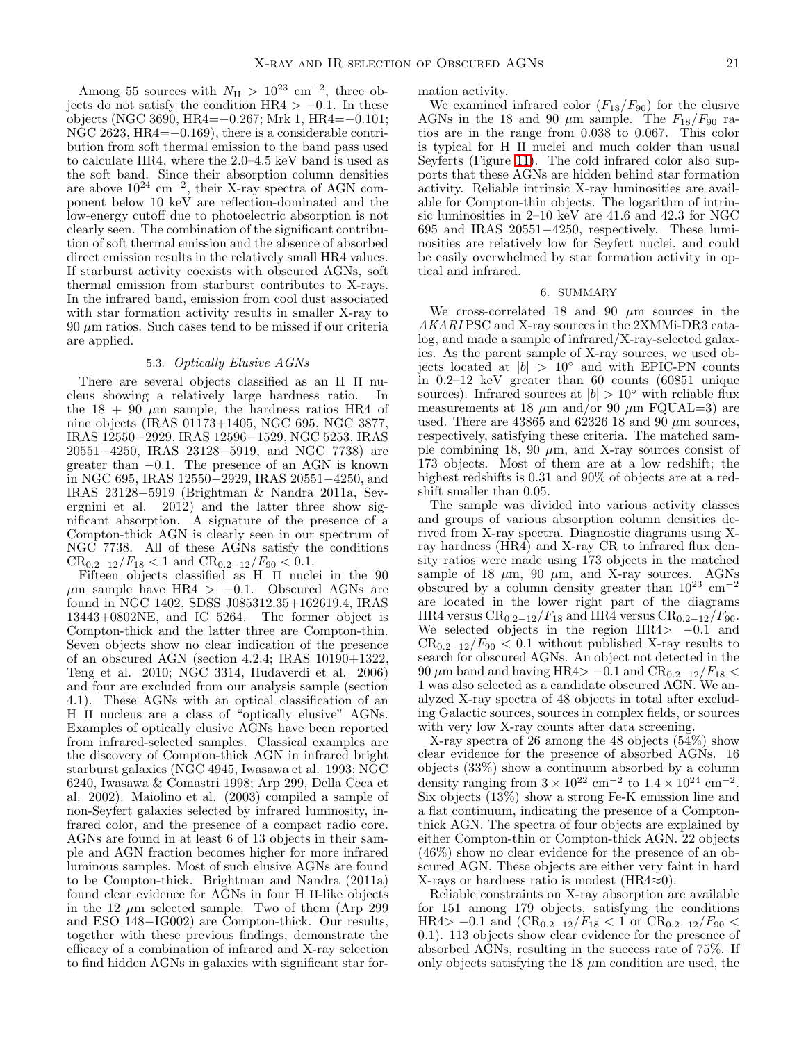Among 55 sources with $N_{\rm H} > 10^{23}$ cm$^{-2}$, three objects do not satisfy the condition HR4 $> -0.1$. In these objects (NGC 3690, HR4$=-0.267$; Mrk 1, HR4$=-0.101$; NGC 2623, HR4$=-0.169$), there is a considerable contribution from soft thermal emission to the band pass used to calculate HR4, where the 2.0–4.5 keV band is used as the soft band. Since their absorption column densities are above $10^{24}$ cm$^{-2}$, their X-ray spectra of AGN component below 10 keV are reflection-dominated and the low-energy cutoff due to photoelectric absorption is not clearly seen. The combination of the significant contribution of soft thermal emission and the absence of absorbed direct emission results in the relatively small HR4 values. If starburst activity coexists with obscured AGNs, soft thermal emission from starburst contributes to X-rays. In the infrared band, emission from cool dust associated with star formation activity results in smaller X-ray to 90 $\mu$m ratios. Such cases tend to be missed if our criteria are applied.

### 5.3. *Optically Elusive AGNs*

There are several objects classified as an H II nucleus showing a relatively large hardness ratio. In the 18 + 90 $\mu$m sample, the hardness ratios HR4 of nine objects (IRAS 01173+1405, NGC 695, NGC 3877, IRAS 12550−2929, IRAS 12596−1529, NGC 5253, IRAS 20551−4250, IRAS 23128−5919, and NGC 7738) are greater than −0.1. The presence of an AGN is known in NGC 695, IRAS 12550−2929, IRAS 20551−4250, and IRAS 23128−5919 (Brightman & Nandra 2011a, Severgnini et al. 2012) and the latter three show significant absorption. A signature of the presence of a Compton-thick AGN is clearly seen in our spectrum of NGC 7738. All of these AGNs satisfy the conditions $\mathrm{CR}_{0.2-12}/F_{18} < 1$ and $\mathrm{CR}_{0.2-12}/F_{90} < 0.1$.

Fifteen objects classified as H II nuclei in the 90 $\mu$m sample have HR4 $> -0.1$. Obscured AGNs are found in NGC 1402, SDSS J085312.35+162619.4, IRAS 13443+0802NE, and IC 5264. The former object is Compton-thick and the latter three are Compton-thin. Seven objects show no clear indication of the presence of an obscured AGN (section 4.2.4; IRAS 10190+1322, Teng et al. 2010; NGC 3314, Hudaverdi et al. 2006) and four are excluded from our analysis sample (section 4.1). These AGNs with an optical classification of an H II nucleus are a class of "optically elusive" AGNs. Examples of optically elusive AGNs have been reported from infrared-selected samples. Classical examples are the discovery of Compton-thick AGN in infrared bright starburst galaxies (NGC 4945, Iwasawa et al. 1993; NGC 6240, Iwasawa & Comastri 1998; Arp 299, Della Ceca et al. 2002). Maiolino et al. (2003) compiled a sample of non-Seyfert galaxies selected by infrared luminosity, infrared color, and the presence of a compact radio core. AGNs are found in at least 6 of 13 objects in their sample and AGN fraction becomes higher for more infrared luminous samples. Most of such elusive AGNs are found to be Compton-thick. Brightman and Nandra (2011a) found clear evidence for AGNs in four H II-like objects in the 12 $\mu$m selected sample. Two of them (Arp 299 and ESO 148−IG002) are Compton-thick. Our results, together with these previous findings, demonstrate the efficacy of a combination of infrared and X-ray selection to find hidden AGNs in galaxies with significant star formation activity.

We examined infrared color ($F_{18}/F_{90}$) for the elusive AGNs in the 18 and 90 $\mu$m sample. The $F_{18}/F_{90}$ ratios are in the range from 0.038 to 0.067. This color is typical for H II nuclei and much colder than usual Seyferts (Figure 11). The cold infrared color also supports that these AGNs are hidden behind star formation activity. Reliable intrinsic X-ray luminosities are available for Compton-thin objects. The logarithm of intrinsic luminosities in 2–10 keV are 41.6 and 42.3 for NGC 695 and IRAS 20551−4250, respectively. These luminosities are relatively low for Seyfert nuclei, and could be easily overwhelmed by star formation activity in optical and infrared.

## 6. SUMMARY

We cross-correlated 18 and 90 $\mu$m sources in the *AKARI* PSC and X-ray sources in the 2XMMi-DR3 catalog, and made a sample of infrared/X-ray-selected galaxies. As the parent sample of X-ray sources, we used objects located at $|b| > 10^\circ$ and with EPIC-PN counts in 0.2–12 keV greater than 60 counts (60851 unique sources). Infrared sources at $|b| > 10^\circ$ with reliable flux measurements at 18 $\mu$m and/or 90 $\mu$m FQUAL=3) are used. There are 43865 and 62326 18 and 90 $\mu$m sources, respectively, satisfying these criteria. The matched sample combining 18, 90 $\mu$m, and X-ray sources consist of 173 objects. Most of them are at a low redshift; the highest redshifts is 0.31 and 90% of objects are at a redshift smaller than 0.05.

The sample was divided into various activity classes and groups of various absorption column densities derived from X-ray spectra. Diagnostic diagrams using X-ray hardness (HR4) and X-ray CR to infrared flux density ratios were made using 173 objects in the matched sample of 18 $\mu$m, 90 $\mu$m, and X-ray sources. AGNs obscured by a column density greater than $10^{23}$ cm$^{-2}$ are located in the lower right part of the diagrams HR4 versus $\mathrm{CR}_{0.2-12}/F_{18}$ and HR4 versus $\mathrm{CR}_{0.2-12}/F_{90}$. We selected objects in the region HR4$> -0.1$ and $\mathrm{CR}_{0.2-12}/F_{90} < 0.1$ without published X-ray results to search for obscured AGNs. An object not detected in the 90 $\mu$m band and having HR4$> -0.1$ and $\mathrm{CR}_{0.2-12}/F_{18} < 1$ was also selected as a candidate obscured AGN. We analyzed X-ray spectra of 48 objects in total after excluding Galactic sources, sources in complex fields, or sources with very low X-ray counts after data screening.

X-ray spectra of 26 among the 48 objects (54%) show clear evidence for the presence of absorbed AGNs. 16 objects (33%) show a continuum absorbed by a column density ranging from $3 \times 10^{22}$ cm$^{-2}$ to $1.4 \times 10^{24}$ cm$^{-2}$. Six objects (13%) show a strong Fe-K emission line and a flat continuum, indicating the presence of a Compton-thick AGN. The spectra of four objects are explained by either Compton-thin or Compton-thick AGN. 22 objects (46%) show no clear evidence for the presence of an obscured AGN. These objects are either very faint in hard X-rays or hardness ratio is modest (HR4$\approx$0).

Reliable constraints on X-ray absorption are available for 151 among 179 objects, satisfying the conditions HR4$> -0.1$ and ($\mathrm{CR}_{0.2-12}/F_{18} < 1$ or $\mathrm{CR}_{0.2-12}/F_{90} < 0.1$). 113 objects show clear evidence for the presence of absorbed AGNs, resulting in the success rate of 75%. If only objects satisfying the 18 $\mu$m condition are used, the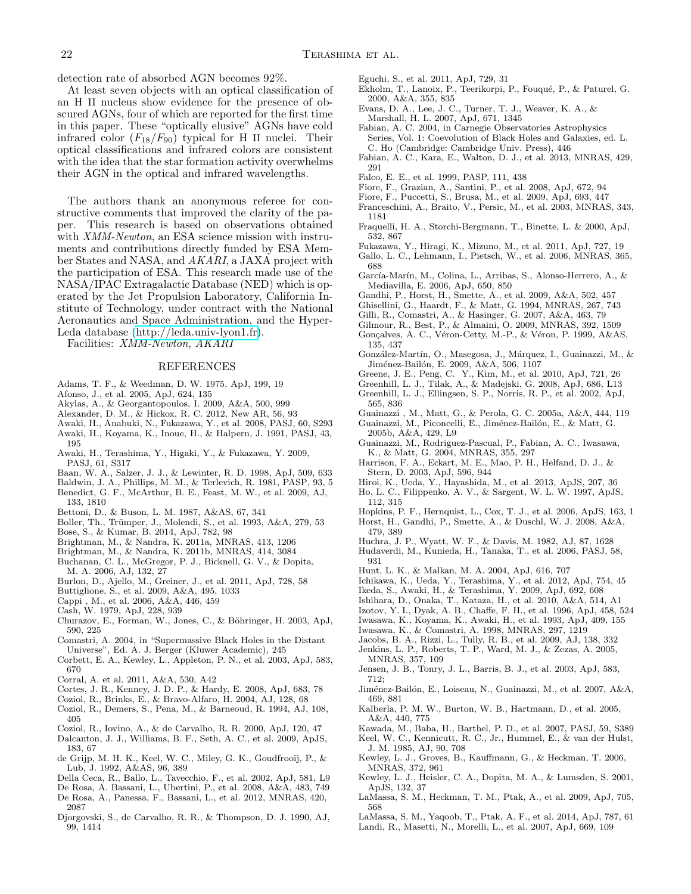detection rate of absorbed AGN becomes 92%.

At least seven objects with an optical classification of an H II nucleus show evidence for the presence of obscured AGNs, four of which are reported for the first time in this paper. These "optically elusive" AGNs have cold infrared color ($F_{18}/F_{90}$) typical for H II nuclei. Their optical classifications and infrared colors are consistent with the idea that the star formation activity overwhelms their AGN in the optical and infrared wavelengths.

The authors thank an anonymous referee for constructive comments that improved the clarity of the paper. This research is based on observations obtained with *XMM-Newton*, an ESA science mission with instruments and contributions directly funded by ESA Member States and NASA, and *AKARI*, a JAXA project with the participation of ESA. This research made use of the NASA/IPAC Extragalactic Database (NED) which is operated by the Jet Propulsion Laboratory, California Institute of Technology, under contract with the National Aeronautics and Space Administration, and the HyperLeda database (http://leda.univ-lyon1.fr).

Facilities: *XMM-Newton*, *AKARI*

## REFERENCES

Adams, T. F., & Weedman, D. W. 1975, ApJ, 199, 19
Afonso, J., et al. 2005, ApJ, 624, 135
Akylas, A., & Georgantopoulos, I. 2009, A&A, 500, 999
Alexander, D. M., & Hickox, R. C. 2012, New AR, 56, 93
Awaki, H., Anabuki, N., Fukazawa, Y., et al. 2008, PASJ, 60, S293
Awaki, H., Koyama, K., Inoue, H., & Halpern, J. 1991, PASJ, 43, 195
Awaki, H., Terashima, Y., Higaki, Y., & Fukazawa, Y. 2009, PASJ, 61, S317
Baan, W. A., Salzer, J. J., & Lewinter, R. D. 1998, ApJ, 509, 633
Baldwin, J. A., Phillips, M. M., & Terlevich, R. 1981, PASP, 93, 5
Benedict, G. F., McArthur, B. E., Feast, M. W., et al. 2009, AJ, 133, 1810
Bettoni, D., & Buson, L. M. 1987, A&AS, 67, 341
Boller, Th., Trümper, J., Molendi, S., et al. 1993, A&A, 279, 53
Bose, S., & Kumar, B. 2014, ApJ, 782, 98
Brightman, M., & Nandra, K. 2011a, MNRAS, 413, 1206
Brightman, M., & Nandra, K. 2011b, MNRAS, 414, 3084
Buchanan, C. L., McGregor, P. J., Bicknell, G. V., & Dopita, M. A. 2006, AJ, 132, 27
Burlon, D., Ajello, M., Greiner, J., et al. 2011, ApJ, 728, 58
Buttiglione, S., et al. 2009, A&A, 495, 1033
Cappi , M., et al. 2006, A&A, 446, 459
Cash, W. 1979, ApJ, 228, 939
Churazov, E., Forman, W., Jones, C., & Böhringer, H. 2003, ApJ, 590, 225
Comastri, A. 2004, in "Supermassive Black Holes in the Distant Universe", Ed. A. J. Berger (Kluwer Academic), 245
Corbett, E. A., Kewley, L., Appleton, P. N., et al. 2003, ApJ, 583, 670
Corral, A. et al. 2011, A&A, 530, A42
Cortes, J. R., Kenney, J. D. P., & Hardy, E. 2008, ApJ, 683, 78
Coziol, R., Brinks, E., & Bravo-Alfaro, H. 2004, AJ, 128, 68
Coziol, R., Demers, S., Pena, M., & Barneoud, R. 1994, AJ, 108, 405
Coziol, R., Iovino, A., & de Carvalho, R. R. 2000, ApJ, 120, 47
Dalcanton, J. J., Williams, B. F., Seth, A. C., et al. 2009, ApJS, 183, 67
de Grijp, M. H. K., Keel, W. C., Miley, G. K., Goudfrooij, P., & Lub, J. 1992, A&AS, 96, 389
Della Ceca, R., Ballo, L., Tavecchio, F., et al. 2002, ApJ, 581, L9
De Rosa, A. Bassani, L., Ubertini, P., et al. 2008, A&A, 483, 749
De Rosa, A., Panessa, F., Bassani, L., et al. 2012, MNRAS, 420, 2087
Djorgovski, S., de Carvalho, R. R., & Thompson, D. J. 1990, AJ, 99, 1414
Eguchi, S., et al. 2011, ApJ, 729, 31
Ekholm, T., Lanoix, P., Teerikorpi, P., Fouqué, P., & Paturel, G. 2000, A&A, 355, 835
Evans, D. A., Lee, J. C., Turner, T. J., Weaver, K. A., & Marshall, H. L. 2007, ApJ, 671, 1345
Fabian, A. C. 2004, in Carnegie Observatories Astrophysics Series, Vol. 1: Coevolution of Black Holes and Galaxies, ed. L. C. Ho (Cambridge: Cambridge Univ. Press), 446
Fabian, A. C., Kara, E., Walton, D. J., et al. 2013, MNRAS, 429, 291
Falco, E. E., et al. 1999, PASP, 111, 438
Fiore, F., Grazian, A., Santini, P., et al. 2008, ApJ, 672, 94
Fiore, F., Puccetti, S., Brusa, M., et al. 2009, ApJ, 693, 447
Franceschini, A., Braito, V., Persic, M., et al. 2003, MNRAS, 343, 1181
Fraquelli, H. A., Storchi-Bergmann, T., Binette, L. & 2000, ApJ, 532, 867
Fukazawa, Y., Hiragi, K., Mizuno, M., et al. 2011, ApJ, 727, 19
Gallo, L. C., Lehmann, I., Pietsch, W., et al. 2006, MNRAS, 365, 688
García-Marín, M., Colina, L., Arribas, S., Alonso-Herrero, A., & Mediavilla, E. 2006, ApJ, 650, 850
Gandhi, P., Horst, H., Smette, A., et al. 2009, A&A, 502, 457
Ghisellini, G., Haardt, F., & Matt, G. 1994, MNRAS, 267, 743
Gilli, R., Comastri, A., & Hasinger, G. 2007, A&A, 463, 79
Gilmour, R., Best, P., & Almaini, O. 2009, MNRAS, 392, 1509
Gonçalves, A. C., Véron-Cetty, M.-P., & Véron, P. 1999, A&AS, 135, 437
González-Martín, O., Masegosa, J., Márquez, I., Guainazzi, M., & Jiménez-Bailón, E. 2009, A&A, 506, 1107
Greene, J. E., Peng, C. Y., Kim, M., et al. 2010, ApJ, 721, 26
Greenhill, L. J., Tilak, A., & Madejski, G. 2008, ApJ, 686, L13
Greenhill, L. J., Ellingsen, S. P., Norris, R. P., et al. 2002, ApJ, 565, 836
Guainazzi , M., Matt, G., & Perola, G. C. 2005a, A&A, 444, 119
Guainazzi, M., Piconcelli, E., Jiménez-Bailón, E., & Matt, G. 2005b, A&A, 429, L9
Guainazzi, M., Rodriguez-Pascual, P., Fabian, A. C., Iwasawa, K., & Matt, G. 2004, MNRAS, 355, 297
Harrison, F. A., Eckart, M. E., Mao, P. H., Helfand, D. J., & Stern, D. 2003, ApJ, 596, 944
Hiroi, K., Ueda, Y., Hayashida, M., et al. 2013, ApJS, 207, 36
Ho, L. C., Filippenko, A. V., & Sargent, W. L. W. 1997, ApJS, 112, 315
Hopkins, P. F., Hernquist, L., Cox, T. J., et al. 2006, ApJS, 163, 1
Horst, H., Gandhi, P., Smette, A., & Duschl, W. J. 2008, A&A, 479, 389
Huchra, J. P., Wyatt, W. F., & Davis, M. 1982, AJ, 87, 1628
Hudaverdi, M., Kunieda, H., Tanaka, T., et al. 2006, PASJ, 58, 931
Hunt, L. K., & Malkan, M. A. 2004, ApJ, 616, 707
Ichikawa, K., Ueda, Y., Terashima, Y., et al. 2012, ApJ, 754, 45
Ikeda, S., Awaki, H., & Terashima, Y. 2009, ApJ, 692, 608
Ishihara, D., Onaka, T., Kataza, H., et al. 2010, A&A, 514, A1
Izotov, Y. I., Dyak, A. B., Chaffe, F. H., et al. 1996, ApJ, 458, 524
Iwasawa, K., Koyama, K., Awaki, H., et al. 1993, ApJ, 409, 155
Iwasawa, K., & Comastri, A. 1998, MNRAS, 297, 1219
Jacobs, B. A., Rizzi, L., Tully, R. B., et al. 2009, AJ, 138, 332
Jenkins, L. P., Roberts, T. P., Ward, M. J., & Zezas, A. 2005, MNRAS, 357, 109
Jensen, J. B., Tonry, J. L., Barris, B. J., et al. 2003, ApJ, 583, 712;
Jiménez-Bailón, E., Loiseau, N., Guainazzi, M., et al. 2007, A&A, 469, 881
Kalberla, P. M. W., Burton, W. B., Hartmann, D., et al. 2005, A&A, 440, 775
Kawada, M., Baba, H., Barthel, P. D., et al. 2007, PASJ, 59, S389
Keel, W. C., Kennicutt, R. C., Jr., Hummel, E., & van der Hulst, J. M. 1985, AJ, 90, 708
Kewley, L. J., Groves, B., Kauffmann, G., & Heckman, T. 2006, MNRAS, 372, 961
Kewley, L. J., Heisler, C. A., Dopita, M. A., & Lumsden, S. 2001, ApJS, 132, 37
LaMassa, S. M., Heckman, T. M., Ptak, A., et al. 2009, ApJ, 705, 568
LaMassa, S. M., Yaqoob, T., Ptak, A. F., et al. 2014, ApJ, 787, 61
Landi, R., Masetti, N., Morelli, L., et al. 2007, ApJ, 669, 109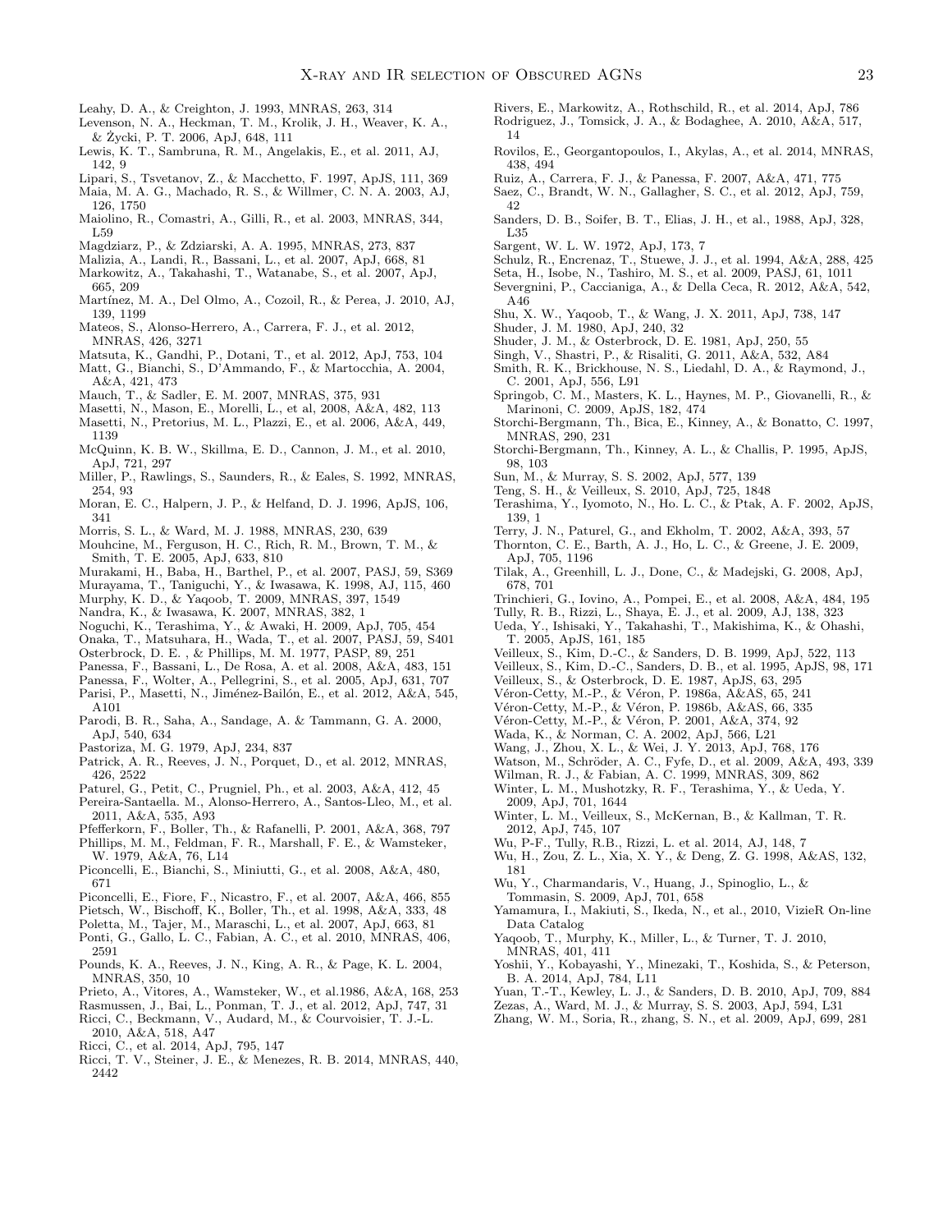Leahy, D. A., & Creighton, J. 1993, MNRAS, 263, 314

Levenson, N. A., Heckman, T. M., Krolik, J. H., Weaver, K. A., & Życki, P. T. 2006, ApJ, 648, 111

Lewis, K. T., Sambruna, R. M., Angelakis, E., et al. 2011, AJ, 142, 9

Lipari, S., Tsvetanov, Z., & Macchetto, F. 1997, ApJS, 111, 369

Maia, M. A. G., Machado, R. S., & Willmer, C. N. A. 2003, AJ, 126, 1750

Maiolino, R., Comastri, A., Gilli, R., et al. 2003, MNRAS, 344, L59

Magdziarz, P., & Zdziarski, A. A. 1995, MNRAS, 273, 837

Malizia, A., Landi, R., Bassani, L., et al. 2007, ApJ, 668, 81

Markowitz, A., Takahashi, T., Watanabe, S., et al. 2007, ApJ, 665, 209

Martínez, M. A., Del Olmo, A., Cozoil, R., & Perea, J. 2010, AJ, 139, 1199

Mateos, S., Alonso-Herrero, A., Carrera, F. J., et al. 2012, MNRAS, 426, 3271

Matsuta, K., Gandhi, P., Dotani, T., et al. 2012, ApJ, 753, 104

Matt, G., Bianchi, S., D'Ammando, F., & Martocchia, A. 2004, A&A, 421, 473

Mauch, T., & Sadler, E. M. 2007, MNRAS, 375, 931

Masetti, N., Mason, E., Morelli, L., et al, 2008, A&A, 482, 113

Masetti, N., Pretorius, M. L., Plazzi, E., et al. 2006, A&A, 449, 1139

McQuinn, K. B. W., Skillma, E. D., Cannon, J. M., et al. 2010, ApJ, 721, 297

Miller, P., Rawlings, S., Saunders, R., & Eales, S. 1992, MNRAS, 254, 93

Moran, E. C., Halpern, J. P., & Helfand, D. J. 1996, ApJS, 106, 341

Morris, S. L., & Ward, M. J. 1988, MNRAS, 230, 639

Mouhcine, M., Ferguson, H. C., Rich, R. M., Brown, T. M., & Smith, T. E. 2005, ApJ, 633, 810

Murakami, H., Baba, H., Barthel, P., et al. 2007, PASJ, 59, S369

Murayama, T., Taniguchi, Y., & Iwasawa, K. 1998, AJ, 115, 460

Murphy, K. D., & Yaqoob, T. 2009, MNRAS, 397, 1549

Nandra, K., & Iwasawa, K. 2007, MNRAS, 382, 1

Noguchi, K., Terashima, Y., & Awaki, H. 2009, ApJ, 705, 454

Onaka, T., Matsuhara, H., Wada, T., et al. 2007, PASJ, 59, S401

Osterbrock, D. E. , & Phillips, M. M. 1977, PASP, 89, 251

Panessa, F., Bassani, L., De Rosa, A. et al. 2008, A&A, 483, 151

Panessa, F., Wolter, A., Pellegrini, S., et al. 2005, ApJ, 631, 707

Parisi, P., Masetti, N., Jiménez-Bailón, E., et al. 2012, A&A, 545, A101

Parodi, B. R., Saha, A., Sandage, A. & Tammann, G. A. 2000, ApJ, 540, 634

Pastoriza, M. G. 1979, ApJ, 234, 837

Patrick, A. R., Reeves, J. N., Porquet, D., et al. 2012, MNRAS, 426, 2522

Paturel, G., Petit, C., Prugniel, Ph., et al. 2003, A&A, 412, 45

Pereira-Santaella. M., Alonso-Herrero, A., Santos-Lleo, M., et al. 2011, A&A, 535, A93

Pfefferkorn, F., Boller, Th., & Rafanelli, P. 2001, A&A, 368, 797

Phillips, M. M., Feldman, F. R., Marshall, F. E., & Wamsteker, W. 1979, A&A, 76, L14

Piconcelli, E., Bianchi, S., Miniutti, G., et al. 2008, A&A, 480, 671

Piconcelli, E., Fiore, F., Nicastro, F., et al. 2007, A&A, 466, 855

Pietsch, W., Bischoff, K., Boller, Th., et al. 1998, A&A, 333, 48

Poletta, M., Tajer, M., Maraschi, L., et al. 2007, ApJ, 663, 81

Ponti, G., Gallo, L. C., Fabian, A. C., et al. 2010, MNRAS, 406, 2591

Pounds, K. A., Reeves, J. N., King, A. R., & Page, K. L. 2004, MNRAS, 350, 10

Prieto, A., Vitores, A., Wamsteker, W., et al.1986, A&A, 168, 253

Rasmussen, J., Bai, L., Ponman, T. J., et al. 2012, ApJ, 747, 31

Ricci, C., Beckmann, V., Audard, M., & Courvoisier, T. J.-L. 2010, A&A, 518, A47

Ricci, C., et al. 2014, ApJ, 795, 147

Ricci, T. V., Steiner, J. E., & Menezes, R. B. 2014, MNRAS, 440, 2442

Rivers, E., Markowitz, A., Rothschild, R., et al. 2014, ApJ, 786

Rodriguez, J., Tomsick, J. A., & Bodaghee, A. 2010, A&A, 517, 14

Rovilos, E., Georgantopoulos, I., Akylas, A., et al. 2014, MNRAS, 438, 494

Ruiz, A., Carrera, F. J., & Panessa, F. 2007, A&A, 471, 775

Saez, C., Brandt, W. N., Gallagher, S. C., et al. 2012, ApJ, 759, 42

Sanders, D. B., Soifer, B. T., Elias, J. H., et al., 1988, ApJ, 328, L35

Sargent, W. L. W. 1972, ApJ, 173, 7

Schulz, R., Encrenaz, T., Stuewe, J. J., et al. 1994, A&A, 288, 425

Seta, H., Isobe, N., Tashiro, M. S., et al. 2009, PASJ, 61, 1011

Severgnini, P., Caccianiga, A., & Della Ceca, R. 2012, A&A, 542, A46

Shu, X. W., Yaqoob, T., & Wang, J. X. 2011, ApJ, 738, 147

Shuder, J. M. 1980, ApJ, 240, 32

Shuder, J. M., & Osterbrock, D. E. 1981, ApJ, 250, 55

Singh, V., Shastri, P., & Risaliti, G. 2011, A&A, 532, A84

Smith, R. K., Brickhouse, N. S., Liedahl, D. A., & Raymond, J., C. 2001, ApJ, 556, L91

Springob, C. M., Masters, K. L., Haynes, M. P., Giovanelli, R., & Marinoni, C. 2009, ApJS, 182, 474

Storchi-Bergmann, Th., Bica, E., Kinney, A., & Bonatto, C. 1997, MNRAS, 290, 231

Storchi-Bergmann, Th., Kinney, A. L., & Challis, P. 1995, ApJS, 98, 103

Sun, M., & Murray, S. S. 2002, ApJ, 577, 139

Teng, S. H., & Veilleux, S. 2010, ApJ, 725, 1848

Terashima, Y., Iyomoto, N., Ho. L. C., & Ptak, A. F. 2002, ApJS, 139, 1

Terry, J. N., Paturel, G., and Ekholm, T. 2002, A&A, 393, 57

Thornton, C. E., Barth, A. J., Ho, L. C., & Greene, J. E. 2009, ApJ, 705, 1196

Tilak, A., Greenhill, L. J., Done, C., & Madejski, G. 2008, ApJ, 678, 701

Trinchieri, G., Iovino, A., Pompei, E., et al. 2008, A&A, 484, 195

Tully, R. B., Rizzi, L., Shaya, E. J., et al. 2009, AJ, 138, 323

Ueda, Y., Ishisaki, Y., Takahashi, T., Makishima, K., & Ohashi, T. 2005, ApJS, 161, 185

Veilleux, S., Kim, D.-C., & Sanders, D. B. 1999, ApJ, 522, 113

Veilleux, S., Kim, D.-C., Sanders, D. B., et al. 1995, ApJS, 98, 171

Veilleux, S., & Osterbrock, D. E. 1987, ApJS, 63, 295

Véron-Cetty, M.-P., & Véron, P. 1986a, A&AS, 65, 241

Véron-Cetty, M.-P., & Véron, P. 1986b, A&AS, 66, 335

Véron-Cetty, M.-P., & Véron, P. 2001, A&A, 374, 92

Wada, K., & Norman, C. A. 2002, ApJ, 566, L21

Wang, J., Zhou, X. L., & Wei, J. Y. 2013, ApJ, 768, 176

Watson, M., Schröder, A. C., Fyfe, D., et al. 2009, A&A, 493, 339

Wilman, R. J., & Fabian, A. C. 1999, MNRAS, 309, 862

Winter, L. M., Mushotzky, R. F., Terashima, Y., & Ueda, Y. 2009, ApJ, 701, 1644

Winter, L. M., Veilleux, S., McKernan, B., & Kallman, T. R. 2012, ApJ, 745, 107

Wu, P-F., Tully, R.B., Rizzi, L. et al. 2014, AJ, 148, 7

Wu, H., Zou, Z. L., Xia, X. Y., & Deng, Z. G. 1998, A&AS, 132, 181

Wu, Y., Charmandaris, V., Huang, J., Spinoglio, L., & Tommasin, S. 2009, ApJ, 701, 658

Yamamura, I., Makiuti, S., Ikeda, N., et al., 2010, VizieR On-line Data Catalog

Yaqoob, T., Murphy, K., Miller, L., & Turner, T. J. 2010, MNRAS, 401, 411

Yoshii, Y., Kobayashi, Y., Minezaki, T., Koshida, S., & Peterson, B. A. 2014, ApJ, 784, L11

Yuan, T.-T., Kewley, L. J., & Sanders, D. B. 2010, ApJ, 709, 884

Zezas, A., Ward, M. J., & Murray, S. S. 2003, ApJ, 594, L31

Zhang, W. M., Soria, R., zhang, S. N., et al. 2009, ApJ, 699, 281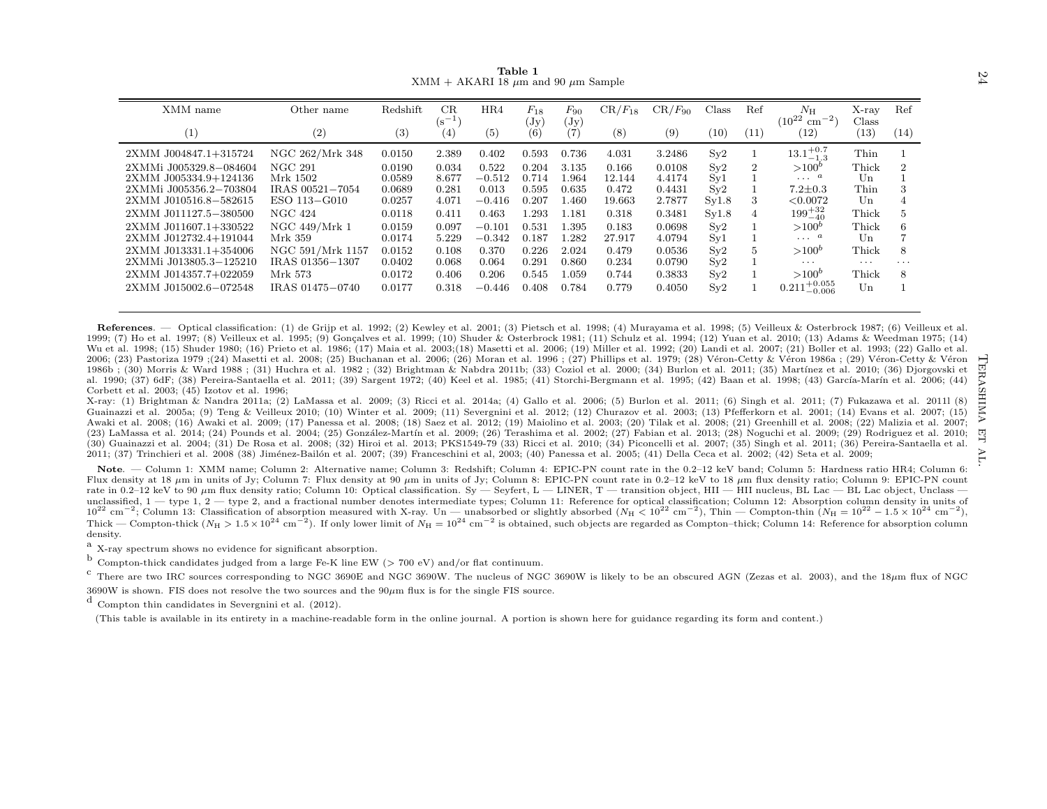**Table 1**
XMM + AKARI 18 μm and 90 μm Sample

| XMM name | Other name | Redshift | CR ($s^{-1}$) | HR4 | $F_{18}$ (Jy) | $F_{90}$ (Jy) | CR/$F_{18}$ | CR/$F_{90}$ | Class | Ref | $N_{\rm H}$ ($10^{22}$ cm$^{-2}$) | X-ray Class | Ref |
|---|---|---|---|---|---|---|---|---|---|---|---|---|---|
| (1) | (2) | (3) | (4) | (5) | (6) | (7) | (8) | (9) | (10) | (11) | (12) | (13) | (14) |
| 2XMM J004847.1+315724 | NGC 262/Mrk 348 | 0.0150 | 2.389 | 0.402 | 0.593 | 0.736 | 4.031 | 3.2486 | Sy2 | 1 | $13.1^{+0.7}_{-1.3}$ | Thin | 1 |
| 2XMMi J005329.8−084604 | NGC 291 | 0.0190 | 0.034 | 0.522 | 0.204 | 3.135 | 0.166 | 0.0108 | Sy2 | 2 | $>100^{b}$ | Thick | 2 |
| 2XMM J005334.9+124136 | Mrk 1502 | 0.0589 | 8.677 | −0.512 | 0.714 | 1.964 | 12.144 | 4.4174 | Sy1 | 1 | $\cdots$ [a] | Un | 1 |
| 2XMMi J005356.2−703804 | IRAS 00521−7054 | 0.0689 | 0.281 | 0.013 | 0.595 | 0.635 | 0.472 | 0.4431 | Sy2 | 1 | 7.2±0.3 | Thin | 3 |
| 2XMM J010516.8−582615 | ESO 113−G010 | 0.0257 | 4.071 | −0.416 | 0.207 | 1.460 | 19.663 | 2.7877 | Sy1.8 | 3 | <0.0072 | Un | 4 |
| 2XMM J011127.5−380500 | NGC 424 | 0.0118 | 0.411 | 0.463 | 1.293 | 1.181 | 0.318 | 0.3481 | Sy1.8 | 4 | $199^{+32}_{-40}$ | Thick | 5 |
| 2XMM J011607.1+330522 | NGC 449/Mrk 1 | 0.0159 | 0.097 | −0.101 | 0.531 | 1.395 | 0.183 | 0.0698 | Sy2 | 1 | $>100^{b}$ | Thick | 6 |
| 2XMM J012732.4+191044 | Mrk 359 | 0.0174 | 5.229 | −0.342 | 0.187 | 1.282 | 27.917 | 4.0794 | Sy1 | 1 | $\cdots$ [a] | Un | 7 |
| 2XMM J013331.1+354006 | NGC 591/Mrk 1157 | 0.0152 | 0.108 | 0.370 | 0.226 | 2.024 | 0.479 | 0.0536 | Sy2 | 5 | $>100^{b}$ | Thick | 8 |
| 2XMMi J013805.3−125210 | IRAS 01356−1307 | 0.0402 | 0.068 | 0.064 | 0.291 | 0.860 | 0.234 | 0.0790 | Sy2 | 1 | $\cdots$ | $\cdots$ | $\cdots$ |
| 2XMM J014357.7+022059 | Mrk 573 | 0.0172 | 0.406 | 0.206 | 0.545 | 1.059 | 0.744 | 0.3833 | Sy2 | 1 | $>100^{b}$ | Thick | 8 |
| 2XMM J015002.6−072548 | IRAS 01475−0740 | 0.0177 | 0.318 | −0.446 | 0.408 | 0.784 | 0.779 | 0.4050 | Sy2 | 1 | $0.211^{+0.055}_{-0.006}$ | Un | 1 |

**References**. — Optical classification: (1) de Grijp et al. 1992; (2) Kewley et al. 2001; (3) Pietsch et al. 1998; (4) Murayama et al. 1998; (5) Veilleux & Osterbrock 1987; (6) Veilleux et al. 1999; (7) Ho et al. 1997; (8) Veilleux et al. 1995; (9) Gonçalves et al. 1999; (10) Shuder & Osterbrock 1981; (11) Schulz et al. 1994; (12) Yuan et al. 2010; (13) Adams & Weedman 1975; (14) Wu et al. 1998; (15) Shuder 1980; (16) Prieto et al. 1986; (17) Maia et al. 2003;(18) Masetti et al. 2006; (19) Miller et al. 1992; (20) Landi et al. 2007; (21) Boller et al. 1993; (22) Gallo et al. 2006; (23) Pastoriza 1979 ;(24) Masetti et al. 2008; (25) Buchanan et al. 2006; (26) Moran et al. 1996 ; (27) Phillips et al. 1979; (28) Véron-Cetty & Véron 1986a ; (29) Véron-Cetty & Véron 1986b ; (30) Morris & Ward 1988 ; (31) Huchra et al. 1982 ; (32) Brightman & Nabdra 2011b; (33) Coziol et al. 2000; (34) Burlon et al. 2011; (35) Martínez et al. 2010; (36) Djorgovski et al. 1990; (37) 6dF; (38) Pereira-Santaella et al. 2011; (39) Sargent 1972; (40) Keel et al. 1985; (41) Storchi-Bergmann et al. 1995; (42) Baan et al. 1998; (43) García-Marín et al. 2006; (44) Corbett et al. 2003; (45) Izotov et al. 1996;
X-ray: (1) Brightman & Nandra 2011a; (2) LaMassa et al. 2009; (3) Ricci et al. 2014a; (4) Gallo et al. 2006; (5) Burlon et al. 2011; (6) Singh et al. 2011; (7) Fukazawa et al. 2011l (8) Guainazzi et al. 2005a; (9) Teng & Veilleux 2010; (10) Winter et al. 2009; (11) Severgnini et al. 2012; (12) Churazov et al. 2003; (13) Pfefferkorn et al. 2001; (14) Evans et al. 2007; (15) Awaki et al. 2008; (16) Awaki et al. 2009; (17) Panessa et al. 2008; (18) Saez et al. 2012; (19) Maiolino et al. 2003; (20) Tilak et al. 2008; (21) Greenhill et al. 2008; (22) Malizia et al. 2007; (23) LaMassa et al. 2014; (24) Pounds et al. 2004; (25) González-Martín et al. 2009; (26) Terashima et al. 2002; (27) Fabian et al. 2013; (28) Noguchi et al. 2009; (29) Rodriguez et al. 2010; (30) Guainazzi et al. 2004; (31) De Rosa et al. 2008; (32) Hiroi et al. 2013; PKS1549-79 (33) Ricci et al. 2010; (34) Piconcelli et al. 2007; (35) Singh et al. 2011; (36) Pereira-Santaella et al. 2011; (37) Trinchieri et al. 2008 (38) Jiménez-Bailón et al. 2007; (39) Franceschini et al, 2003; (40) Panessa et al. 2005; (41) Della Ceca et al. 2002; (42) Seta et al. 2009;

**Note**. — Column 1: XMM name; Column 2: Alternative name; Column 3: Redshift; Column 4: EPIC-PN count rate in the 0.2–12 keV band; Column 5: Hardness ratio HR4; Column 6: Flux density at 18 μm in units of Jy; Column 7: Flux density at 90 μm in units of Jy; Column 8: EPIC-PN count rate in 0.2–12 keV to 18 μm flux density ratio; Column 9: EPIC-PN count rate in 0.2–12 keV to 90 μm flux density ratio; Column 10: Optical classification. Sy — Seyfert, L — LINER, T — transition object, HII — HII nucleus, BL Lac — BL Lac object, Unclass — unclassified, 1 — type 1, 2 — type 2, and a fractional number denotes intermediate types; Column 11: Reference for optical classification; Column 12: Absorption column density in units of $10^{22}$ cm$^{-2}$; Column 13: Classification of absorption measured with X-ray. Un — unabsorbed or slightly absorbed ($N_{\rm H} < 10^{22}$ cm$^{-2}$), Thin — Compton-thin ($N_{\rm H} = 10^{22} - 1.5 \times 10^{24}$ cm$^{-2}$), Thick — Compton-thick ($N_{\rm H} > 1.5 \times 10^{24}$ cm$^{-2}$). If only lower limit of $N_{\rm H} = 10^{24}$ cm$^{-2}$ is obtained, such objects are regarded as Compton–thick; Column 14: Reference for absorption column density.

[a] X-ray spectrum shows no evidence for significant absorption.

[b] Compton-thick candidates judged from a large Fe-K line EW (> 700 eV) and/or flat continuum.

[c] There are two IRC sources corresponding to NGC 3690E and NGC 3690W. The nucleus of NGC 3690W is likely to be an obscured AGN (Zezas et al. 2003), and the 18μm flux of NGC 3690W is shown. FIS does not resolve the two sources and the 90μm flux is for the single FIS source.

[d] Compton thin candidates in Severgnini et al. (2012).

(This table is available in its entirety in a machine-readable form in the online journal. A portion is shown here for guidance regarding its form and content.)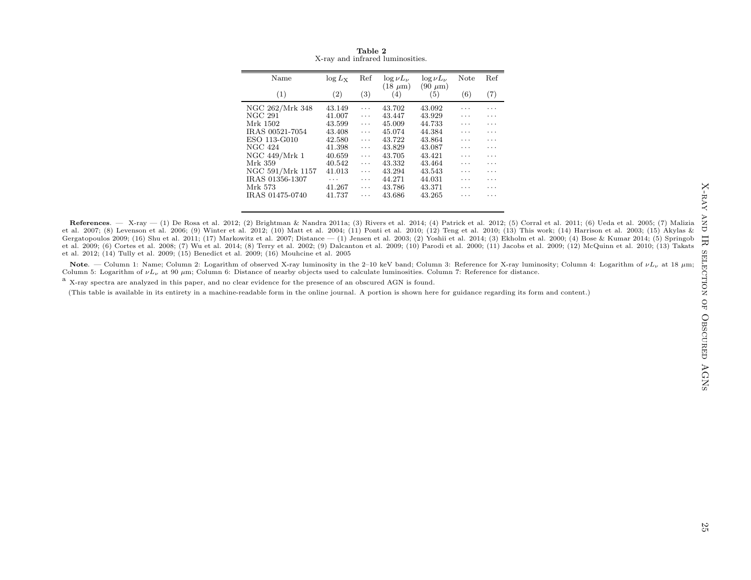**Table 2**
X-ray and infrared luminosities.

| Name | $\log L_{\rm X}$ | Ref | $\log \nu L_\nu$ (18 $\mu$m) | $\log \nu L_\nu$ (90 $\mu$m) | Note | Ref |
|---|---|---|---|---|---|---|
| (1) | (2) | (3) | (4) | (5) | (6) | (7) |
| NGC 262/Mrk 348 | 43.149 | ··· | 43.702 | 43.092 | ··· | ··· |
| NGC 291 | 41.007 | ··· | 43.447 | 43.929 | ··· | ··· |
| Mrk 1502 | 43.599 | ··· | 45.009 | 44.733 | ··· | ··· |
| IRAS 00521-7054 | 43.408 | ··· | 45.074 | 44.384 | ··· | ··· |
| ESO 113-G010 | 42.580 | ··· | 43.722 | 43.864 | ··· | ··· |
| NGC 424 | 41.398 | ··· | 43.829 | 43.087 | ··· | ··· |
| NGC 449/Mrk 1 | 40.659 | ··· | 43.705 | 43.421 | ··· | ··· |
| Mrk 359 | 40.542 | ··· | 43.332 | 43.464 | ··· | ··· |
| NGC 591/Mrk 1157 | 41.013 | ··· | 43.294 | 43.543 | ··· | ··· |
| IRAS 01356-1307 | ··· | ··· | 44.271 | 44.031 | ··· | ··· |
| Mrk 573 | 41.267 | ··· | 43.786 | 43.371 | ··· | ··· |
| IRAS 01475-0740 | 41.737 | ··· | 43.686 | 43.265 | ··· | ··· |

**References**. — X-ray — (1) De Rosa et al. 2012; (2) Brightman & Nandra 2011a; (3) Rivers et al. 2014; (4) Patrick et al. 2012; (5) Corral et al. 2011; (6) Ueda et al. 2005; (7) Malizia et al. 2007; (8) Levenson et al. 2006; (9) Winter et al. 2012; (10) Matt et al. 2004; (11) Ponti et al. 2010; (12) Teng et al. 2010; (13) This work; (14) Harrison et al. 2003; (15) Akylas & Gergatopoulos 2009; (16) Shu et al. 2011; (17) Markowitz et al. 2007; Distance — (1) Jensen et al. 2003; (2) Yoshii et al. 2014; (3) Ekholm et al. 2000; (4) Bose & Kumar 2014; (5) Springob et al. 2009; (6) Cortes et al. 2008; (7) Wu et al. 2014; (8) Terry et al. 2002; (9) Dalcanton et al. 2009; (10) Parodi et al. 2000; (11) Jacobs et al. 2009; (12) McQuinn et al. 2010; (13) Takats et al. 2012; (14) Tully et al. 2009; (15) Benedict et al. 2009; (16) Mouhcine et al. 2005

**Note**. — Column 1: Name; Column 2: Logarithm of observed X-ray luminosity in the 2–10 keV band; Column 3: Reference for X-ray luminosity; Column 4: Logarithm of $\nu L_\nu$ at 18 $\mu$m; Column 5: Logarithm of $\nu L_\nu$ at 90 $\mu$m; Column 6: Distance of nearby objects used to calculate luminosities. Column 7: Reference for distance.

[a] X-ray spectra are analyzed in this paper, and no clear evidence for the presence of an obscured AGN is found.

(This table is available in its entirety in a machine-readable form in the online journal. A portion is shown here for guidance regarding its form and content.)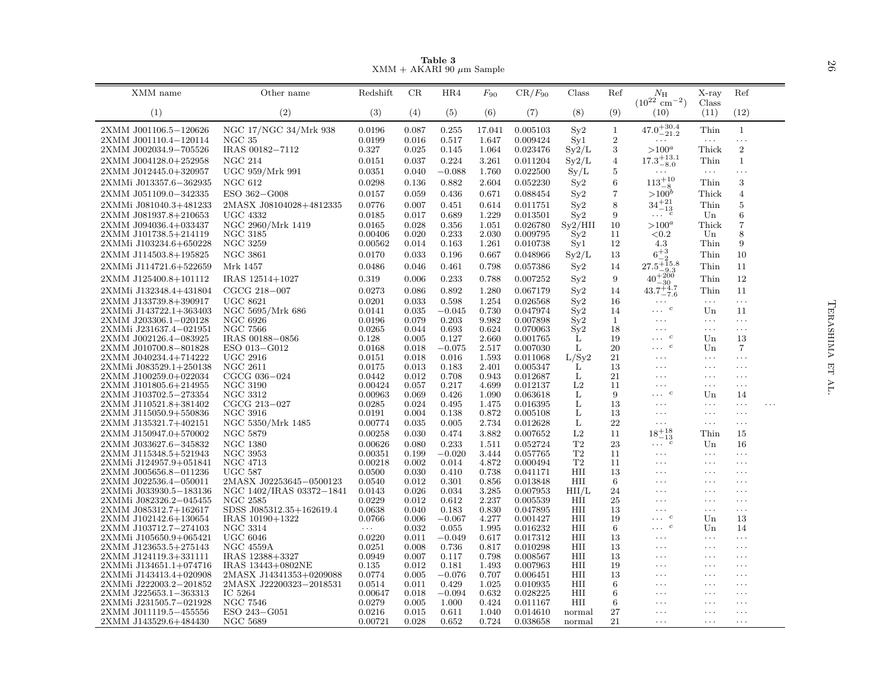**Table 3**
XMM + AKARI 90 μm Sample

| XMM name | Other name | Redshift | CR | HR4 | $F_{90}$ | CR/$F_{90}$ | Class | Ref | $N_{\rm H}$ ($10^{22}$ cm$^{-2}$) | X-ray Class | Ref |
|---|---|---|---|---|---|---|---|---|---|---|---|
| (1) | (2) | (3) | (4) | (5) | (6) | (7) | (8) | (9) | (10) | (11) | (12) |
| 2XMM J001106.5−120626 | NGC 17/NGC 34/Mrk 938 | 0.0196 | 0.087 | 0.255 | 17.041 | 0.005103 | Sy2 | 1 | $47.0^{+30.4}_{-21.2}$ | Thin | 1 |
| 2XMM J001110.4−120114 | NGC 35 | 0.0199 | 0.016 | 0.517 | 1.647 | 0.009424 | Sy1 | 2 | ... | ... | ... |
| 2XMM J002034.9−705526 | IRAS 00182−7112 | 0.327 | 0.025 | 0.145 | 1.064 | 0.023476 | Sy2/L | 3 | $>100^{a}$ | Thick | 2 |
| 2XMM J004128.0+252958 | NGC 214 | 0.0151 | 0.037 | 0.224 | 3.261 | 0.011204 | Sy2/L | 4 | $17.3^{+13.1}_{-8.0}$ | Thin | 1 |
| 2XMM J012445.0+320957 | UGC 959/Mrk 991 | 0.0351 | 0.040 | −0.088 | 1.760 | 0.022500 | Sy/L | 5 | ... | ... | ... |
| 2XMMi J013357.6−362935 | NGC 612 | 0.0298 | 0.136 | 0.882 | 2.604 | 0.052230 | Sy2 | 6 | $113^{+10}_{-8}$ | Thin | 3 |
| 2XMM J051109.0−342335 | ESO 362−G008 | 0.0157 | 0.059 | 0.436 | 0.671 | 0.088454 | Sy2 | 7 | $>100^{b}$ | Thick | 4 |
| 2XMMi J081040.3+481233 | 2MASX J08104028+4812335 | 0.0776 | 0.007 | 0.451 | 0.614 | 0.011751 | Sy2 | 8 | $34^{+21}_{-13}$ | Thin | 5 |
| 2XMM J081937.8+210653 | UGC 4332 | 0.0185 | 0.017 | 0.689 | 1.229 | 0.013501 | Sy2 | 9 | ... $^{c}$ | Un | 6 |
| 2XMM J094036.4+033437 | NGC 2960/Mrk 1419 | 0.0165 | 0.028 | 0.356 | 1.051 | 0.026780 | Sy2/HII | 10 | $>100^{a}$ | Thick | 7 |
| 2XMM J101738.5+214119 | NGC 3185 | 0.00406 | 0.020 | 0.233 | 2.030 | 0.009795 | Sy2 | 11 | $<0.2$ | Un | 8 |
| 2XMMi J103234.6+650228 | NGC 3259 | 0.00562 | 0.014 | 0.163 | 1.261 | 0.010738 | Sy1 | 12 | 4.3 | Thin | 9 |
| 2XMM J114503.8+195825 | NGC 3861 | 0.0170 | 0.033 | 0.196 | 0.667 | 0.048966 | Sy2/L | 13 | $6^{+3}_{-2}$ | Thin | 10 |
| 2XMMi J114721.6+522659 | Mrk 1457 | 0.0486 | 0.046 | 0.461 | 0.798 | 0.057386 | Sy2 | 14 | $27.5^{+15.8}_{-9.3}$ | Thin | 11 |
| 2XMM J125400.8+101112 | IRAS 12514+1027 | 0.319 | 0.006 | 0.233 | 0.788 | 0.007252 | Sy2 | 9 | $40^{+200}_{-30}$ | Thin | 12 |
| 2XMMi J132348.4+431804 | CGCG 218−007 | 0.0273 | 0.086 | 0.892 | 1.280 | 0.067179 | Sy2 | 14 | $43.7^{+4.7}_{-7.6}$ | Thin | 11 |
| 2XMM J133739.8+390917 | UGC 8621 | 0.0201 | 0.033 | 0.598 | 1.254 | 0.026568 | Sy2 | 16 | ... | ... | ... |
| 2XMMi J143722.1+363403 | NGC 5695/Mrk 686 | 0.0141 | 0.035 | −0.045 | 0.730 | 0.047974 | Sy2 | 14 | ... $^{c}$ | Un | 11 |
| 2XMM J203306.1−020128 | NGC 6926 | 0.0196 | 0.079 | 0.203 | 9.982 | 0.007898 | Sy2 | 1 | ... | ... | ... |
| 2XMMi J231637.4−021951 | NGC 7566 | 0.0265 | 0.044 | 0.693 | 0.624 | 0.070063 | Sy2 | 18 | ... | ... | ... |
| 2XMM J002126.4−083925 | IRAS 00188−0856 | 0.128 | 0.005 | 0.127 | 2.660 | 0.001765 | L | 19 | ... $^{c}$ | Un | 13 |
| 2XMM J010700.8−801828 | ESO 013−G012 | 0.0168 | 0.018 | −0.075 | 2.517 | 0.007030 | L | 20 | ... $^{c}$ | Un | 7 |
| 2XMM J040234.4+714222 | UGC 2916 | 0.0151 | 0.018 | 0.016 | 1.593 | 0.011068 | L/Sy2 | 21 | ... | ... | ... |
| 2XMMi J083529.1+250138 | NGC 2611 | 0.0175 | 0.013 | 0.183 | 2.401 | 0.005347 | L | 13 | ... | ... | ... |
| 2XMM J100259.0+022034 | CGCG 036−024 | 0.0442 | 0.012 | 0.708 | 0.943 | 0.012687 | L | 21 | ... | ... | ... |
| 2XMM J101805.6+214955 | NGC 3190 | 0.00424 | 0.057 | 0.217 | 4.699 | 0.012137 | L2 | 11 | ... | ... | ... |
| 2XMM J103702.5−273354 | NGC 3312 | 0.00963 | 0.069 | 0.426 | 1.090 | 0.063618 | L | 9 | ... $^{c}$ | Un | 14 |
| 2XMM J110521.8+381402 | CGCG 213−027 | 0.0285 | 0.024 | 0.495 | 1.475 | 0.016395 | L | 13 | ... | ... | ... |
| 2XMM J115050.9+550836 | NGC 3916 | 0.0191 | 0.004 | 0.138 | 0.872 | 0.005108 | L | 13 | ... | ... | ... |
| 2XMM J135321.7+402151 | NGC 5350/Mrk 1485 | 0.00774 | 0.035 | 0.005 | 2.734 | 0.012628 | L | 22 | ... | ... | ... |
| 2XMM J150947.0+570002 | NGC 5879 | 0.00258 | 0.030 | 0.474 | 3.882 | 0.007652 | L2 | 11 | $18^{+18}_{-13}$ | Thin | 15 |
| 2XMM J033627.6−345832 | NGC 1380 | 0.00626 | 0.080 | 0.233 | 1.511 | 0.052724 | T2 | 23 | ... $^{c}$ | Un | 16 |
| 2XMM J115348.5+521943 | NGC 3953 | 0.00351 | 0.199 | −0.020 | 3.444 | 0.057765 | T2 | 11 | ... | ... | ... |
| 2XMMi J124957.9+051841 | NGC 4713 | 0.00218 | 0.002 | 0.014 | 4.872 | 0.000494 | T2 | 11 | ... | ... | ... |
| 2XMM J005656.8−011236 | UGC 587 | 0.0500 | 0.030 | 0.410 | 0.738 | 0.041171 | HII | 13 | ... | ... | ... |
| 2XMM J022536.4−050011 | 2MASX J02253645−0500123 | 0.0540 | 0.012 | 0.301 | 0.856 | 0.013848 | HII | 6 | ... | ... | ... |
| 2XMMi J033930.5−183136 | NGC 1402/IRAS 03372−1841 | 0.0143 | 0.026 | 0.034 | 3.285 | 0.007953 | HII/L | 24 | ... | ... | ... |
| 2XMMi J082326.2−045455 | NGC 2585 | 0.0229 | 0.012 | 0.612 | 2.237 | 0.005539 | HII | 25 | ... | ... | ... |
| 2XMM J085312.7+162617 | SDSS J085312.35+162619.4 | 0.0638 | 0.040 | 0.183 | 0.830 | 0.047895 | HII | 13 | ... | ... | ... |
| 2XMM J102142.6+130654 | IRAS 10190+1322 | 0.0766 | 0.006 | −0.067 | 4.277 | 0.001427 | HII | 19 | ... $^{c}$ | Un | 13 |
| 2XMM J103712.7−274103 | NGC 3314 | ... | 0.032 | 0.055 | 1.995 | 0.016232 | HII | 6 | ... $^{c}$ | Un | 14 |
| 2XMMi J105650.9+065421 | UGC 6046 | 0.0220 | 0.011 | −0.049 | 0.617 | 0.017312 | HII | 13 | ... | ... | ... |
| 2XMM J123653.5+275143 | NGC 4559A | 0.0251 | 0.008 | 0.736 | 0.817 | 0.010298 | HII | 13 | ... | ... | ... |
| 2XMM J124119.3+331111 | IRAS 12388+3327 | 0.0949 | 0.007 | 0.117 | 0.798 | 0.008567 | HII | 13 | ... | ... | ... |
| 2XMMi J134651.1+074716 | IRAS 13443+0802NE | 0.135 | 0.012 | 0.181 | 1.493 | 0.007963 | HII | 19 | ... | ... | ... |
| 2XMMi J143413.4+020908 | 2MASX J14341353+0209088 | 0.0774 | 0.005 | −0.076 | 0.707 | 0.006451 | HII | 13 | ... | ... | ... |
| 2XMMi J222003.2−201852 | 2MASX J22200323−2018531 | 0.0514 | 0.011 | 0.429 | 1.025 | 0.010935 | HII | 6 | ... | ... | ... |
| 2XMM J225653.1−363313 | IC 5264 | 0.00647 | 0.018 | −0.094 | 0.632 | 0.028225 | HII | 6 | ... | ... | ... |
| 2XMMi J231505.7−021928 | NGC 7546 | 0.0279 | 0.005 | 1.000 | 0.424 | 0.011167 | HII | 6 | ... | ... | ... |
| 2XMM J011119.5−455556 | ESO 243−G051 | 0.0216 | 0.015 | 0.611 | 1.040 | 0.014610 | normal | 27 | ... | ... | ... |
| 2XMM J143529.6+484430 | NGC 5689 | 0.00721 | 0.028 | 0.652 | 0.724 | 0.038658 | normal | 21 | ... | ... | ... |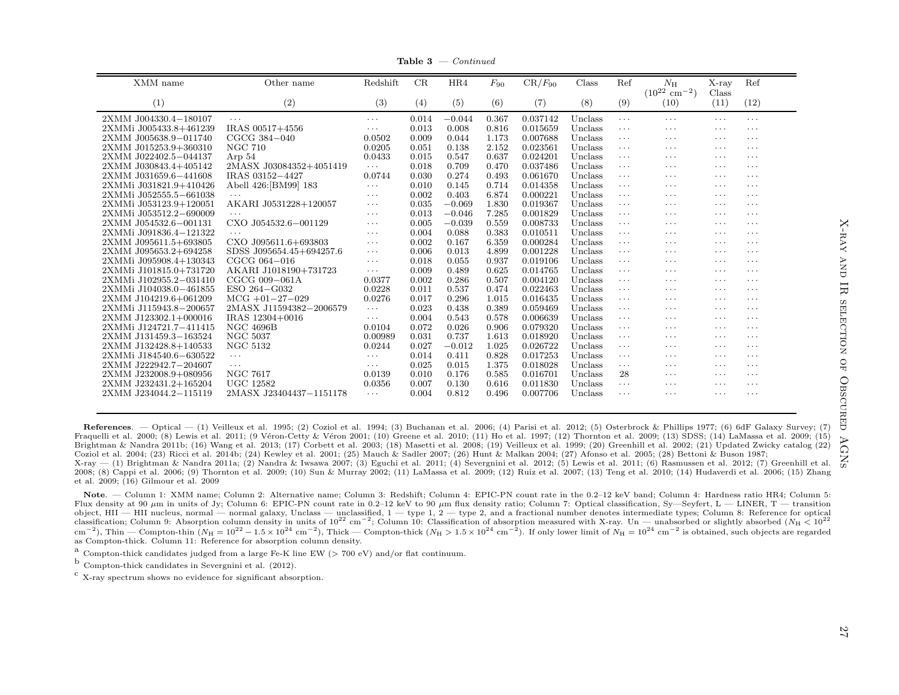**Table 3** — *Continued*

| XMM name | Other name | Redshift | CR | HR4 | $F_{90}$ | CR/$F_{90}$ | Class | Ref | $N_{\rm H}$ ($10^{22}$ cm$^{-2}$) | X-ray Class | Ref |
|---|---|---|---|---|---|---|---|---|---|---|---|
| (1) | (2) | (3) | (4) | (5) | (6) | (7) | (8) | (9) | (10) | (11) | (12) |
| 2XMM J004330.4−180107 | ··· | ··· | 0.014 | −0.044 | 0.367 | 0.037142 | Unclass | ··· | ··· | ··· | ··· |
| 2XMMi J005433.8+461239 | IRAS 00517+4556 | ··· | 0.013 | 0.008 | 0.816 | 0.015659 | Unclass | ··· | ··· | ··· | ··· |
| 2XMM J005638.9−011740 | CGCG 384−040 | 0.0502 | 0.009 | 0.044 | 1.173 | 0.007688 | Unclass | ··· | ··· | ··· | ··· |
| 2XMM J015253.9+360310 | NGC 710 | 0.0205 | 0.051 | 0.138 | 2.152 | 0.023561 | Unclass | ··· | ··· | ··· | ··· |
| 2XMM J022402.5−044137 | Arp 54 | 0.0433 | 0.015 | 0.547 | 0.637 | 0.024201 | Unclass | ··· | ··· | ··· | ··· |
| 2XMM J030843.4+405142 | 2MASX J03084352+4051419 | ··· | 0.018 | 0.709 | 0.470 | 0.037486 | Unclass | ··· | ··· | ··· | ··· |
| 2XMM J031659.6−441608 | IRAS 03152−4427 | 0.0744 | 0.030 | 0.274 | 0.493 | 0.061670 | Unclass | ··· | ··· | ··· | ··· |
| 2XMMi J031821.9+410426 | Abell 426:[BM99] 183 | ··· | 0.010 | 0.145 | 0.714 | 0.014358 | Unclass | ··· | ··· | ··· | ··· |
| 2XMMi J052555.5−661038 | ··· | ··· | 0.002 | 0.403 | 6.874 | 0.000221 | Unclass | ··· | ··· | ··· | ··· |
| 2XMMi J053123.9+120051 | AKARI J0531228+120057 | ··· | 0.035 | −0.069 | 1.830 | 0.019367 | Unclass | ··· | ··· | ··· | ··· |
| 2XMMi J053512.2−690009 | ··· | ··· | 0.013 | −0.046 | 7.285 | 0.001829 | Unclass | ··· | ··· | ··· | ··· |
| 2XMM J054532.6−001131 | CXO J054532.6−001129 | ··· | 0.005 | −0.039 | 0.559 | 0.008733 | Unclass | ··· | ··· | ··· | ··· |
| 2XMMi J091836.4−121322 | ··· | ··· | 0.004 | 0.088 | 0.383 | 0.010511 | Unclass | ··· | ··· | ··· | ··· |
| 2XMM J095611.5+693805 | CXO J095611.6+693803 | ··· | 0.002 | 0.167 | 6.359 | 0.000284 | Unclass | ··· | ··· | ··· | ··· |
| 2XMM J095653.2+694258 | SDSS J095654.45+694257.6 | ··· | 0.006 | 0.013 | 4.899 | 0.001228 | Unclass | ··· | ··· | ··· | ··· |
| 2XMMi J095908.4+130343 | CGCG 064−016 | ··· | 0.018 | 0.055 | 0.937 | 0.019106 | Unclass | ··· | ··· | ··· | ··· |
| 2XMMi J101815.0+731720 | AKARI J1018190+731723 | ··· | 0.009 | 0.489 | 0.625 | 0.014765 | Unclass | ··· | ··· | ··· | ··· |
| 2XMMi J102955.2−031410 | CGCG 009−061A | 0.0377 | 0.002 | 0.286 | 0.507 | 0.004120 | Unclass | ··· | ··· | ··· | ··· |
| 2XMMi J104038.0−461855 | ESO 264−G032 | 0.0228 | 0.011 | 0.537 | 0.474 | 0.022463 | Unclass | ··· | ··· | ··· | ··· |
| 2XMM J104219.6+061209 | MCG +01−27−029 | 0.0276 | 0.017 | 0.296 | 1.015 | 0.016435 | Unclass | ··· | ··· | ··· | ··· |
| 2XMMi J115943.8−200657 | 2MASX J11594382−2006579 | ··· | 0.023 | 0.438 | 0.389 | 0.059469 | Unclass | ··· | ··· | ··· | ··· |
| 2XMM J123302.1+000016 | IRAS 12304+0016 | ··· | 0.004 | 0.543 | 0.578 | 0.006639 | Unclass | ··· | ··· | ··· | ··· |
| 2XMMi J124721.7−411415 | NGC 4696B | 0.0104 | 0.072 | 0.026 | 0.906 | 0.079320 | Unclass | ··· | ··· | ··· | ··· |
| 2XMM J131459.3−163524 | NGC 5037 | 0.00989 | 0.031 | 0.737 | 1.613 | 0.018920 | Unclass | ··· | ··· | ··· | ··· |
| 2XMM J132428.8+140533 | NGC 5132 | 0.0244 | 0.027 | −0.012 | 1.025 | 0.026722 | Unclass | ··· | ··· | ··· | ··· |
| 2XMMi J184540.6−630522 | ··· | ··· | 0.014 | 0.411 | 0.828 | 0.017253 | Unclass | ··· | ··· | ··· | ··· |
| 2XMM J222942.7−204607 | ··· | ··· | 0.025 | 0.015 | 1.375 | 0.018028 | Unclass | ··· | ··· | ··· | ··· |
| 2XMM J232008.9+080956 | NGC 7617 | 0.0139 | 0.010 | 0.176 | 0.585 | 0.016701 | Unclass | 28 | ··· | ··· | ··· |
| 2XMM J232431.2+165204 | UGC 12582 | 0.0356 | 0.007 | 0.130 | 0.616 | 0.011830 | Unclass | ··· | ··· | ··· | ··· |
| 2XMM J234044.2−115119 | 2MASX J23404437−1151178 | ··· | 0.004 | 0.812 | 0.496 | 0.007706 | Unclass | ··· | ··· | ··· | ··· |

**References**. — Optical — (1) Veilleux et al. 1995; (2) Coziol et al. 1994; (3) Buchanan et al. 2006; (4) Parisi et al. 2012; (5) Osterbrock & Phillips 1977; (6) 6dF Galaxy Survey; (7) Fraquelli et al. 2000; (8) Lewis et al. 2011; (9 Véron-Cetty & Véron 2001; (10) Greene et al. 2010; (11) Ho et al. 1997; (12) Thornton et al. 2009; (13) SDSS; (14) LaMassa et al. 2009; (15) Brightman & Nandra 2011b; (16) Wang et al. 2013; (17) Corbett et al. 2003; (18) Masetti et al. 2008; (19) Veilleux et al. 1999; (20) Greenhill et al. 2002; (21) Updated Zwicky catalog (22) Coziol et al. 2004; (23) Ricci et al. 2014b; (24) Kewley et al. 2001; (25) Mauch & Sadler 2007; (26) Hunt & Malkan 2004; (27) Afonso et al. 2005; (28) Bettoni & Buson 1987;
X-ray — (1) Brightman & Nandra 2011a; (2) Nandra & Iwsawa 2007; (3) Eguchi et al. 2011; (4) Severgnini et al. 2012; (5) Lewis et al. 2011; (6) Rasmussen et al. 2012; (7) Greenhill et al. 2008; (8) Cappi et al. 2006; (9) Thornton et al. 2009; (10) Sun & Murray 2002; (11) LaMassa et al. 2009; (12) Ruiz et al. 2007; (13) Teng et al. 2010; (14) Hudaverdi et al. 2006; (15) Zhang et al. 2009; (16) Gilmour et al. 2009

**Note**. — Column 1: XMM name; Column 2: Alternative name; Column 3: Redshift; Column 4: EPIC-PN count rate in the 0.2–12 keV band; Column 4: Hardness ratio HR4; Column 5: Flux density at 90 $\mu$m in units of Jy; Column 6: EPIC-PN count rate in 0.2–12 keV to 90 $\mu$m flux density ratio; Column 7: Optical classification, Sy—Seyfert, L — LINER, T — transition object, HII — HII nucleus, normal — normal galaxy, Unclass — unclassified, 1 — type 1, 2 — type 2, and a fractional number denotes intermediate types; Column 8: Reference for optical classification; Column 9: Absorption column density in units of $10^{22}$ cm$^{-2}$; Column 10: Classification of absorption measured with X-ray. Un — unabsorbed or slightly absorbed ($N_{\rm H} < 10^{22}$ cm$^{-2}$), Thin — Compton-thin ($N_{\rm H} = 10^{22} - 1.5 \times 10^{24}$ cm$^{-2}$), Thick — Compton-thick ($N_{\rm H} > 1.5 \times 10^{24}$ cm$^{-2}$). If only lower limit of $N_{\rm H} = 10^{24}$ cm$^{-2}$ is obtained, such objects are regarded as Compton-thick. Column 11: Reference for absorption column density.

[a] Compton-thick candidates judged from a large Fe-K line EW (> 700 eV) and/or flat continuum.

[b] Compton-thick candidates in Severgnini et al. (2012).

[c] X-ray spectrum shows no evidence for significant absorption.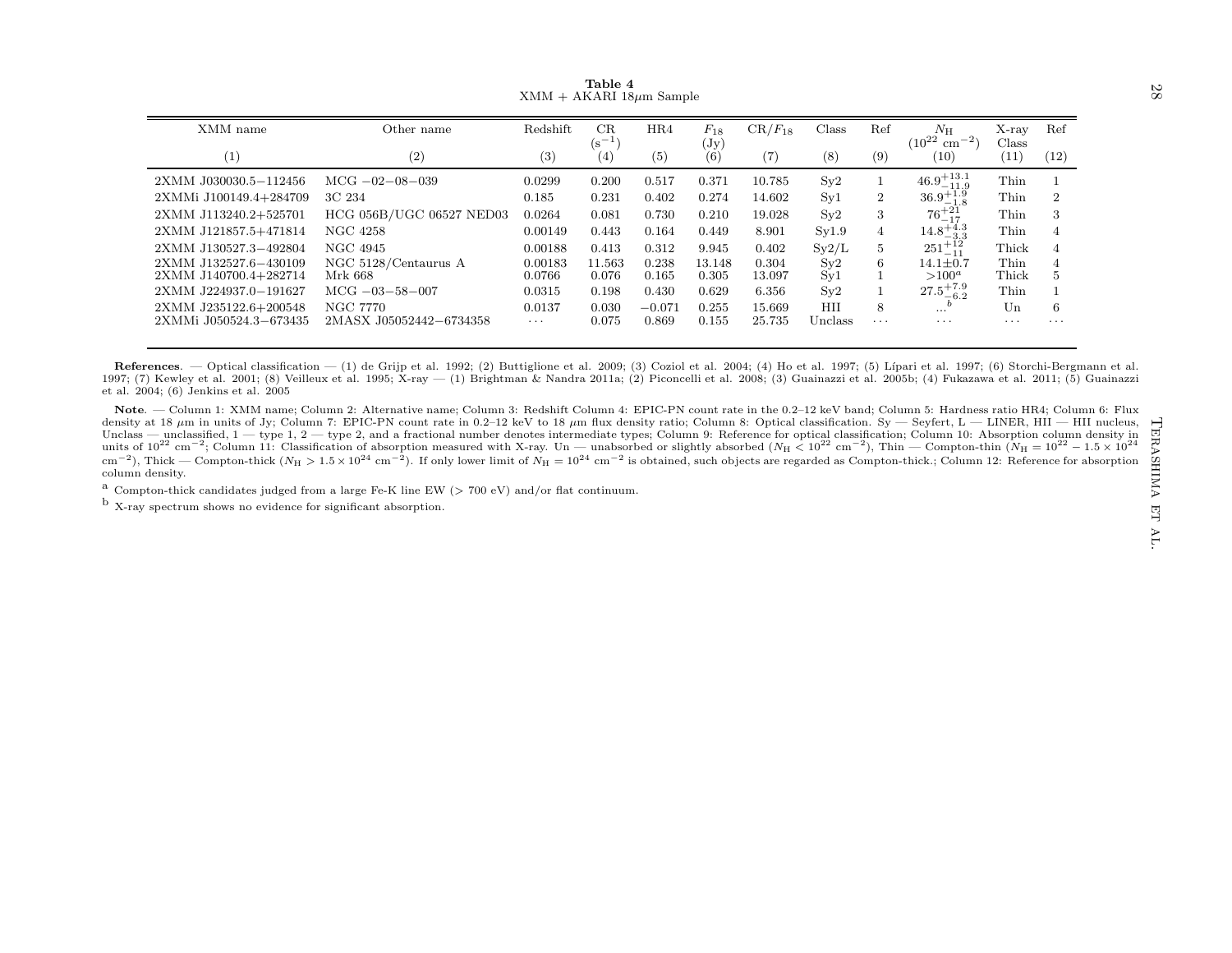**Table 4**
XMM + AKARI 18$\mu$m Sample

| XMM name | Other name | Redshift | CR ($s^{-1}$) | HR4 | $F_{18}$ (Jy) | CR/$F_{18}$ | Class | Ref | $N_H$ ($10^{22}$ cm$^{-2}$) | X-ray Class | Ref |
|---|---|---|---|---|---|---|---|---|---|---|---|
| (1) | (2) | (3) | (4) | (5) | (6) | (7) | (8) | (9) | (10) | (11) | (12) |
| 2XMM J030030.5−112456 | MCG −02−08−039 | 0.0299 | 0.200 | 0.517 | 0.371 | 10.785 | Sy2 | 1 | $46.9^{+13.1}_{-11.9}$ | Thin | 1 |
| 2XMMi J100149.4+284709 | 3C 234 | 0.185 | 0.231 | 0.402 | 0.274 | 14.602 | Sy1 | 2 | $36.9^{+1.9}_{-1.8}$ | Thin | 2 |
| 2XMM J113240.2+525701 | HCG 056B/UGC 06527 NED03 | 0.0264 | 0.081 | 0.730 | 0.210 | 19.028 | Sy2 | 3 | $76^{+21}_{-17}$ | Thin | 3 |
| 2XMM J121857.5+471814 | NGC 4258 | 0.00149 | 0.443 | 0.164 | 0.449 | 8.901 | Sy1.9 | 4 | $14.8^{+4.3}_{-3.3}$ | Thin | 4 |
| 2XMM J130527.3−492804 | NGC 4945 | 0.00188 | 0.413 | 0.312 | 9.945 | 0.402 | Sy2/L | 5 | $251^{+12}_{-11}$ | Thick | 4 |
| 2XMM J132527.6−430109 | NGC 5128/Centaurus A | 0.00183 | 11.563 | 0.238 | 13.148 | 0.304 | Sy2 | 6 | $14.1\pm0.7$ | Thin | 4 |
| 2XMM J140700.4+282714 | Mrk 668 | 0.0766 | 0.076 | 0.165 | 0.305 | 13.097 | Sy1 | 1 | $>100^{a}$ | Thick | 5 |
| 2XMM J224937.0−191627 | MCG −03−58−007 | 0.0315 | 0.198 | 0.430 | 0.629 | 6.356 | Sy2 | 1 | $27.5^{+7.9}_{-6.2}$ | Thin | 1 |
| 2XMM J235122.6+200548 | NGC 7770 | 0.0137 | 0.030 | −0.071 | 0.255 | 15.669 | HII | 8 | $\ldots^{b}$ | Un | 6 |
| 2XMMi J050524.3−673435 | 2MASX J05052442−6734358 | ⋯ | 0.075 | 0.869 | 0.155 | 25.735 | Unclass | ⋯ | ⋯ | ⋯ | ⋯ |

**References**. — Optical classification — (1) de Grijp et al. 1992; (2) Buttiglione et al. 2009; (3) Coziol et al. 2004; (4) Ho et al. 1997; (5) Lípari et al. 1997; (6) Storchi-Bergmann et al. 1997; (7) Kewley et al. 2001; (8) Veilleux et al. 1995; X-ray — (1) Brightman & Nandra 2011a; (2) Piconcelli et al. 2008; (3) Guainazzi et al. 2005b; (4) Fukazawa et al. 2011; (5) Guainazzi et al. 2004; (6) Jenkins et al. 2005

**Note**. — Column 1: XMM name; Column 2: Alternative name; Column 3: Redshift Column 4: EPIC-PN count rate in the 0.2–12 keV band; Column 5: Hardness ratio HR4; Column 6: Flux density at 18 $\mu$m in units of Jy; Column 7: EPIC-PN count rate in 0.2–12 keV to 18 $\mu$m flux density ratio; Column 8: Optical classification. Sy — Seyfert, L — LINER, HII — HII nucleus, Unclass — unclassified, 1 — type 1, 2 — type 2, and a fractional number denotes intermediate types; Column 9: Reference for optical classification; Column 10: Absorption column density in units of $10^{22}$ cm$^{-2}$; Column 11: Classification of absorption measured with X-ray. Un — unabsorbed or slightly absorbed ($N_H < 10^{22}$ cm$^{-2}$), Thin — Compton-thin ($N_H = 10^{22} - 1.5 \times 10^{24}$ cm$^{-2}$), Thick — Compton-thick ($N_H > 1.5 \times 10^{24}$ cm$^{-2}$). If only lower limit of $N_H = 10^{24}$ cm$^{-2}$ is obtained, such objects are regarded as Compton-thick.; Column 12: Reference for absorption column density.

[a] Compton-thick candidates judged from a large Fe-K line EW (> 700 eV) and/or flat continuum.

[b] X-ray spectrum shows no evidence for significant absorption.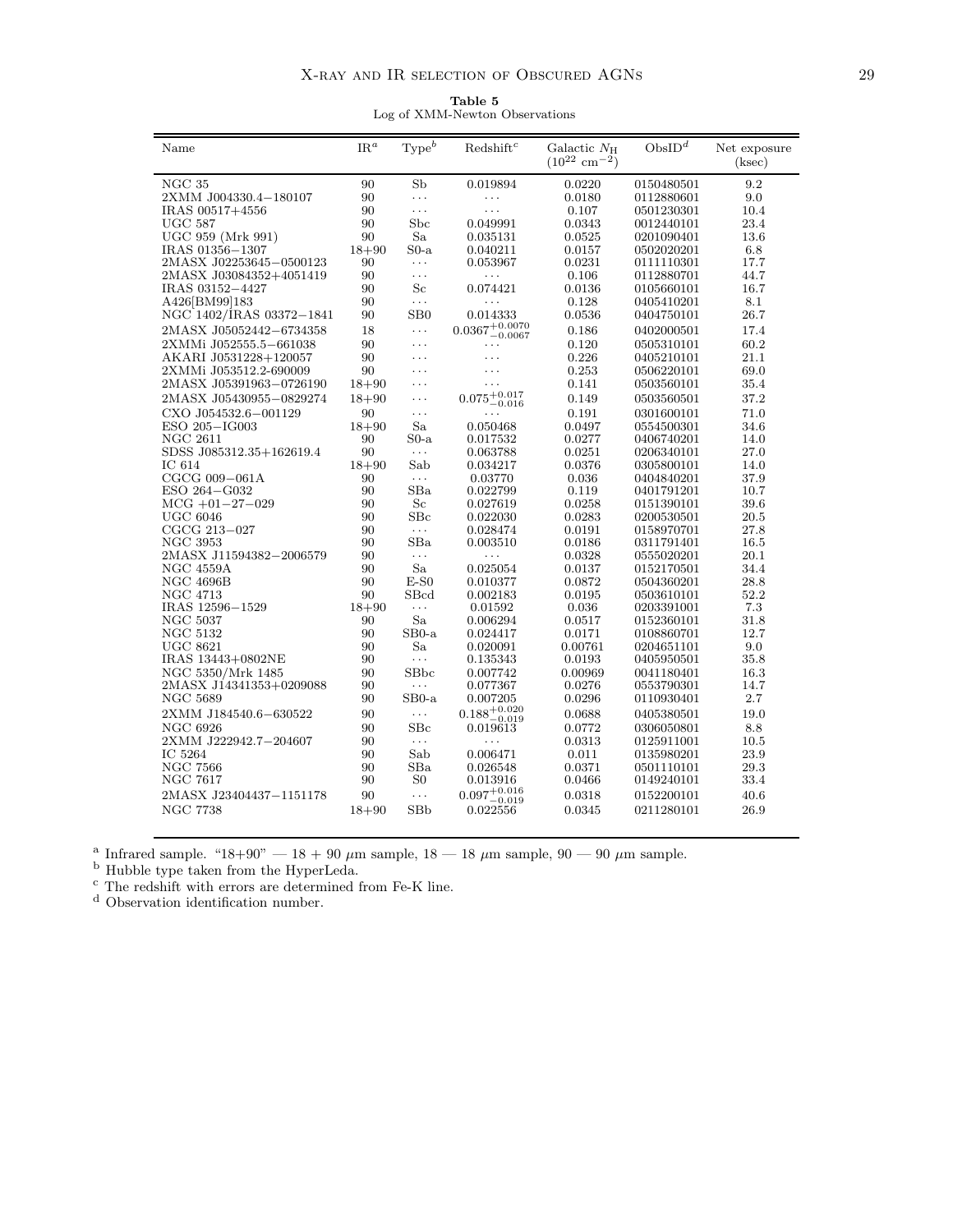**Table 5**
Log of XMM-Newton Observations

| Name | IR[a] | Type[b] | Redshift[c] | Galactic $N_{\rm H}$ ($10^{22}$ cm$^{-2}$) | ObsID[d] | Net exposure (ksec) |
|---|---|---|---|---|---|---|
| NGC 35 | 90 | Sb | 0.019894 | 0.0220 | 0150480501 | 9.2 |
| 2XMM J004330.4−180107 | 90 | ... | ... | 0.0180 | 0112880601 | 9.0 |
| IRAS 00517+4556 | 90 | ... | ... | 0.107 | 0501230301 | 10.4 |
| UGC 587 | 90 | Sbc | 0.049991 | 0.0343 | 0012440101 | 23.4 |
| UGC 959 (Mrk 991) | 90 | Sa | 0.035131 | 0.0525 | 0201090401 | 13.6 |
| IRAS 01356−1307 | 18+90 | S0-a | 0.040211 | 0.0157 | 0502020201 | 6.8 |
| 2MASX J02253645−0500123 | 90 | ... | 0.053967 | 0.0231 | 0111110301 | 17.7 |
| 2MASX J03084352+4051419 | 90 | ... | ... | 0.106 | 0112880701 | 44.7 |
| IRAS 03152−4427 | 90 | Sc | 0.074421 | 0.0136 | 0105660101 | 16.7 |
| A426[BM99]183 | 90 | ... | ... | 0.128 | 0405410201 | 8.1 |
| NGC 1402/IRAS 03372−1841 | 90 | SB0 | 0.014333 | 0.0536 | 0404750101 | 26.7 |
| 2MASX J05052442−6734358 | 18 | ... | $0.0367^{+0.0070}_{-0.0067}$ | 0.186 | 0402000501 | 17.4 |
| 2XMMi J052555.5−661038 | 90 | ... | ... | 0.120 | 0505310101 | 60.2 |
| AKARI J0531228+120057 | 90 | ... | ... | 0.226 | 0405210101 | 21.1 |
| 2XMMi J053512.2-690009 | 90 | ... | ... | 0.253 | 0506220101 | 69.0 |
| 2MASX J05391963−0726190 | 18+90 | ... | ... | 0.141 | 0503560101 | 35.4 |
| 2MASX J05430955−0829274 | 18+90 | ... | $0.075^{+0.017}_{-0.016}$ | 0.149 | 0503560501 | 37.2 |
| CXO J054532.6−001129 | 90 | ... | ... | 0.191 | 0301600101 | 71.0 |
| ESO 205−IG003 | 18+90 | Sa | 0.050468 | 0.0497 | 0554500301 | 34.6 |
| NGC 2611 | 90 | S0-a | 0.017532 | 0.0277 | 0406740201 | 14.0 |
| SDSS J085312.35+162619.4 | 90 | ... | 0.063788 | 0.0251 | 0206340101 | 27.0 |
| IC 614 | 18+90 | Sab | 0.034217 | 0.0376 | 0305800101 | 14.0 |
| CGCG 009−061A | 90 | ... | 0.03770 | 0.036 | 0404840201 | 37.9 |
| ESO 264−G032 | 90 | SBa | 0.022799 | 0.119 | 0401791201 | 10.7 |
| MCG +01−27−029 | 90 | Sc | 0.027619 | 0.0258 | 0151390101 | 39.6 |
| UGC 6046 | 90 | SBc | 0.022030 | 0.0283 | 0200530501 | 20.5 |
| CGCG 213−027 | 90 | ... | 0.028474 | 0.0191 | 0158970701 | 27.8 |
| NGC 3953 | 90 | SBa | 0.003510 | 0.0186 | 0311791401 | 16.5 |
| 2MASX J11594382−2006579 | 90 | ... | ... | 0.0328 | 0555020201 | 20.1 |
| NGC 4559A | 90 | Sa | 0.025054 | 0.0137 | 0152170501 | 34.4 |
| NGC 4696B | 90 | E-S0 | 0.010377 | 0.0872 | 0504360201 | 28.8 |
| NGC 4713 | 90 | SBcd | 0.002183 | 0.0195 | 0503610101 | 52.2 |
| IRAS 12596−1529 | 18+90 | ... | 0.01592 | 0.036 | 0203391001 | 7.3 |
| NGC 5037 | 90 | Sa | 0.006294 | 0.0517 | 0152360101 | 31.8 |
| NGC 5132 | 90 | SB0-a | 0.024417 | 0.0171 | 0108860701 | 12.7 |
| UGC 8621 | 90 | Sa | 0.020091 | 0.00761 | 0204651101 | 9.0 |
| IRAS 13443+0802NE | 90 | ... | 0.135343 | 0.0193 | 0405950501 | 35.8 |
| NGC 5350/Mrk 1485 | 90 | SBbc | 0.007742 | 0.00969 | 0041180401 | 16.3 |
| 2MASX J14341353+0209088 | 90 | ... | 0.077367 | 0.0276 | 0553790301 | 14.7 |
| NGC 5689 | 90 | SB0-a | 0.007205 | 0.0296 | 0110930401 | 2.7 |
| 2XMM J184540.6−630522 | 90 | ... | $0.188^{+0.020}_{-0.019}$ | 0.0688 | 0405380501 | 19.0 |
| NGC 6926 | 90 | SBc | 0.019613 | 0.0772 | 0306050801 | 8.8 |
| 2XMM J222942.7−204607 | 90 | ... | ... | 0.0313 | 0125911001 | 10.5 |
| IC 5264 | 90 | Sab | 0.006471 | 0.011 | 0135980201 | 23.9 |
| NGC 7566 | 90 | SBa | 0.026548 | 0.0371 | 0501110101 | 29.3 |
| NGC 7617 | 90 | S0 | 0.013916 | 0.0466 | 0149240101 | 33.4 |
| 2MASX J23404437−1151178 | 90 | ... | $0.097^{+0.016}_{-0.019}$ | 0.0318 | 0152200101 | 40.6 |
| NGC 7738 | 18+90 | SBb | 0.022556 | 0.0345 | 0211280101 | 26.9 |

[a] Infrared sample. "18+90" — 18 + 90 μm sample, 18 — 18 μm sample, 90 — 90 μm sample.
[b] Hubble type taken from the HyperLeda.
[c] The redshift with errors are determined from Fe-K line.
[d] Observation identification number.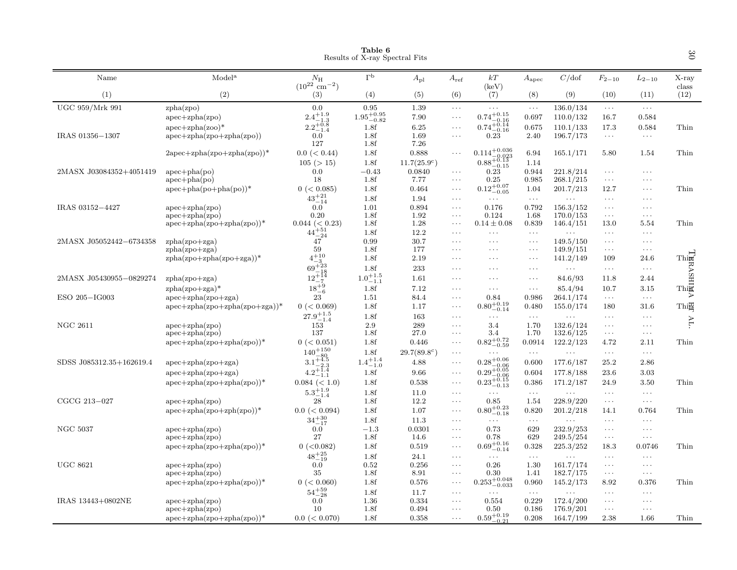**Table 6**
Results of X-ray Spectral Fits

| Name | Model[a] | $N_{\rm H}$ ($10^{22}$ cm$^{-2}$) | $\Gamma$[b] | $A_{\rm pl}$ | $A_{\rm ref}$ | $kT$ (keV) | $A_{\rm apec}$ | $C$/dof | $F_{2-10}$ | $L_{2-10}$ | X-ray class |
|---|---|---|---|---|---|---|---|---|---|---|---|
| (1) | (2) | (3) | (4) | (5) | (6) | (7) | (8) | (9) | (10) | (11) | (12) |
| UGC 959/Mrk 991 | zpha(zpo) | 0.0 | 0.95 | 1.39 | ··· | ··· | ··· | 136.0/134 | ··· | ··· | |
| | apec+zpha(zpo) | $2.4^{+1.9}_{-1.3}$ | $1.95^{+0.95}_{-0.82}$ | 7.90 | ··· | $0.74^{+0.15}_{-0.16}$ | 0.697 | 110.0/132 | 16.7 | 0.584 | |
| | apec+zpha(zoo)* | $2.2^{+0.8}_{-1.4}$ | 1.8f | 6.25 | ··· | $0.74^{+0.14}_{-0.16}$ | 0.675 | 110.1/133 | 17.3 | 0.584 | Thin |
| IRAS 01356−1307 | apec+zpha(zpo+zpha(zpo)) | 0.0 | 1.8f | 1.69 | ··· | 0.23 | 2.40 | 196.7/173 | ··· | ··· | |
| | | 127 | 1.8f | 7.26 | | | | | | | |
| | 2apec+zpha(zpo+zpha(zpo))* | 0.0 (< 0.44) | 1.8f | 0.888 | ··· | $0.114^{+0.036}_{-0.023}$ | 6.94 | 165.1/171 | 5.80 | 1.54 | Thin |
| | | 105 (> 15) | 1.8f | 11.7(25.9[c]) | | $0.88^{+0.13}_{-0.15}$ | 1.14 | | | | |
| 2MASX J03084352+4051419 | apec+pha(po) | 0.0 | −0.43 | 0.0840 | ··· | 0.23 | 0.944 | 221.8/214 | ··· | ··· | |
| | apec+pha(po) | 18 | 1.8f | 7.77 | ··· | 0.25 | 0.985 | 268.1/215 | ··· | ··· | |
| | apec+pha(po+pha(po))* | 0 (< 0.085) | 1.8f | 0.464 | ··· | $0.12^{+0.07}_{-0.05}$ | 1.04 | 201.7/213 | 12.7 | ··· | Thin |
| | | $43^{+21}_{-14}$ | 1.8f | 1.94 | ··· | ··· | ··· | ··· | ··· | ··· | |
| IRAS 03152−4427 | apec+zpha(zpo) | 0.0 | 1.01 | 0.894 | ··· | 0.176 | 0.792 | 156.3/152 | ··· | ··· | |
| | apec+zpha(zpo) | 0.20 | 1.8f | 1.92 | ··· | 0.124 | 1.68 | 170.0/153 | ··· | ··· | |
| | apec+zpha(zpo+zpha(zpo))* | 0.044 (< 0.23) | 1.8f | 1.28 | ··· | $0.14 \pm 0.08$ | 0.839 | 146.4/151 | 13.0 | 5.54 | Thin |
| | | $44^{+51}_{-24}$ | 1.8f | 12.2 | ··· | ··· | ··· | ··· | ··· | ··· | |
| 2MASX J05052442−6734358 | zpha(zpo+zga) | 47 | 0.99 | 30.7 | ··· | ··· | ··· | 149.5/150 | ··· | ··· | |
| | zpha(zpo+zga) | 59 | 1.8f | 177 | ··· | ··· | ··· | 149.9/151 | ··· | ··· | |
| | zpha(zpo+zpha(zpo+zga))* | $4^{+10}_{-3}$ | 1.8f | 2.19 | ··· | ··· | ··· | 141.2/149 | 109 | 24.6 | Thin |
| | | $69^{+23}_{-18}$ | 1.8f | 233 | ··· | ··· | ··· | ··· | ··· | ··· | |
| 2MASX J05430955−0829274 | zpha(zpo+zga) | $12^{+14}_{-7}$ | $1.0^{+1.5}_{-1.1}$ | 1.61 | ··· | ··· | ··· | 84.6/93 | 11.8 | 2.44 | |
| | zpha(zpo+zga)* | $18^{+9}_{-6}$ | 1.8f | 7.12 | ··· | ··· | ··· | 85.4/94 | 10.7 | 3.15 | Thin |
| ESO 205−IG003 | apec+zpha(zpo+zga) | 23 | 1.51 | 84.4 | ··· | 0.84 | 0.986 | 264.1/174 | ··· | ··· | |
| | apec+zpha(zpo+zpha(zpo+zga))* | 0 (< 0.069) | 1.8f | 1.17 | ··· | $0.80^{+0.19}_{-0.14}$ | 0.480 | 155.0/174 | 180 | 31.6 | Thin |
| | | $27.9^{+1.5}_{-1.4}$ | 1.8f | 163 | ··· | ··· | ··· | ··· | ··· | ··· | |
| NGC 2611 | apec+zpha(zpo) | 153 | 2.9 | 289 | ··· | 3.4 | 1.70 | 132.6/124 | ··· | ··· | |
| | apec+zpha(zpo) | 137 | 1.8f | 27.0 | ··· | 3.4 | 1.70 | 132.6/125 | ··· | ··· | |
| | apec+zpha(zpo+zpha(zpo))* | 0 (< 0.051) | 1.8f | 0.446 | ··· | $0.82^{+0.72}_{-0.59}$ | 0.0914 | 122.2/123 | 4.72 | 2.11 | Thin |
| | | $140^{+150}_{-80}$ | 1.8f | 29.7(89.8[c]) | ··· | ··· | ··· | ··· | ··· | ··· | |
| SDSS J085312.35+162619.4 | apec+zpha(zpo+zga) | $3.1^{+4.5}_{-2.3}$ | $1.4^{+1.4}_{-1.0}$ | 4.88 | ··· | $0.28^{+0.06}_{-0.06}$ | 0.600 | 177.6/187 | 25.2 | 2.86 | |
| | apec+zpha(zpo+zga) | $4.2^{+1.4}_{-1.1}$ | 1.8f | 9.66 | ··· | $0.29^{+0.05}_{-0.06}$ | 0.604 | 177.8/188 | 23.6 | 3.03 | |
| | apec+zpha(zpo+zpha(zpo))* | 0.084 (< 1.0) | 1.8f | 0.538 | ··· | $0.23^{+0.15}_{-0.13}$ | 0.386 | 171.2/187 | 24.9 | 3.50 | Thin |
| | | $5.3^{+1.9}_{-1.4}$ | 1.8f | 11.0 | ··· | ··· | ··· | ··· | ··· | ··· | |
| CGCG 213−027 | apec+zpha(zpo) | 28 | 1.8f | 12.2 | ··· | 0.85 | 1.54 | 228.9/220 | ··· | ··· | |
| | apec+zpha(zpo+zph(zpo))* | 0.0 (< 0.094) | 1.8f | 1.07 | ··· | $0.80^{+0.23}_{-0.18}$ | 0.820 | 201.2/218 | 14.1 | 0.764 | Thin |
| | | $34^{+30}_{-17}$ | 1.8f | 11.3 | ··· | ··· | ··· | ··· | ··· | ··· | |
| NGC 5037 | apec+zpha(zpo) | 0.0 | −1.3 | 0.0301 | ··· | 0.73 | 629 | 232.9/253 | ··· | ··· | |
| | apec+zpha(zpo) | 27 | 1.8f | 14.6 | ··· | 0.78 | 629 | 249.5/254 | ··· | ··· | |
| | apec+zpha(zpo+zpha(zpo))* | 0 (<0.082) | 1.8f | 0.519 | ··· | $0.69^{+0.16}_{-0.14}$ | 0.328 | 225.3/252 | 18.3 | 0.0746 | Thin |
| | | $48^{+25}_{-19}$ | 1.8f | 24.1 | ··· | ··· | ··· | ··· | ··· | ··· | |
| UGC 8621 | apec+zpha(zpo) | 0.0 | 0.52 | 0.256 | ··· | 0.26 | 1.30 | 161.7/174 | ··· | ··· | |
| | apec+zpha(zpo) | 35 | 1.8f | 8.91 | ··· | 0.30 | 1.41 | 182.7/175 | ··· | ··· | |
| | apec+zpha(zpo+zpha(zpo))* | 0 (< 0.060) | 1.8f | 0.576 | ··· | $0.253^{+0.048}_{-0.033}$ | 0.960 | 145.2/173 | 8.92 | 0.376 | Thin |
| | | $54^{+59}_{-28}$ | 1.8f | 11.7 | ··· | ··· | ··· | ··· | ··· | ··· | |
| IRAS 13443+0802NE | apec+zpha(zpo) | 0.0 | 1.36 | 0.334 | ··· | 0.554 | 0.229 | 172.4/200 | ··· | ··· | |
| | apec+zpha(zpo) | 10 | 1.8f | 0.494 | ··· | 0.50 | 0.186 | 176.9/201 | ··· | ··· | |
| | apec+zpha(zpo+zpha(zpo))* | 0.0 (< 0.070) | 1.8f | 0.358 | ··· | $0.59^{+0.19}_{-0.21}$ | 0.208 | 164.7/199 | 2.38 | 1.66 | Thin |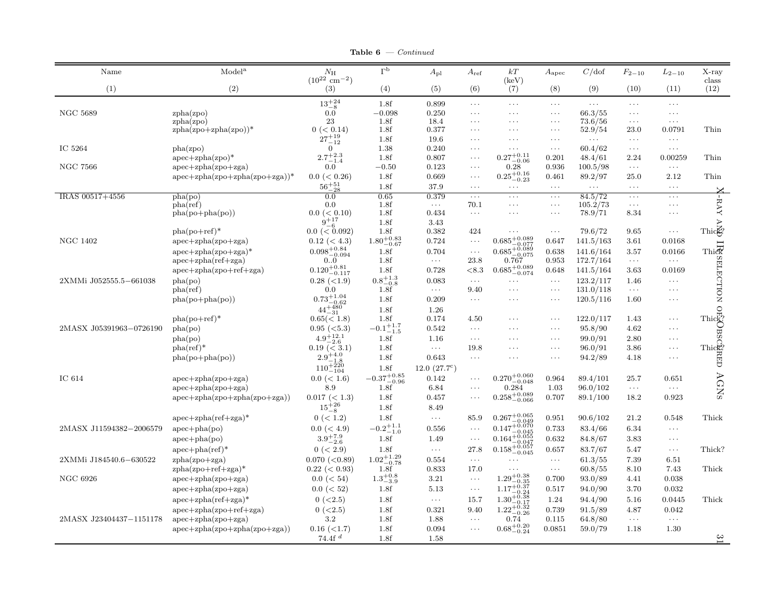**Table 6** — *Continued*

| Name | Model[a] | $N_{\rm H}$ ($10^{22}$ cm$^{-2}$) | $\Gamma$[b] | $A_{\rm pl}$ | $A_{\rm ref}$ | $kT$ (keV) | $A_{\rm apec}$ | $C$/dof | $F_{2-10}$ | $L_{2-10}$ | X-ray class |
|---|---|---|---|---|---|---|---|---|---|---|---|
| (1) | (2) | (3) | (4) | (5) | (6) | (7) | (8) | (9) | (10) | (11) | (12) |
| | | $13^{+24}_{-8}$ | 1.8f | 0.899 | ··· | ··· | ··· | ··· | ··· | ··· | |
| NGC 5689 | zpha(zpo) | 0.0 | −0.098 | 0.250 | ··· | ··· | ··· | 66.3/55 | ··· | ··· | |
| | zpha(zpo) | 23 | 1.8f | 18.4 | ··· | ··· | ··· | 73.6/56 | ··· | ··· | |
| | zpha(zpo+zpha(zpo))* | 0 (< 0.14) | 1.8f | 0.377 | ··· | ··· | ··· | 52.9/54 | 23.0 | 0.0791 | Thin |
| | | $27^{+19}_{-12}$ | 1.8f | 19.6 | ··· | ··· | ··· | ··· | ··· | ··· | |
| IC 5264 | pha(zpo) | 0 | 1.38 | 0.240 | ··· | ··· | ··· | 60.4/62 | ··· | ··· | |
| | apec+zpha(zpo)* | $2.7^{+2.3}_{-1.4}$ | 1.8f | 0.807 | ··· | $0.27^{+0.11}_{-0.06}$ | 0.201 | 48.4/61 | 2.24 | 0.00259 | Thin |
| NGC 7566 | apec+zpha(zpo+zga) | 0.0 | −0.50 | 0.123 | ··· | 0.28 | 0.936 | 100.5/98 | ··· | ··· | |
| | apec+zpha(zpo+zpha(zpo+zga))* | 0.0 (< 0.26) | 1.8f | 0.669 | ··· | $0.25^{+0.16}_{-0.23}$ | 0.461 | 89.2/97 | 25.0 | 2.12 | Thin |
| | | $56^{+51}_{-28}$ | 1.8f | 37.9 | ··· | ··· | ··· | ··· | ··· | ··· | |
| IRAS 00517+4556 | pha(po) | 0.0 | 0.65 | 0.379 | ··· | ··· | ··· | 84.5/72 | ··· | ··· | |
| | pha(ref) | 0.0 | 1.8f | ··· | 70.1 | ··· | ··· | 105.2/73 | ··· | ··· | |
| | pha(po+pha(po)) | 0.0 (< 0.10) | 1.8f | 0.434 | ··· | ··· | ··· | 78.9/71 | 8.34 | ··· | |
| | | $9^{+17}_{-6}$ | 1.8f | 3.43 | | | | | | | |
| | pha(po+ref)* | 0.0 (< 0.092) | 1.8f | 0.382 | 424 | ··· | ··· | 79.6/72 | 9.65 | ··· | Thick? |
| NGC 1402 | apec+zpha(zpo+zga) | 0.12 (< 4.3) | $1.80^{+0.83}_{-0.67}$ | 0.724 | ··· | $0.685^{+0.089}_{-0.077}$ | 0.647 | 141.5/163 | 3.61 | 0.0168 | |
| | apec+zpha(zpo+zga)* | $0.098^{+0.84}_{-0.094}$ | 1.8f | 0.704 | ··· | $0.685^{+0.089}_{-0.075}$ | 0.638 | 141.6/164 | 3.57 | 0.0166 | Thick |
| | apec+zpha(ref+zga) | 0..0 | 1.8f | ··· | 23.8 | 0.767 | 0.953 | 172.7/164 | ··· | ··· | |
| | apec+zpha(zpo+ref+zga) | $0.120^{+0.81}_{-0.117}$ | 1.8f | 0.728 | <8.3 | $0.685^{+0.089}_{-0.074}$ | 0.648 | 141.5/164 | 3.63 | 0.0169 | |
| 2XMMi J052555.5−661038 | pha(po) | 0.28 (<1.9) | $0.8^{+1.3}_{-0.8}$ | 0.083 | ··· | ··· | ··· | 123.2/117 | 1.46 | ··· | |
| | pha(ref) | 0.0 | 1.8f | ··· | 9.40 | ··· | ··· | 131.0/118 | ··· | ··· | |
| | pha(po+pha(po)) | $0.73^{+1.04}_{-0.62}$ | 1.8f | 0.209 | ··· | ··· | ··· | 120.5/116 | 1.60 | ··· | |
| | | $44^{+480}_{-31}$ | 1.8f | 1.26 | | | | | | | |
| | pha(po+ref)* | 0.65(< 1.8) | 1.8f | 0.174 | 4.50 | ··· | ··· | 122.0/117 | 1.43 | ··· | Thick? |
| 2MASX J05391963−0726190 | pha(po) | 0.95 (<5.3) | $-0.1^{+1.7}_{-1.5}$ | 0.542 | ··· | ··· | ··· | 95.8/90 | 4.62 | ··· | |
| | pha(po) | $4.9^{+12.1}_{-2.6}$ | 1.8f | 1.16 | ··· | ··· | ··· | 99.0/91 | 2.80 | ··· | |
| | pha(ref)* | 0.19 (< 3.1) | 1.8f | ··· | 19.8 | ··· | ··· | 96.0/91 | 3.86 | ··· | Thick? |
| | pha(po+pha(po)) | $2.9^{+4.0}_{-1.8}$ | 1.8f | 0.643 | ··· | ··· | ··· | 94.2/89 | 4.18 | ··· | |
| | | $110^{+220}_{-104}$ | 1.8f | 12.0 (27.7[c]) | | | | | | | |
| IC 614 | apec+zpha(zpo+zga) | 0.0 (< 1.6) | $-0.37^{+0.85}_{-0.96}$ | 0.142 | ··· | $0.270^{+0.060}_{-0.048}$ | 0.964 | 89.4/101 | 25.7 | 0.651 | |
| | apec+zpha(zpo+zga) | 8.9 | 1.8f | 6.84 | ··· | 0.284 | 1.03 | 96.0/102 | ··· | ··· | |
| | apec+zpha(zpo+zpha(zpo+zga)) | 0.017 (< 1.3) | 1.8f | 0.457 | ··· | $0.258^{+0.089}_{-0.066}$ | 0.707 | 89.1/100 | 18.2 | 0.923 | |
| | | $15^{+26}_{-8}$ | 1.8f | 8.49 | | | | | | | |
| | apec+zpha(ref+zga)* | 0 (< 1.2) | 1.8f | ··· | 85.9 | $0.267^{+0.065}_{-0.049}$ | 0.951 | 90.6/102 | 21.2 | 0.548 | Thick |
| 2MASX J11594382−2006579 | apec+pha(po) | 0.0 (< 4.9) | $-0.2^{+1.1}_{-1.0}$ | 0.556 | ··· | $0.147^{+0.070}_{-0.045}$ | 0.733 | 83.4/66 | 6.34 | ··· | |
| | apec+pha(po) | $3.9^{+7.9}_{-2.6}$ | 1.8f | 1.49 | ··· | $0.164^{+0.055}_{-0.047}$ | 0.632 | 84.8/67 | 3.83 | ··· | |
| | apec+pha(ref)* | 0 (< 2.9) | 1.8f | ··· | 27.8 | $0.158^{+0.057}_{-0.045}$ | 0.657 | 83.7/67 | 5.47 | ··· | Thick? |
| 2XMMi J184540.6−630522 | zpha(zpo+zga) | 0.070 (<0.89) | $1.02^{+1.29}_{-0.78}$ | 0.554 | ··· | ··· | ··· | 61.3/55 | 7.39 | 6.51 | |
| | zpha(zpo+ref+zga)* | 0.22 (< 0.93) | 1.8f | 0.833 | 17.0 | ··· | ··· | 60.8/55 | 8.10 | 7.43 | Thick |
| NGC 6926 | apec+zpha(zpo+zga) | 0.0 (< 54) | $1.3^{+0.8}_{-3.9}$ | 3.21 | ··· | $1.29^{+0.38}_{-0.35}$ | 0.700 | 93.0/89 | 4.41 | 0.038 | |
| | apec+zpha(zpo+zga) | 0.0 (< 52) | 1.8f | 5.13 | ··· | $1.17^{+0.37}_{-0.24}$ | 0.517 | 94.0/90 | 3.70 | 0.032 | |
| | apec+zpha(ref+zga)* | 0 (<2.5) | 1.8f | ··· | 15.7 | $1.30^{+0.38}_{-0.17}$ | 1.24 | 94.4/90 | 5.16 | 0.0445 | Thick |
| | apec+zpha(zpo+ref+zga) | 0 (<2.5) | 1.8f | 0.321 | 9.40 | $1.22^{+0.32}_{-0.26}$ | 0.739 | 91.5/89 | 4.87 | 0.042 | |
| 2MASX J23404437−1151178 | apec+zpha(zpo+zga) | 3.2 | 1.8f | 1.88 | ··· | 0.74 | 0.115 | 64.8/80 | ··· | ··· | |
| | apec+zpha(zpo+zpha(zpo+zga)) | 0.16 (<1.7) | 1.8f | 0.094 | ··· | $0.68^{+0.20}_{-0.24}$ | 0.0851 | 59.0/79 | 1.18 | 1.30 | |
| | | 74.4f [d] | 1.8f | 1.58 | | | | | | | |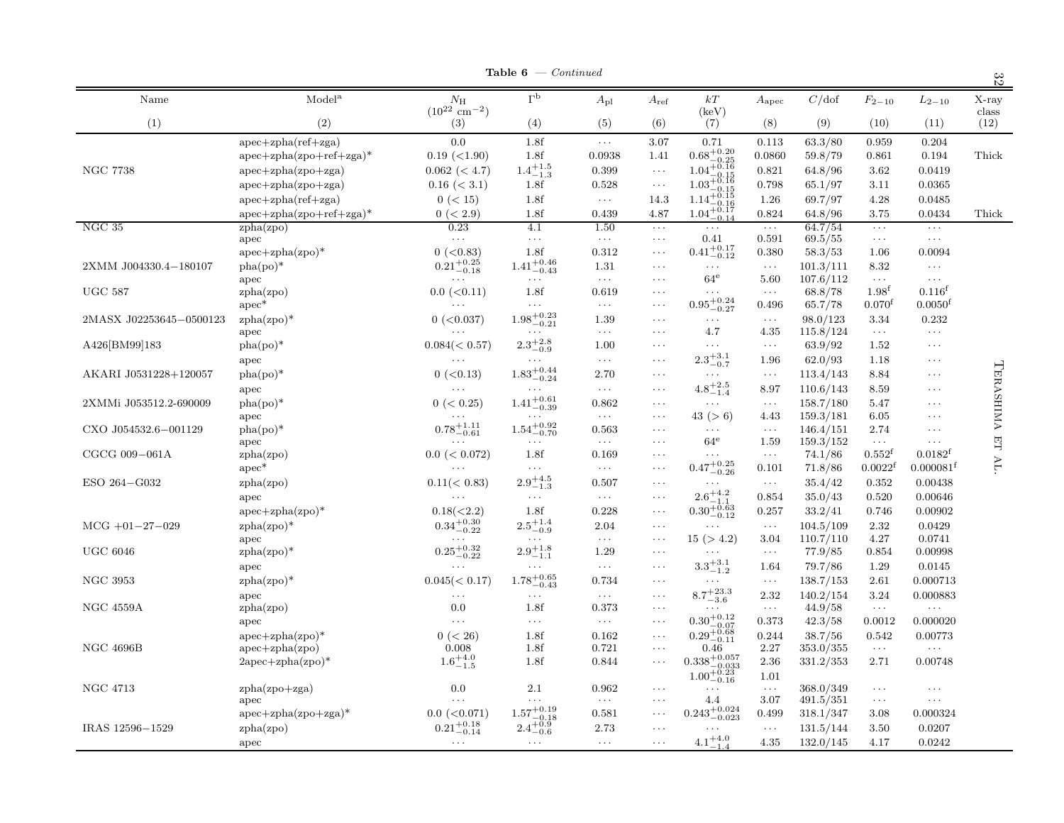**Table 6** — *Continued*

| Name | Model[a] | $N_{\rm H}$ ($10^{22}$ cm$^{-2}$) | $\Gamma$[b] | $A_{\rm pl}$ | $A_{\rm ref}$ | $kT$ (keV) | $A_{\rm apec}$ | $C$/dof | $F_{2-10}$ | $L_{2-10}$ | X-ray class |
|---|---|---|---|---|---|---|---|---|---|---|---|
| (1) | (2) | (3) | (4) | (5) | (6) | (7) | (8) | (9) | (10) | (11) | (12) |
| | apec+zpha(ref+zga) | 0.0 | 1.8f | ··· | 3.07 | 0.71 | 0.113 | 63.3/80 | 0.959 | 0.204 | |
| | apec+zpha(zpo+ref+zga)* | 0.19 (<1.90) | 1.8f | 0.0938 | 1.41 | $0.68^{+0.20}_{-0.25}$ | 0.0860 | 59.8/79 | 0.861 | 0.194 | Thick |
| NGC 7738 | apec+zpha(zpo+zga) | 0.062 (< 4.7) | $1.4^{+1.5}_{-1.3}$ | 0.399 | ··· | $1.04^{+0.16}_{-0.15}$ | 0.821 | 64.8/96 | 3.62 | 0.0419 | |
| | apec+zpha(zpo+zga) | 0.16 (< 3.1) | 1.8f | 0.528 | ··· | $1.03^{+0.16}_{-0.15}$ | 0.798 | 65.1/97 | 3.11 | 0.0365 | |
| | apec+zpha(ref+zga) | 0 (< 15) | 1.8f | ··· | 14.3 | $1.14^{+0.15}_{-0.16}$ | 1.26 | 69.7/97 | 4.28 | 0.0485 | |
| | apec+zpha(zpo+ref+zga)* | 0 (< 2.9) | 1.8f | 0.439 | 4.87 | $1.04^{+0.17}_{-0.14}$ | 0.824 | 64.8/96 | 3.75 | 0.0434 | Thick |
| NGC 35 | zpha(zpo) | 0.23 | 4.1 | 1.50 | ··· | ··· | ··· | 64.7/54 | ··· | ··· | |
| | apec | ··· | ··· | ··· | ··· | 0.41 | 0.591 | 69.5/55 | ··· | ··· | |
| | apec+zpha(zpo)* | 0 (<0.83) | 1.8f | 0.312 | ··· | $0.41^{+0.17}_{-0.12}$ | 0.380 | 58.3/53 | 1.06 | 0.0094 | |
| 2XMM J004330.4−180107 | pha(po)* | $0.21^{+0.25}_{-0.18}$ | $1.41^{+0.46}_{-0.43}$ | 1.31 | ··· | ··· | ··· | 101.3/111 | 8.32 | ··· | |
| | apec | ··· | ··· | ··· | ··· | 64[e] | 5.60 | 107.6/112 | ··· | ··· | |
| UGC 587 | zpha(zpo) | 0.0 (<0.11) | 1.8f | 0.619 | ··· | ··· | ··· | 68.8/78 | 1.98[f] | 0.116[f] | |
| | apec* | ··· | ··· | ··· | ··· | $0.95^{+0.24}_{-0.27}$ | 0.496 | 65.7/78 | 0.070[f] | 0.0050[f] | |
| 2MASX J02253645−0500123 | zpha(zpo)* | 0 (<0.037) | $1.98^{+0.23}_{-0.21}$ | 1.39 | ··· | ··· | ··· | 98.0/123 | 3.34 | 0.232 | |
| | apec | ··· | ··· | ··· | ··· | 4.7 | 4.35 | 115.8/124 | ··· | ··· | |
| A426[BM99]183 | pha(po)* | 0.084(< 0.57) | $2.3^{+2.8}_{-0.9}$ | 1.00 | ··· | ··· | ··· | 63.9/92 | 1.52 | ··· | |
| | apec | ··· | ··· | ··· | ··· | $2.3^{+3.1}_{-0.7}$ | 1.96 | 62.0/93 | 1.18 | ··· | |
| AKARI J0531228+120057 | pha(po)* | 0 (<0.13) | $1.83^{+0.44}_{-0.24}$ | 2.70 | ··· | ··· | ··· | 113.4/143 | 8.84 | ··· | |
| | apec | ··· | ··· | ··· | ··· | $4.8^{+2.5}_{-1.4}$ | 8.97 | 110.6/143 | 8.59 | ··· | |
| 2XMMi J053512.2-690009 | pha(po)* | 0 (< 0.25) | $1.41^{+0.61}_{-0.39}$ | 0.862 | ··· | ··· | ··· | 158.7/180 | 5.47 | ··· | |
| | apec | ··· | ··· | ··· | ··· | 43 (> 6) | 4.43 | 159.3/181 | 6.05 | ··· | |
| CXO J054532.6−001129 | pha(po)* | $0.78^{+1.11}_{-0.61}$ | $1.54^{+0.92}_{-0.70}$ | 0.563 | ··· | ··· | ··· | 146.4/151 | 2.74 | ··· | |
| | apec | ··· | ··· | ··· | ··· | 64[e] | 1.59 | 159.3/152 | ··· | ··· | |
| CGCG 009−061A | zpha(zpo) | 0.0 (< 0.072) | 1.8f | 0.169 | ··· | ··· | ··· | 74.1/86 | 0.552[f] | 0.0182[f] | |
| | apec* | ··· | ··· | ··· | ··· | $0.47^{+0.25}_{-0.26}$ | 0.101 | 71.8/86 | 0.0022[f] | 0.000081[f] | |
| ESO 264−G032 | zpha(zpo) | 0.11(< 0.83) | $2.9^{+4.5}_{-1.3}$ | 0.507 | ··· | ··· | ··· | 35.4/42 | 0.352 | 0.00438 | |
| | apec | ··· | ··· | ··· | ··· | $2.6^{+4.2}_{-1.1}$ | 0.854 | 35.0/43 | 0.520 | 0.00646 | |
| | apec+zpha(zpo)* | 0.18(<2.2) | 1.8f | 0.228 | ··· | $0.30^{+0.63}_{-0.12}$ | 0.257 | 33.2/41 | 0.746 | 0.00902 | |
| MCG +01−27−029 | zpha(zpo)* | $0.34^{+0.30}_{-0.22}$ | $2.5^{+1.4}_{-0.9}$ | 2.04 | ··· | ··· | ··· | 104.5/109 | 2.32 | 0.0429 | |
| | apec | ··· | ··· | ··· | ··· | 15 (> 4.2) | 3.04 | 110.7/110 | 4.27 | 0.0741 | |
| UGC 6046 | zpha(zpo)* | $0.25^{+0.32}_{-0.22}$ | $2.9^{+1.8}_{-1.1}$ | 1.29 | ··· | ··· | ··· | 77.9/85 | 0.854 | 0.00998 | |
| | apec | ··· | ··· | ··· | ··· | $3.3^{+3.1}_{-1.2}$ | 1.64 | 79.7/86 | 1.29 | 0.0145 | |
| NGC 3953 | zpha(zpo)* | 0.045(< 0.17) | $1.78^{+0.65}_{-0.43}$ | 0.734 | ··· | ··· | ··· | 138.7/153 | 2.61 | 0.000713 | |
| | apec | ··· | ··· | ··· | ··· | $8.7^{+23.3}_{-3.6}$ | 2.32 | 140.2/154 | 3.24 | 0.000883 | |
| NGC 4559A | zpha(zpo) | 0.0 | 1.8f | 0.373 | ··· | ··· | ··· | 44.9/58 | ··· | ··· | |
| | apec | ··· | ··· | ··· | ··· | $0.30^{+0.12}_{-0.07}$ | 0.373 | 42.3/58 | 0.0012 | 0.000020 | |
| | apec+zpha(zpo)* | 0 (< 26) | 1.8f | 0.162 | ··· | $0.29^{+0.68}_{-0.11}$ | 0.244 | 38.7/56 | 0.542 | 0.00773 | |
| NGC 4696B | apec+zpha(zpo) | 0.008 | 1.8f | 0.721 | ··· | 0.46 | 2.27 | 353.0/355 | ··· | ··· | |
| | 2apec+zpha(zpo)* | $1.6^{+4.0}_{-1.5}$ | 1.8f | 0.844 | ··· | $0.338^{+0.057}_{-0.033}$ | 2.36 | 331.2/353 | 2.71 | 0.00748 | |
| | | | | | | $1.00^{+0.23}_{-0.16}$ | 1.01 | | | | |
| NGC 4713 | zpha(zpo+zga) | 0.0 | 2.1 | 0.962 | ··· | ··· | ··· | 368.0/349 | ··· | ··· | |
| | apec | ··· | ··· | ··· | ··· | 4.4 | 3.07 | 491.5/351 | ··· | ··· | |
| | apec+zpha(zpo+zga)* | 0.0 (<0.071) | $1.57^{+0.19}_{-0.18}$ | 0.581 | ··· | $0.243^{+0.024}_{-0.023}$ | 0.499 | 318.1/347 | 3.08 | 0.000324 | |
| IRAS 12596−1529 | zpha(zpo) | $0.21^{+0.18}_{-0.14}$ | $2.4^{+0.9}_{-0.6}$ | 2.73 | ··· | ··· | ··· | 131.5/144 | 3.50 | 0.0207 | |
| | apec | ··· | ··· | ··· | ··· | $4.1^{+4.0}_{-1.4}$ | 4.35 | 132.0/145 | 4.17 | 0.0242 | |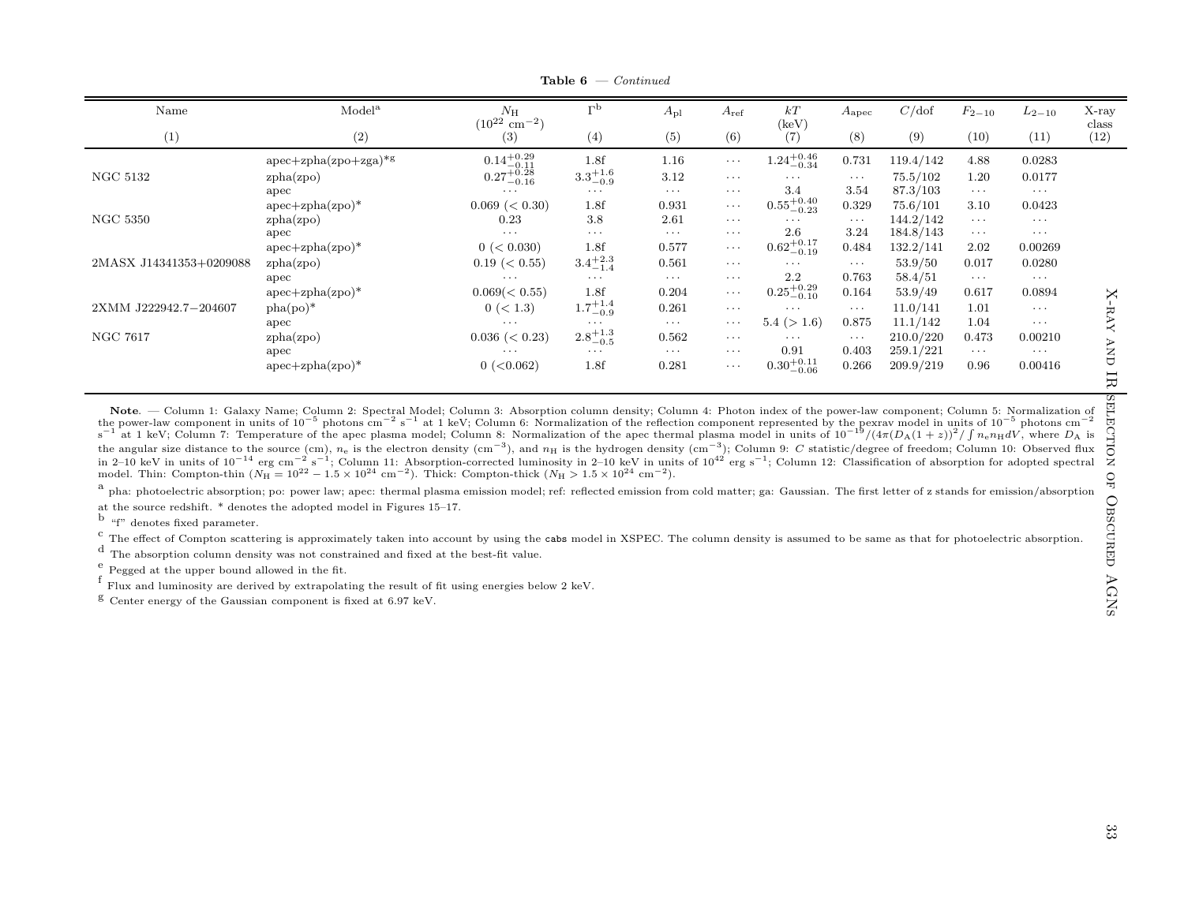**Table 6** — *Continued*

| Name | Model[a] | $N_{\rm H}$ ($10^{22}$ cm$^{-2}$) | $\Gamma$[b] | $A_{\rm pl}$ | $A_{\rm ref}$ | $kT$ (keV) | $A_{\rm apec}$ | $C$/dof | $F_{2-10}$ | $L_{2-10}$ | X-ray class |
|---|---|---|---|---|---|---|---|---|---|---|---|
| (1) | (2) | (3) | (4) | (5) | (6) | (7) | (8) | (9) | (10) | (11) | (12) |
| | apec+zpha(zpo+zga)*[g] | $0.14^{+0.29}_{-0.11}$ | 1.8f | 1.16 | ⋯ | $1.24^{+0.46}_{-0.34}$ | 0.731 | 119.4/142 | 4.88 | 0.0283 | |
| NGC 5132 | zpha(zpo) | $0.27^{+0.28}_{-0.16}$ | $3.3^{+1.6}_{-0.9}$ | 3.12 | ⋯ | ⋯ | ⋯ | 75.5/102 | 1.20 | 0.0177 | |
| | apec | ⋯ | ⋯ | ⋯ | ⋯ | 3.4 | 3.54 | 87.3/103 | ⋯ | ⋯ | |
| | apec+zpha(zpo)* | 0.069 (< 0.30) | 1.8f | 0.931 | ⋯ | $0.55^{+0.40}_{-0.23}$ | 0.329 | 75.6/101 | 3.10 | 0.0423 | |
| NGC 5350 | zpha(zpo) | 0.23 | 3.8 | 2.61 | ⋯ | ⋯ | ⋯ | 144.2/142 | ⋯ | ⋯ | |
| | apec | ⋯ | ⋯ | ⋯ | ⋯ | 2.6 | 3.24 | 184.8/143 | ⋯ | ⋯ | |
| | apec+zpha(zpo)* | 0 (< 0.030) | 1.8f | 0.577 | ⋯ | $0.62^{+0.17}_{-0.19}$ | 0.484 | 132.2/141 | 2.02 | 0.00269 | |
| 2MASX J14341353+0209088 | zpha(zpo) | 0.19 (< 0.55) | $3.4^{+2.3}_{-1.4}$ | 0.561 | ⋯ | ⋯ | ⋯ | 53.9/50 | 0.017 | 0.0280 | |
| | apec | ⋯ | ⋯ | ⋯ | ⋯ | 2.2 | 0.763 | 58.4/51 | ⋯ | ⋯ | |
| | apec+zpha(zpo)* | 0.069(< 0.55) | 1.8f | 0.204 | ⋯ | $0.25^{+0.29}_{-0.10}$ | 0.164 | 53.9/49 | 0.617 | 0.0894 | |
| 2XMM J222942.7−204607 | pha(po)* | 0 (< 1.3) | $1.7^{+1.4}_{-0.9}$ | 0.261 | ⋯ | ⋯ | ⋯ | 11.0/141 | 1.01 | ⋯ | |
| | apec | ⋯ | ⋯ | ⋯ | ⋯ | 5.4 (> 1.6) | 0.875 | 11.1/142 | 1.04 | ⋯ | |
| NGC 7617 | zpha(zpo) | 0.036 (< 0.23) | $2.8^{+1.3}_{-0.5}$ | 0.562 | ⋯ | ⋯ | ⋯ | 210.0/220 | 0.473 | 0.00210 | |
| | apec | ⋯ | ⋯ | ⋯ | ⋯ | 0.91 | 0.403 | 259.1/221 | ⋯ | ⋯ | |
| | apec+zpha(zpo)* | 0 (<0.062) | 1.8f | 0.281 | ⋯ | $0.30^{+0.11}_{-0.06}$ | 0.266 | 209.9/219 | 0.96 | 0.00416 | |

**Note**. — Column 1: Galaxy Name; Column 2: Spectral Model; Column 3: Absorption column density; Column 4: Photon index of the power-law component; Column 5: Normalization of the power-law component in units of $10^{-5}$ photons cm$^{-2}$ s$^{-1}$ at 1 keV; Column 6: Normalization of the reflection component represented by the pexrav model in units of $10^{-5}$ photons cm$^{-2}$ s$^{-1}$ at 1 keV; Column 7: Temperature of the apec plasma model; Column 8: Normalization of the apec thermal plasma model in units of $10^{-19}/(4\pi(D_{\rm A}(1+z))^2/\int n_{\rm e} n_{\rm H} dV$, where $D_{\rm A}$ is the angular size distance to the source (cm), $n_{\rm e}$ is the electron density (cm$^{-3}$), and $n_{\rm H}$ is the hydrogen density (cm$^{-3}$); Column 9: $C$ statistic/degree of freedom; Column 10: Observed flux in 2–10 keV in units of $10^{-14}$ erg cm$^{-2}$ s$^{-1}$; Column 11: Absorption-corrected luminosity in 2–10 keV in units of $10^{42}$ erg s$^{-1}$; Column 12: Classification of absorption for adopted spectral model. Thin: Compton-thin ($N_{\rm H} = 10^{22} - 1.5 \times 10^{24}$ cm$^{-2}$). Thick: Compton-thick ($N_{\rm H} > 1.5 \times 10^{24}$ cm$^{-2}$).

[a] pha: photoelectric absorption; po: power law; apec: thermal plasma emission model; ref: reflected emission from cold matter; ga: Gaussian. The first letter of z stands for emission/absorption at the source redshift. * denotes the adopted model in Figures 15–17.

[b] "f" denotes fixed parameter.

[c] The effect of Compton scattering is approximately taken into account by using the cabs model in XSPEC. The column density is assumed to be same as that for photoelectric absorption.

[d] The absorption column density was not constrained and fixed at the best-fit value.

[e] Pegged at the upper bound allowed in the fit.

[f] Flux and luminosity are derived by extrapolating the result of fit using energies below 2 keV.

[g] Center energy of the Gaussian component is fixed at 6.97 keV.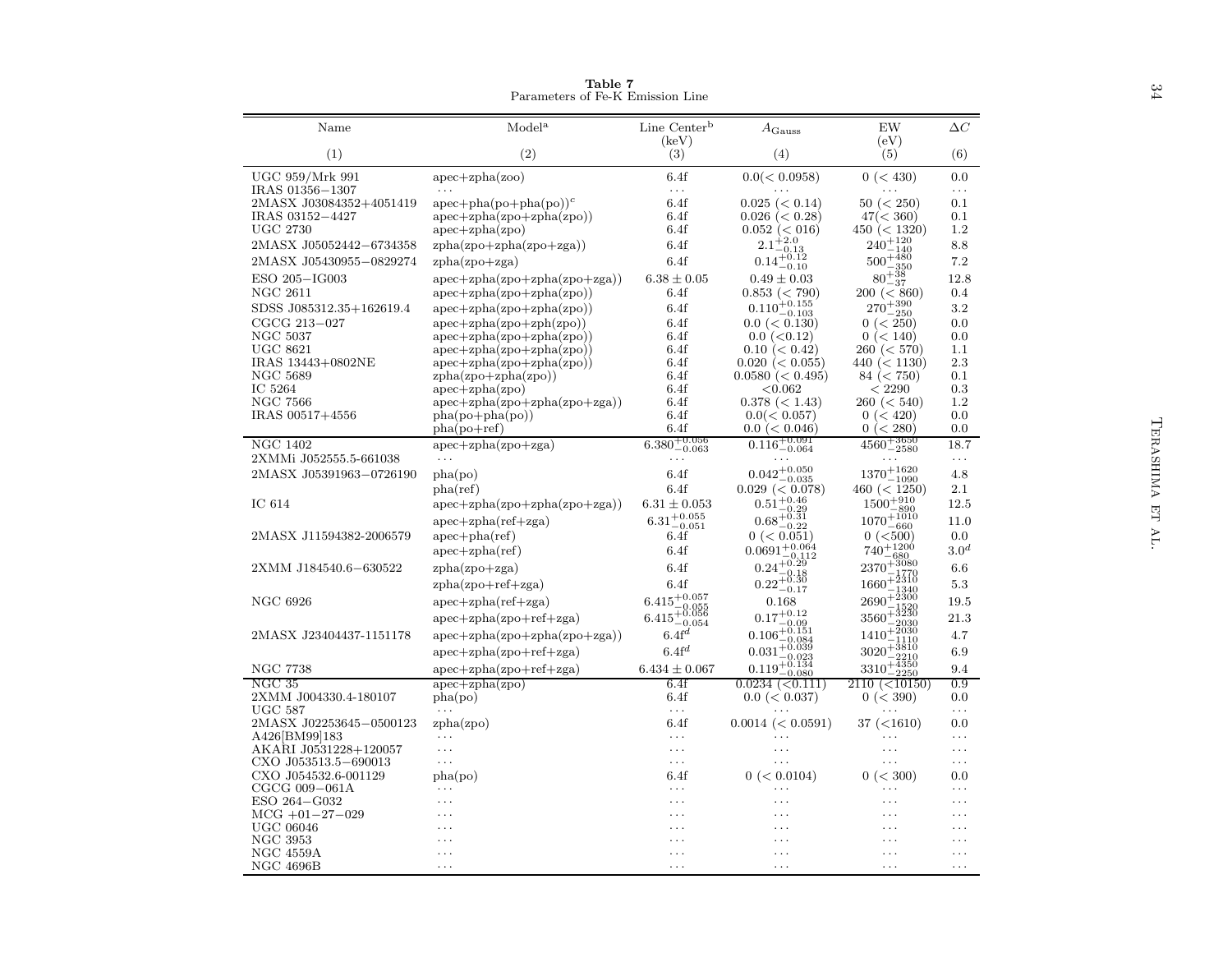**Table 7**
Parameters of Fe-K Emission Line

| Name | Model[a] | Line Center[b] (keV) | $A_{\rm Gauss}$ | EW (eV) | $\Delta C$ |
|---|---|---|---|---|---|
| (1) | (2) | (3) | (4) | (5) | (6) |
| UGC 959/Mrk 991 | apec+zpha(zoo) | 6.4f | 0.0(< 0.0958) | 0 (< 430) | 0.0 |
| IRAS 01356−1307 | ... | ... | ... | ... | ... |
| 2MASX J03084352+4051419 | apec+pha(po+pha(po))[c] | 6.4f | 0.025 (< 0.14) | 50 (< 250) | 0.1 |
| IRAS 03152−4427 | apec+zpha(zpo+zpha(zpo)) | 6.4f | 0.026 (< 0.28) | 47(< 360) | 0.1 |
| UGC 2730 | apec+zpha(zpo) | 6.4f | 0.052 (< 016) | 450 (< 1320) | 1.2 |
| 2MASX J05052442−6734358 | zpha(zpo+zpha(zpo+zga)) | 6.4f | $2.1^{+2.0}_{-0.13}$ | $240^{+120}_{-140}$ | 8.8 |
| 2MASX J05430955−0829274 | zpha(zpo+zga) | 6.4f | $0.14^{+0.12}_{-0.10}$ | $500^{+480}_{-350}$ | 7.2 |
| ESO 205−IG003 | apec+zpha(zpo+zpha(zpo+zga)) | $6.38 \pm 0.05$ | $0.49 \pm 0.03$ | $80^{+38}_{-37}$ | 12.8 |
| NGC 2611 | apec+zpha(zpo+zpha(zpo)) | 6.4f | 0.853 (< 790) | 200 (< 860) | 0.4 |
| SDSS J085312.35+162619.4 | apec+zpha(zpo+zpha(zpo)) | 6.4f | $0.110^{+0.155}_{-0.103}$ | $270^{+390}_{-250}$ | 3.2 |
| CGCG 213−027 | apec+zpha(zpo+zph(zpo)) | 6.4f | 0.0 (< 0.130) | 0 (< 250) | 0.0 |
| NGC 5037 | apec+zpha(zpo+zpha(zpo)) | 6.4f | 0.0 (<0.12) | 0 (< 140) | 0.0 |
| UGC 8621 | apec+zpha(zpo+zpha(zpo)) | 6.4f | 0.10 (< 0.42) | 260 (< 570) | 1.1 |
| IRAS 13443+0802NE | apec+zpha(zpo+zpha(zpo)) | 6.4f | 0.020 (< 0.055) | 440 (< 1130) | 2.3 |
| NGC 5689 | zpha(zpo+zpha(zpo)) | 6.4f | 0.0580 (< 0.495) | 84 (< 750) | 0.1 |
| IC 5264 | apec+zpha(zpo) | 6.4f | <0.062 | < 2290 | 0.3 |
| NGC 7566 | apec+zpha(zpo+zpha(zpo+zga)) | 6.4f | 0.378 (< 1.43) | 260 (< 540) | 1.2 |
| IRAS 00517+4556 | pha(po+pha(po)) | 6.4f | 0.0(< 0.057) | 0 (< 420) | 0.0 |
| | pha(po+ref) | 6.4f | 0.0 (< 0.046) | 0 (< 280) | 0.0 |
| NGC 1402 | apec+zpha(zpo+zga) | $6.380^{+0.056}_{-0.063}$ | $0.116^{+0.091}_{-0.064}$ | $4560^{+3650}_{-2580}$ | 18.7 |
| 2XMMi J052555.5-661038 | ... | ... | ... | ... | ... |
| 2MASX J05391963−0726190 | pha(po) | 6.4f | $0.042^{+0.050}_{-0.035}$ | $1370^{+1620}_{-1090}$ | 4.8 |
| | pha(ref) | 6.4f | 0.029 (< 0.078) | 460 (< 1250) | 2.1 |
| IC 614 | apec+zpha(zpo+zpha(zpo+zga)) | $6.31 \pm 0.053$ | $0.51^{+0.46}_{-0.29}$ | $1500^{+910}_{-890}$ | 12.5 |
| | apec+zpha(ref+zga) | $6.31^{+0.055}_{-0.051}$ | $0.68^{+0.31}_{-0.22}$ | $1070^{+1010}_{-660}$ | 11.0 |
| 2MASX J11594382-2006579 | apec+pha(ref) | 6.4f | 0 (< 0.051) | 0 (<500) | 0.0 |
| | apec+zpha(ref) | 6.4f | $0.0691^{+0.064}_{-0.112}$ | $740^{+1200}_{-680}$ | 3.0[d] |
| 2XMM J184540.6−630522 | zpha(zpo+zga) | 6.4f | $0.24^{+0.29}_{-0.18}$ | $2370^{+3080}_{-1770}$ | 6.6 |
| | zpha(zpo+ref+zga) | 6.4f | $0.22^{+0.30}_{-0.17}$ | $1660^{+2310}_{-1340}$ | 5.3 |
| NGC 6926 | apec+zpha(ref+zga) | $6.415^{+0.057}_{-0.055}$ | 0.168 | $2690^{+2300}_{-1520}$ | 19.5 |
| | apec+zpha(zpo+ref+zga) | $6.415^{+0.056}_{-0.054}$ | $0.17^{+0.12}_{-0.09}$ | $3560^{+3230}_{-2030}$ | 21.3 |
| 2MASX J23404437-1151178 | apec+zpha(zpo+zpha(zpo+zga)) | 6.4f[d] | $0.106^{+0.151}_{-0.084}$ | $1410^{+2030}_{-1110}$ | 4.7 |
| | apec+zpha(zpo+ref+zga) | 6.4f[d] | $0.031^{+0.039}_{-0.023}$ | $3020^{+3810}_{-2210}$ | 6.9 |
| NGC 7738 | apec+zpha(zpo+ref+zga) | $6.434 \pm 0.067$ | $0.119^{+0.134}_{-0.080}$ | $3310^{+4350}_{-2250}$ | 9.4 |
| NGC 35 | apec+zpha(zpo) | 6.4f | 0.0234 (<0.111) | 2110 (<10150) | 0.9 |
| 2XMM J004330.4-180107 | pha(po) | 6.4f | 0.0 (< 0.037) | 0 (< 390) | 0.0 |
| UGC 587 | ... | ... | ... | ... | ... |
| 2MASX J02253645−0500123 | zpha(zpo) | 6.4f | 0.0014 (< 0.0591) | 37 (<1610) | 0.0 |
| A426[BM99]183 | ... | ... | ... | ... | ... |
| AKARI J0531228+120057 | ... | ... | ... | ... | ... |
| CXO J053513.5−690013 | ... | ... | ... | ... | ... |
| CXO J054532.6-001129 | pha(po) | 6.4f | 0 (< 0.0104) | 0 (< 300) | 0.0 |
| CGCG 009−061A | ... | ... | ... | ... | ... |
| ESO 264−G032 | ... | ... | ... | ... | ... |
| MCG +01−27−029 | ... | ... | ... | ... | ... |
| UGC 06046 | ... | ... | ... | ... | ... |
| NGC 3953 | ... | ... | ... | ... | ... |
| NGC 4559A | ... | ... | ... | ... | ... |
| NGC 4696B | ... | ... | ... | ... | ... |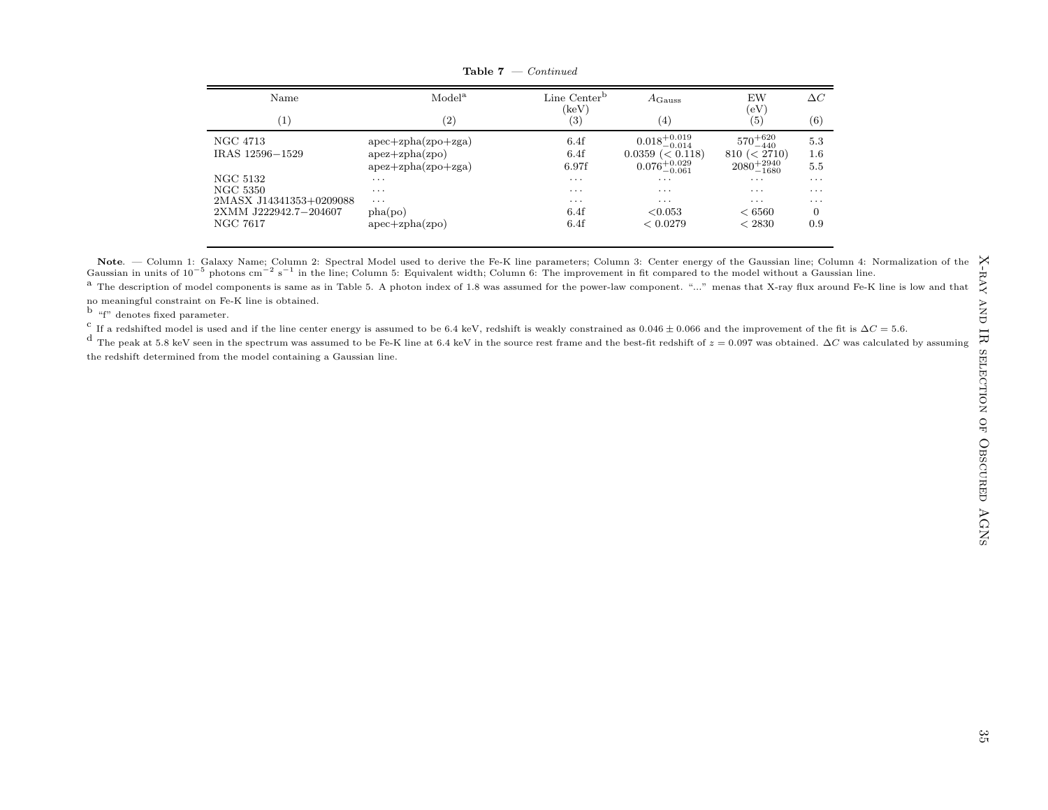**Table 7** — *Continued*

| Name | Model[a] | Line Center[b] (keV) | $A_{\rm Gauss}$ | EW (eV) | $\Delta C$ |
|---|---|---|---|---|---|
| (1) | (2) | (3) | (4) | (5) | (6) |
| NGC 4713 | apec+zpha(zpo+zga) | 6.4f | $0.018^{+0.019}_{-0.014}$ | $570^{+620}_{-440}$ | 5.3 |
| IRAS 12596−1529 | apez+zpha(zpo) | 6.4f | 0.0359 (< 0.118) | 810 (< 2710) | 1.6 |
| | apez+zpha(zpo+zga) | 6.97f | $0.076^{+0.029}_{-0.061}$ | $2080^{+2940}_{-1680}$ | 5.5 |
| NGC 5132 | ··· | ··· | ··· | ··· | ··· |
| NGC 5350 | ··· | ··· | ··· | ··· | ··· |
| 2MASX J14341353+0209088 | ··· | ··· | ··· | ··· | ··· |
| 2XMM J222942.7−204607 | pha(po) | 6.4f | <0.053 | < 6560 | 0 |
| NGC 7617 | apec+zpha(zpo) | 6.4f | < 0.0279 | < 2830 | 0.9 |

**Note**. — Column 1: Galaxy Name; Column 2: Spectral Model used to derive the Fe-K line parameters; Column 3: Center energy of the Gaussian line; Column 4: Normalization of the Gaussian in units of $10^{-5}$ photons cm$^{-2}$ s$^{-1}$ in the line; Column 5: Equivalent width; Column 6: The improvement in fit compared to the model without a Gaussian line.

[a] The description of model components is same as in Table 5. A photon index of 1.8 was assumed for the power-law component. "..." menas that X-ray flux around Fe-K line is low and that no meaningful constraint on Fe-K line is obtained.

[b] "f" denotes fixed parameter.

[c] If a redshifted model is used and if the line center energy is assumed to be 6.4 keV, redshift is weakly constrained as $0.046 \pm 0.066$ and the improvement of the fit is $\Delta C = 5.6$.

[d] The peak at 5.8 keV seen in the spectrum was assumed to be Fe-K line at 6.4 keV in the source rest frame and the best-fit redshift of $z = 0.097$ was obtained. $\Delta C$ was calculated by assuming the redshift determined from the model containing a Gaussian line.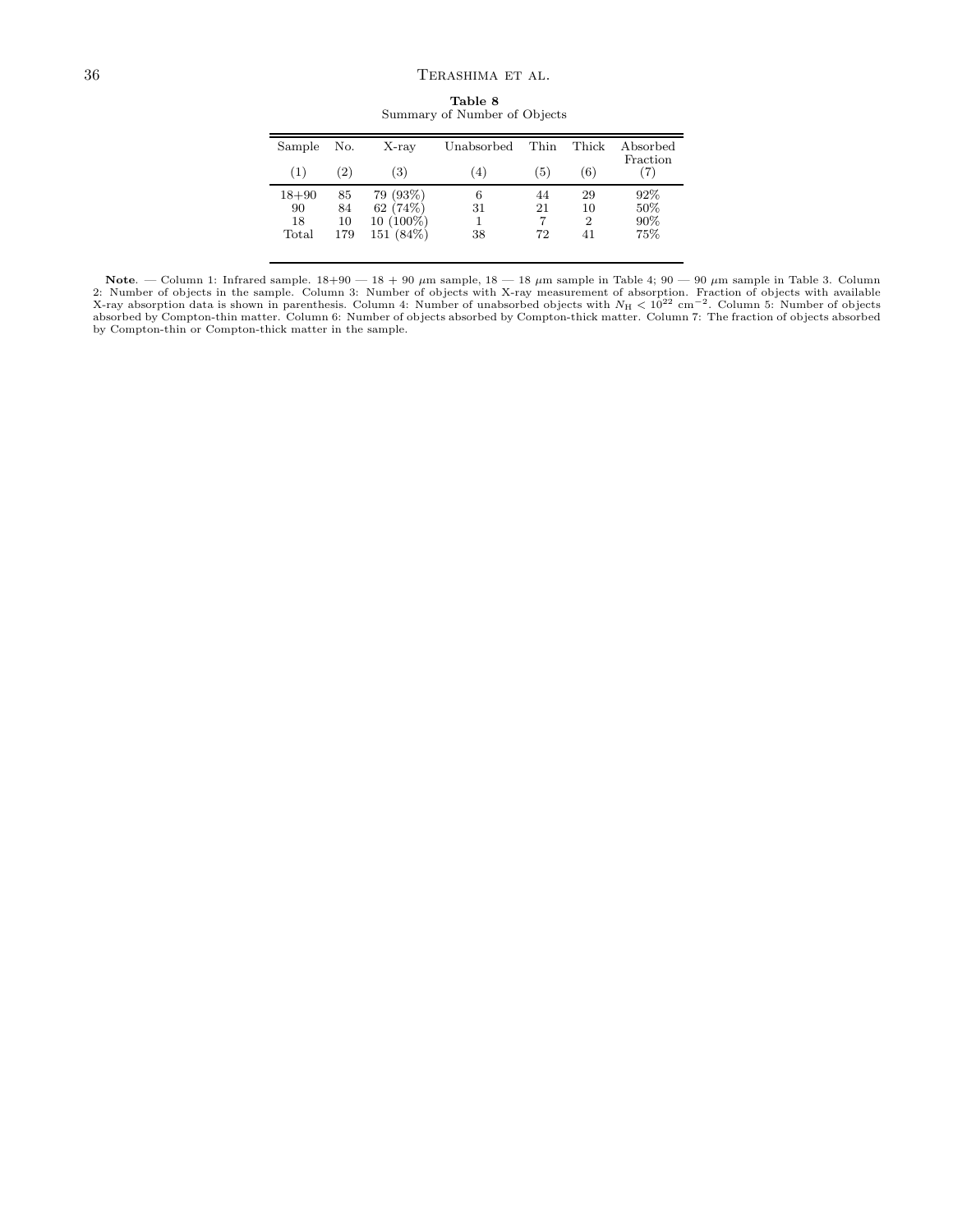**Table 8**
Summary of Number of Objects

| Sample (1) | No. (2) | X-ray (3) | Unabsorbed (4) | Thin (5) | Thick (6) | Absorbed Fraction (7) |
|---|---|---|---|---|---|---|
| 18+90 | 85 | 79 (93%) | 6 | 44 | 29 | 92% |
| 90 | 84 | 62 (74%) | 31 | 21 | 10 | 50% |
| 18 | 10 | 10 (100%) | 1 | 7 | 2 | 90% |
| Total | 179 | 151 (84%) | 38 | 72 | 41 | 75% |

**Note**. — Column 1: Infrared sample. 18+90 — 18 + 90 $\mu$m sample, 18 — 18 $\mu$m sample in Table 4; 90 — 90 $\mu$m sample in Table 3. Column 2: Number of objects in the sample. Column 3: Number of objects with X-ray measurement of absorption. Fraction of objects with available X-ray absorption data is shown in parenthesis. Column 4: Number of unabsorbed objects with $N_{\rm H} < 10^{22}$ cm$^{-2}$. Column 5: Number of objects absorbed by Compton-thin matter. Column 6: Number of objects absorbed by Compton-thick matter. Column 7: The fraction of objects absorbed by Compton-thin or Compton-thick matter in the sample.